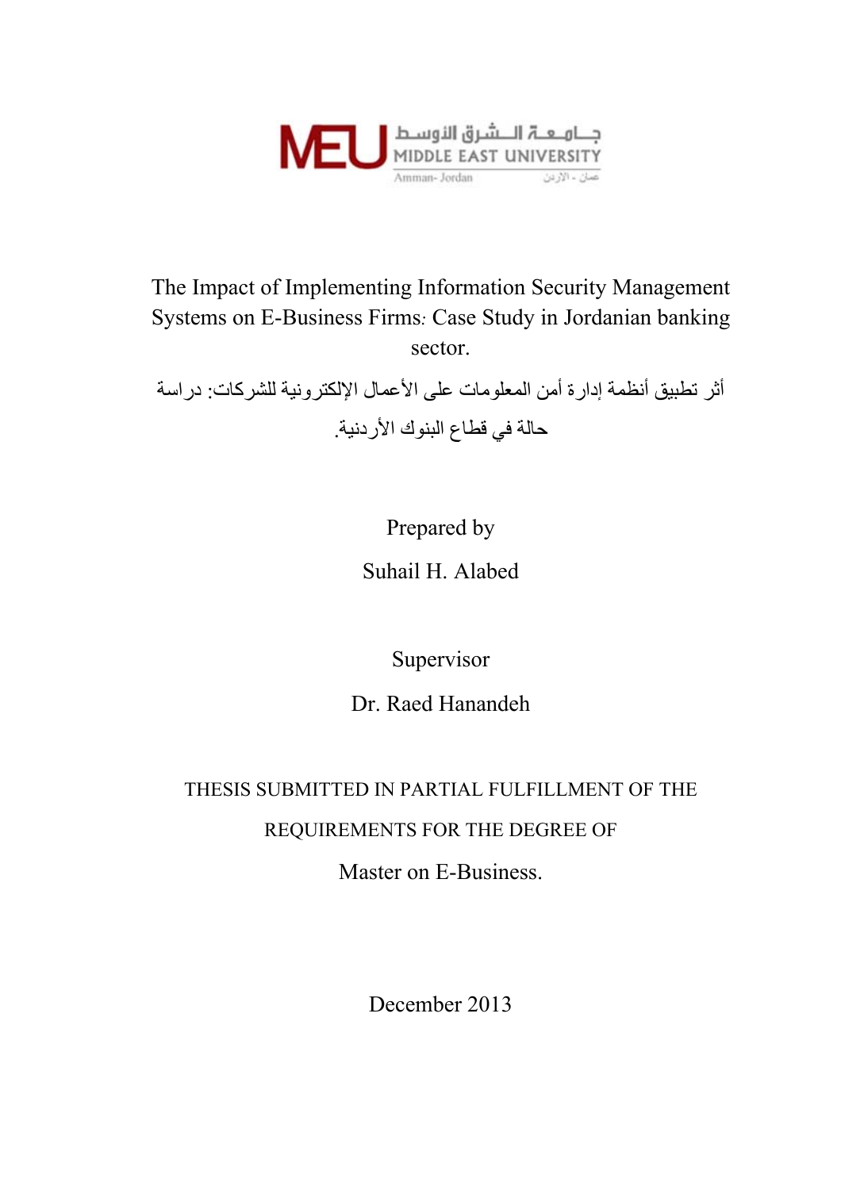جـامـعـة الـشرق الأوسـط
MIDDLE EAST UNIVERSITY
Amman- Jordan عمان - الأردن

# The Impact of Implementing Information Security Management Systems on E-Business Firms: Case Study in Jordanian banking sector.

أثر تطبيق أنظمة إدارة أمن المعلومات على الأعمال الإلكترونية للشركات: دراسة حالة في قطاع البنوك الأردنية.

Prepared by

Suhail H. Alabed

Supervisor

Dr. Raed Hanandeh

THESIS SUBMITTED IN PARTIAL FULFILLMENT OF THE

REQUIREMENTS FOR THE DEGREE OF

Master on E-Business.

December 2013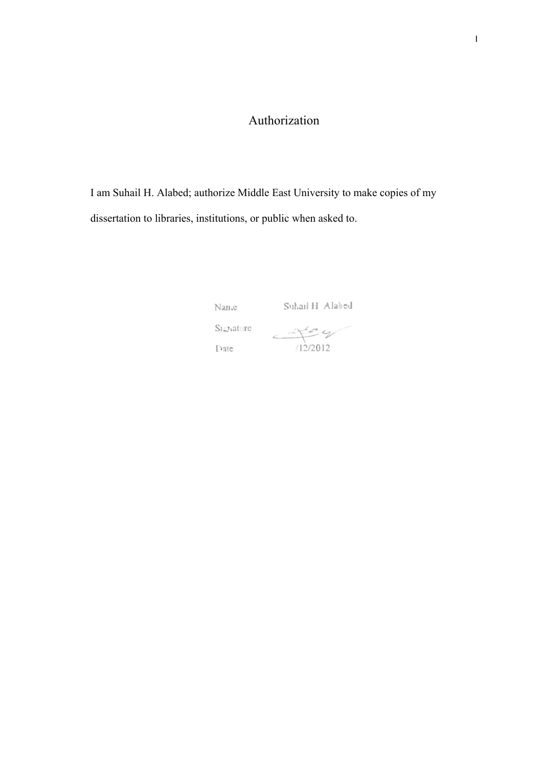# Authorization

I am Suhail H. Alabed; authorize Middle East University to make copies of my dissertation to libraries, institutions, or public when asked to.

Name Suhail H Alabed

Signature

Date /12/2012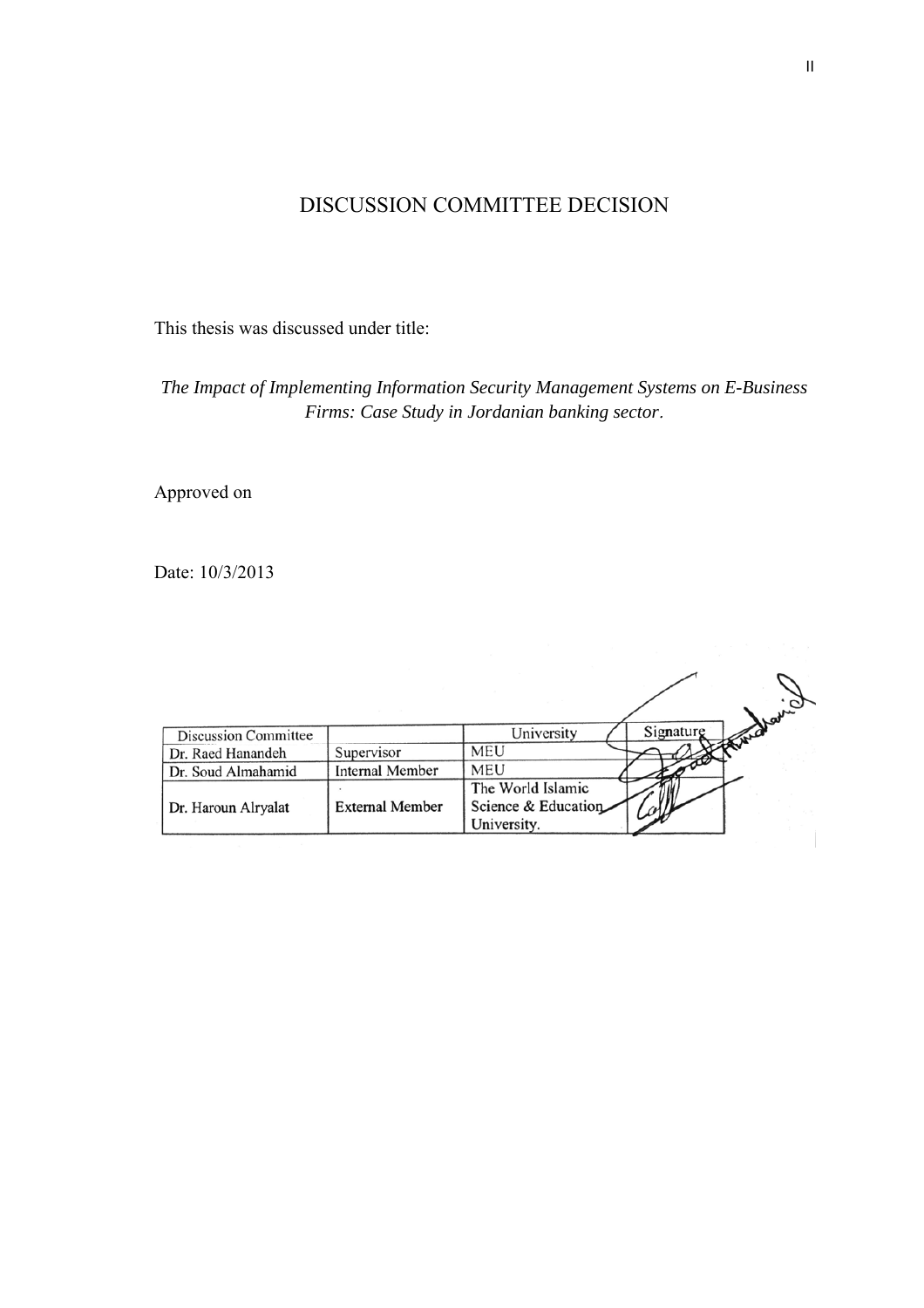# DISCUSSION COMMITTEE DECISION

This thesis was discussed under title:

*The Impact of Implementing Information Security Management Systems on E-Business Firms: Case Study in Jordanian banking sector.*

Approved on

Date: 10/3/2013

| Discussion Committee | | University | Signature |
|---|---|---|---|
| Dr. Raed Hanandeh | Supervisor | MEU | |
| Dr. Soud Almahamid | Internal Member | MEU | |
| Dr. Haroun Alryalat | External Member | The World Islamic Science & Education University. | |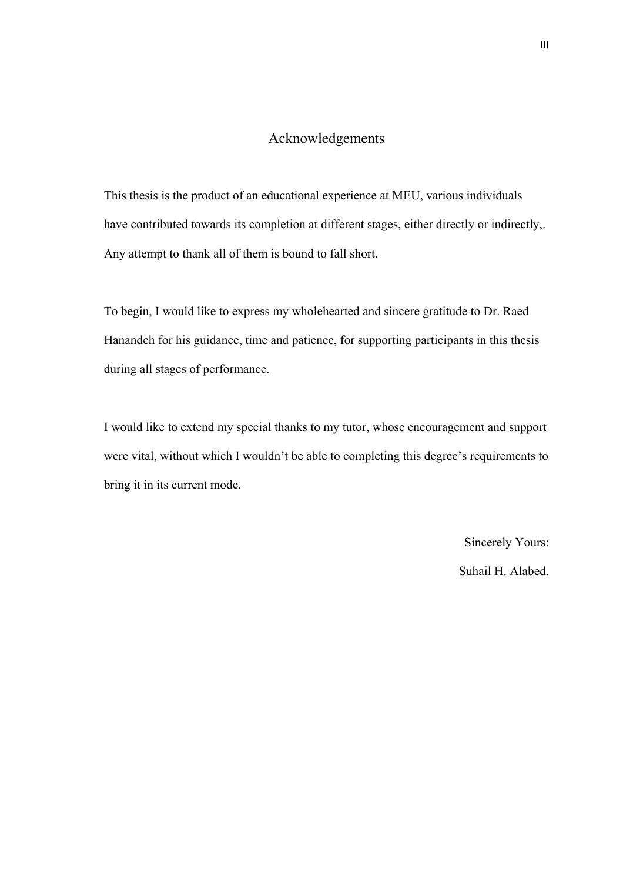# Acknowledgements

This thesis is the product of an educational experience at MEU, various individuals have contributed towards its completion at different stages, either directly or indirectly,. Any attempt to thank all of them is bound to fall short.

To begin, I would like to express my wholehearted and sincere gratitude to Dr. Raed Hanandeh for his guidance, time and patience, for supporting participants in this thesis during all stages of performance.

I would like to extend my special thanks to my tutor, whose encouragement and support were vital, without which I wouldn't be able to completing this degree's requirements to bring it in its current mode.

Sincerely Yours:

Suhail H. Alabed.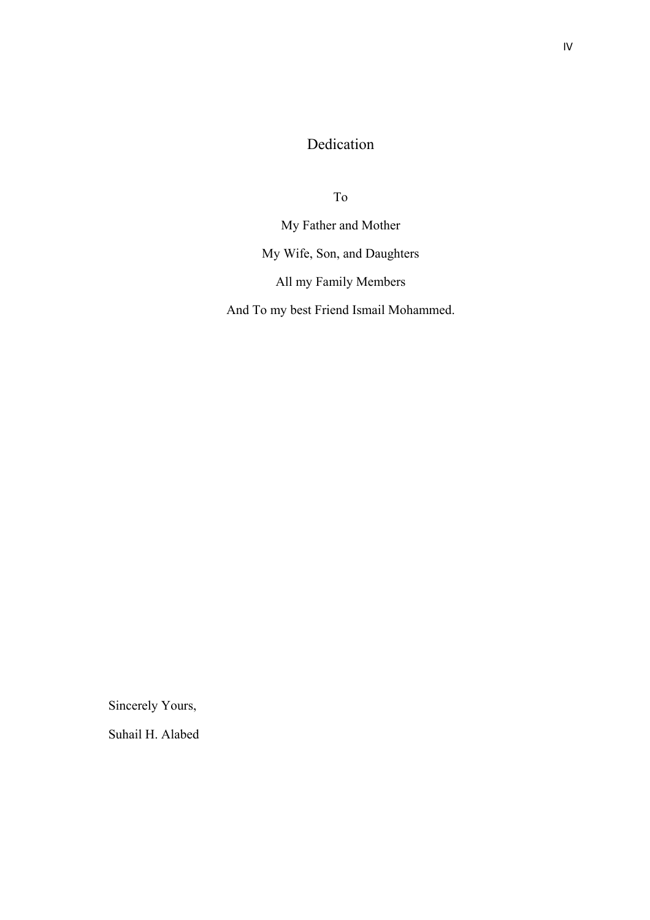# Dedication

To

My Father and Mother

My Wife, Son, and Daughters

All my Family Members

And To my best Friend Ismail Mohammed.

Sincerely Yours,

Suhail H. Alabed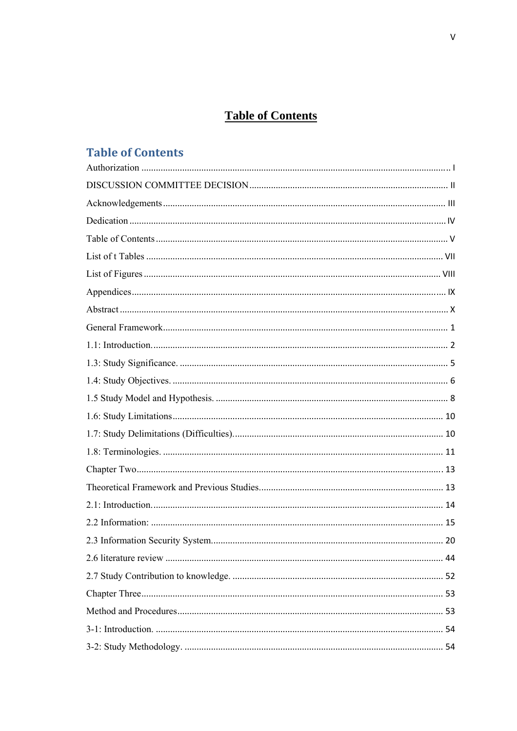# Table of Contents

## Table of Contents

Authorization ........................................................................................................................ I

DISCUSSION COMMITTEE DECISION ................................................................................ II

Acknowledgements .................................................................................................................. III

Dedication ............................................................................................................................... IV

Table of Contents ..................................................................................................................... V

List of t Tables ........................................................................................................................ VII

List of Figures ........................................................................................................................ VIII

Appendices ............................................................................................................................... IX

Abstract ..................................................................................................................................... X

General Framework ................................................................................................................... 1

1.1: Introduction. ......................................................................................................................... 2

1.3: Study Significance. ............................................................................................................... 5

1.4: Study Objectives. ................................................................................................................. 6

1.5 Study Model and Hypothesis. ............................................................................................... 8

1.6: Study Limitations ............................................................................................................... 10

1.7: Study Delimitations (Difficulties). ..................................................................................... 10

1.8: Terminologies. ................................................................................................................... 11

Chapter Two ............................................................................................................................ 13

Theoretical Framework and Previous Studies ......................................................................... 13

2.1: Introduction. ....................................................................................................................... 14

2.2 Information: ........................................................................................................................ 15

2.3 Information Security System. .............................................................................................. 20

2.6 literature review .................................................................................................................. 44

2.7 Study Contribution to knowledge. ...................................................................................... 52

Chapter Three .......................................................................................................................... 53

Method and Procedures ............................................................................................................ 53

3-1: Introduction. ...................................................................................................................... 54

3-2: Study Methodology. .......................................................................................................... 54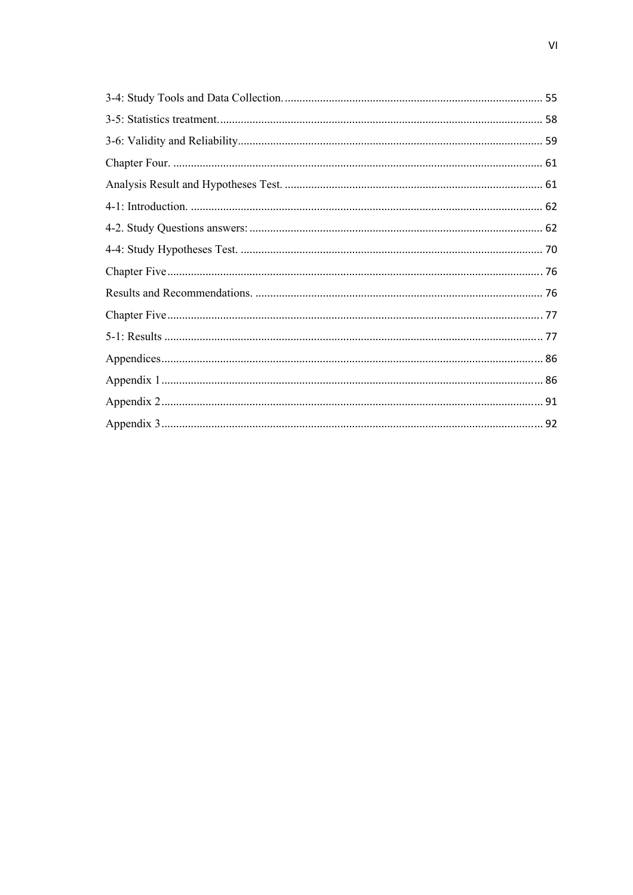3-4: Study Tools and Data Collection. ........................................................................................ 55

3-5: Statistics treatment. ............................................................................................................ 58

3-6: Validity and Reliability ....................................................................................................... 59

Chapter Four. ............................................................................................................................ 61

Analysis Result and Hypotheses Test. ....................................................................................... 61

4-1: Introduction. ....................................................................................................................... 62

4-2. Study Questions answers: ................................................................................................... 62

4-4: Study Hypotheses Test. ...................................................................................................... 70

Chapter Five .............................................................................................................................. 76

Results and Recommendations. ................................................................................................ 76

Chapter Five .............................................................................................................................. 77

5-1: Results ............................................................................................................................... 77

Appendices ................................................................................................................................ 86

Appendix 1 ................................................................................................................................ 86

Appendix 2 ................................................................................................................................ 91

Appendix 3 ................................................................................................................................ 92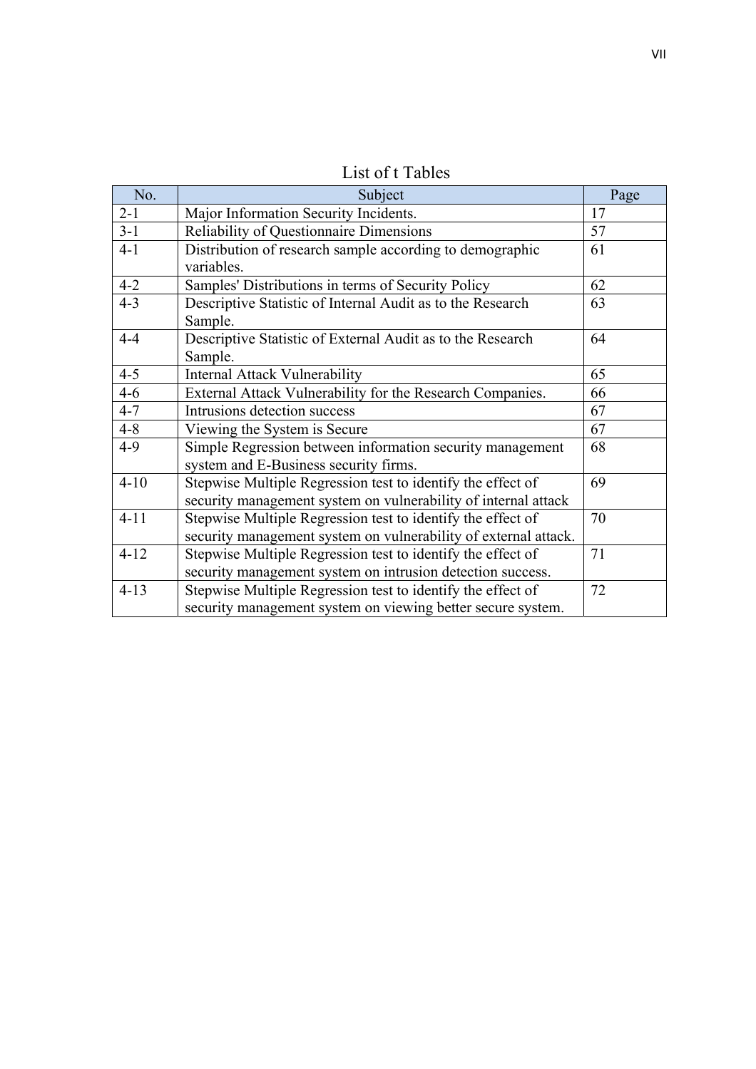# List of t Tables

| No. | Subject | Page |
|---|---|---|
| 2-1 | Major Information Security Incidents. | 17 |
| 3-1 | Reliability of Questionnaire Dimensions | 57 |
| 4-1 | Distribution of research sample according to demographic variables. | 61 |
| 4-2 | Samples' Distributions in terms of Security Policy | 62 |
| 4-3 | Descriptive Statistic of Internal Audit as to the Research Sample. | 63 |
| 4-4 | Descriptive Statistic of External Audit as to the Research Sample. | 64 |
| 4-5 | Internal Attack Vulnerability | 65 |
| 4-6 | External Attack Vulnerability for the Research Companies. | 66 |
| 4-7 | Intrusions detection success | 67 |
| 4-8 | Viewing the System is Secure | 67 |
| 4-9 | Simple Regression between information security management system and E-Business security firms. | 68 |
| 4-10 | Stepwise Multiple Regression test to identify the effect of security management system on vulnerability of internal attack | 69 |
| 4-11 | Stepwise Multiple Regression test to identify the effect of security management system on vulnerability of external attack. | 70 |
| 4-12 | Stepwise Multiple Regression test to identify the effect of security management system on intrusion detection success. | 71 |
| 4-13 | Stepwise Multiple Regression test to identify the effect of security management system on viewing better secure system. | 72 |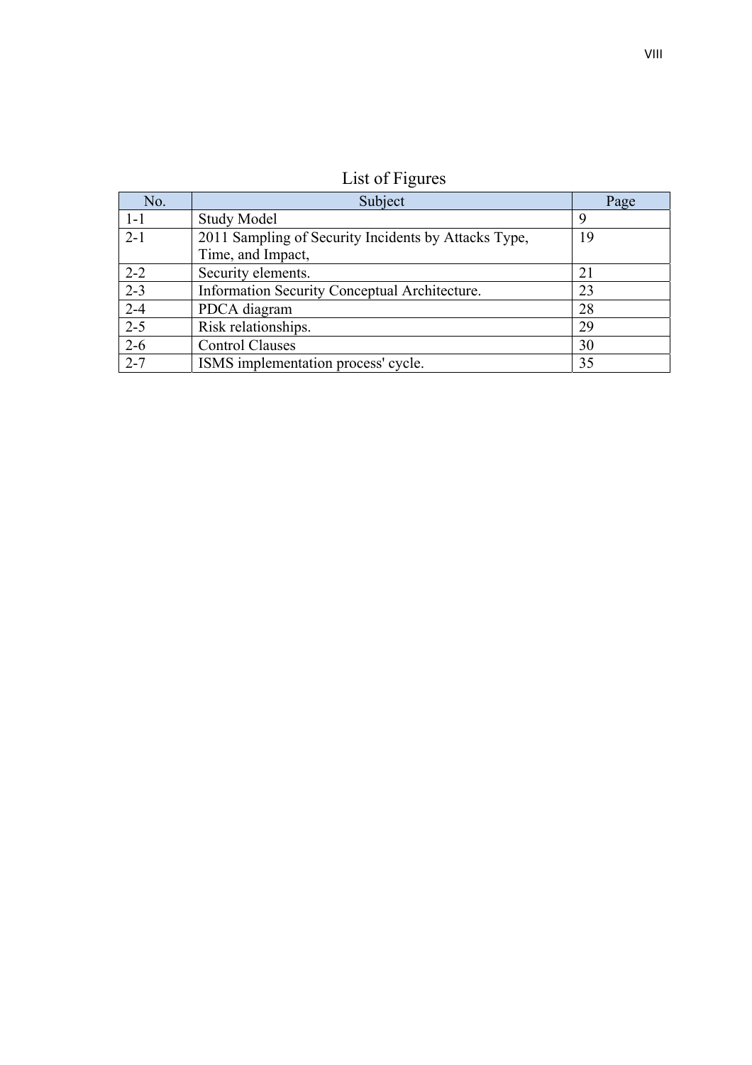# List of Figures

| No. | Subject | Page |
|---|---|---|
| 1-1 | Study Model | 9 |
| 2-1 | 2011 Sampling of Security Incidents by Attacks Type, Time, and Impact, | 19 |
| 2-2 | Security elements. | 21 |
| 2-3 | Information Security Conceptual Architecture. | 23 |
| 2-4 | PDCA diagram | 28 |
| 2-5 | Risk relationships. | 29 |
| 2-6 | Control Clauses | 30 |
| 2-7 | ISMS implementation process' cycle. | 35 |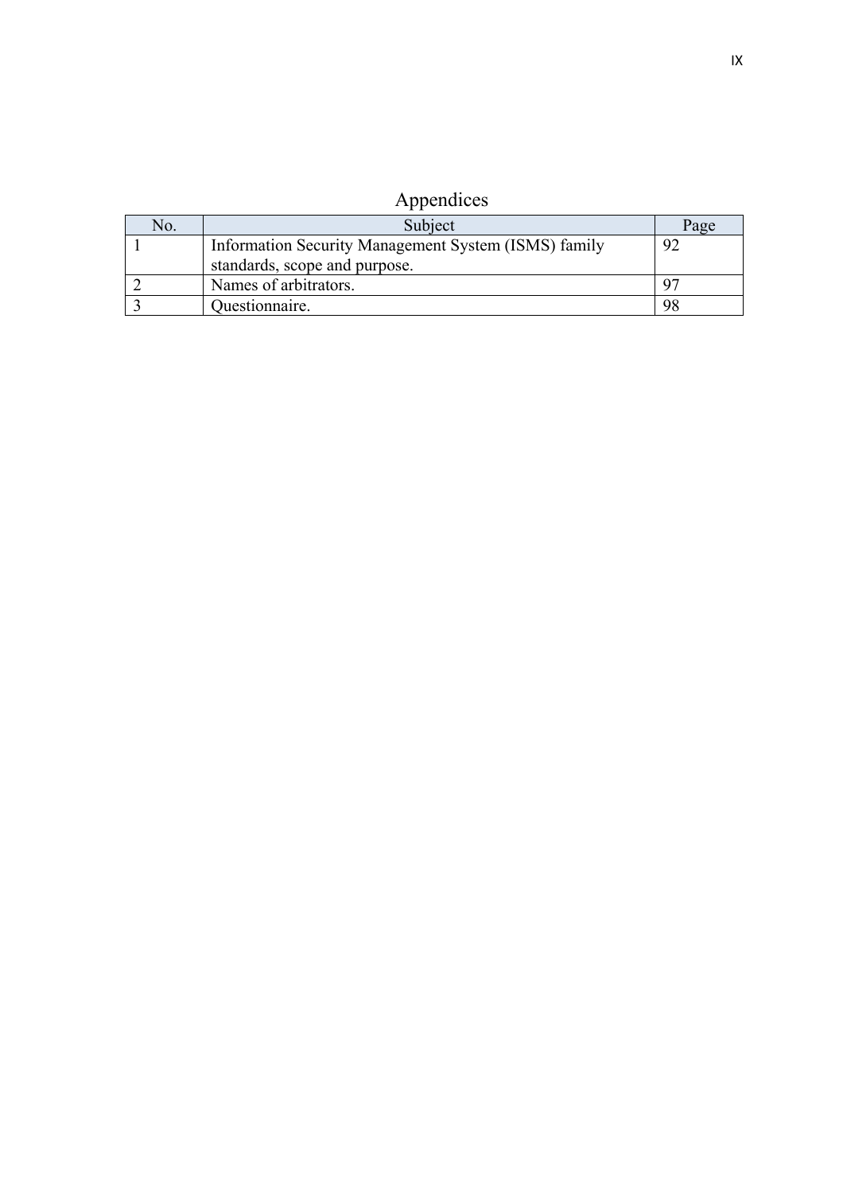# Appendices

| No. | Subject | Page |
|---|---|---|
| 1 | Information Security Management System (ISMS) family standards, scope and purpose. | 92 |
| 2 | Names of arbitrators. | 97 |
| 3 | Questionnaire. | 98 |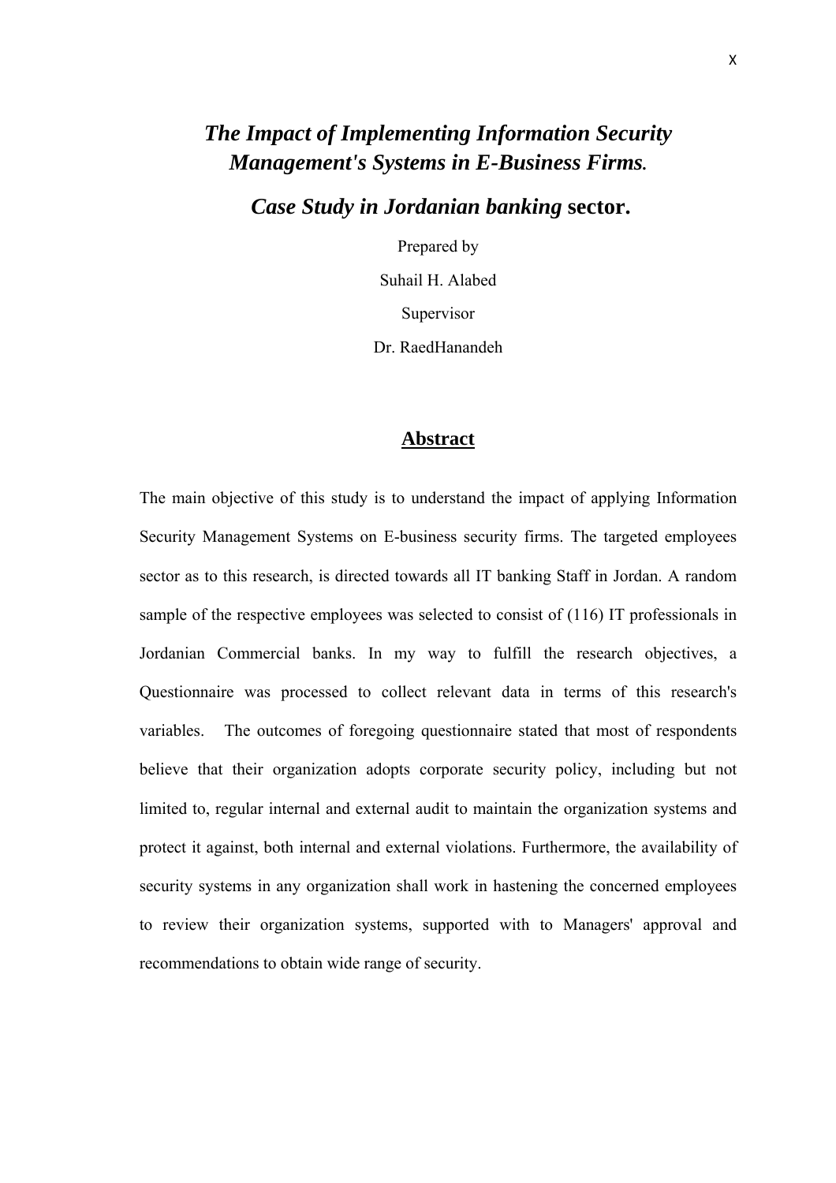# *The Impact of Implementing Information Security Management's Systems in E-Business Firms.*

## *Case Study in Jordanian banking* sector.

Prepared by

Suhail H. Alabed

Supervisor

Dr. RaedHanandeh

## Abstract

The main objective of this study is to understand the impact of applying Information Security Management Systems on E-business security firms. The targeted employees sector as to this research, is directed towards all IT banking Staff in Jordan. A random sample of the respective employees was selected to consist of (116) IT professionals in Jordanian Commercial banks. In my way to fulfill the research objectives, a Questionnaire was processed to collect relevant data in terms of this research's variables. The outcomes of foregoing questionnaire stated that most of respondents believe that their organization adopts corporate security policy, including but not limited to, regular internal and external audit to maintain the organization systems and protect it against, both internal and external violations. Furthermore, the availability of security systems in any organization shall work in hastening the concerned employees to review their organization systems, supported with to Managers' approval and recommendations to obtain wide range of security.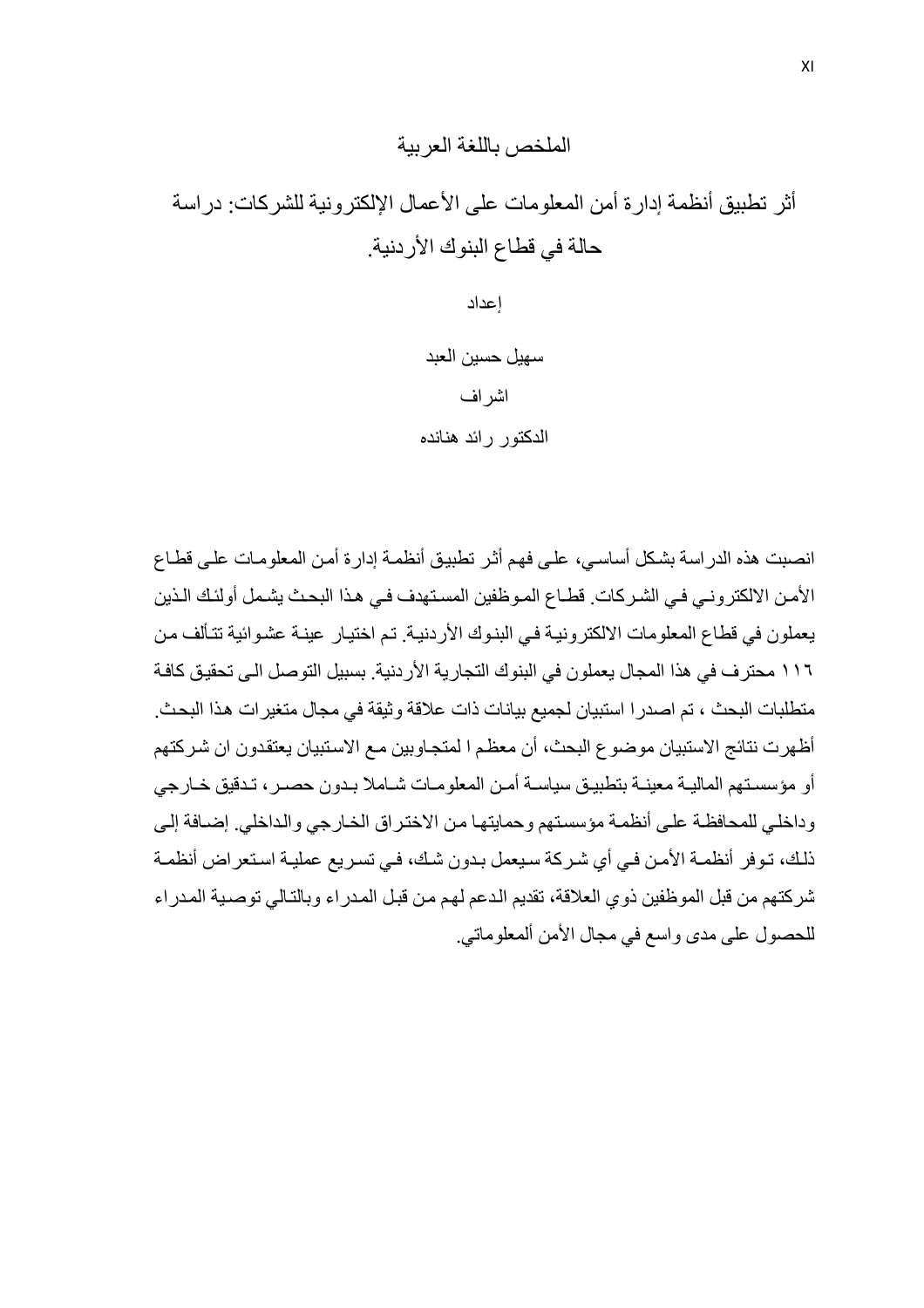## الملخص باللغة العربية

# أثر تطبيق أنظمة إدارة أمن المعلومات على الأعمال الإلكترونية للشركات: دراسة حالة في قطاع البنوك الأردنية.

إعداد

سهيل حسين العبد

اشراف

الدكتور رائد هنانده

انصبت هذه الدراسة بشكل أساسي، على فهم أثر تطبيق أنظمة إدارة أمن المعلومات على قطاع الأمن الالكتروني في الشركات. قطاع الموظفين المستهدف في هذا البحث يشمل أولئك الذين يعملون في قطاع المعلومات الالكترونية في البنوك الأردنية. تم اختيار عينة عشوائية تتألف من ١١٦ محترف في هذا المجال يعملون في البنوك التجارية الأردنية. بسبيل التوصل الى تحقيق كافة متطلبات البحث ، تم اصدرا استبيان لجميع بيانات ذات علاقة وثيقة في مجال متغيرات هذا البحث. أظهرت نتائج الاستبيان موضوع البحث، أن معظم ا لمتجاوبين مع الاستبيان يعتقدون ان شركتهم أو مؤسستهم المالية معينة بتطبيق سياسة أمن المعلومات شاملا بدون حصر، تدقيق خارجي وداخلي للمحافظة على أنظمة مؤسستهم وحمايتها من الاختراق الخارجي والداخلي. إضافة إلى ذلك، توفر أنظمة الأمن في أي شركة سيعمل بدون شك، في تسريع عملية استعراض أنظمة شركتهم من قبل الموظفين ذوي العلاقة، تقديم الدعم لهم من قبل المدراء وبالتالي توصية المدراء للحصول على مدى واسع في مجال الأمن ألمعلوماتي.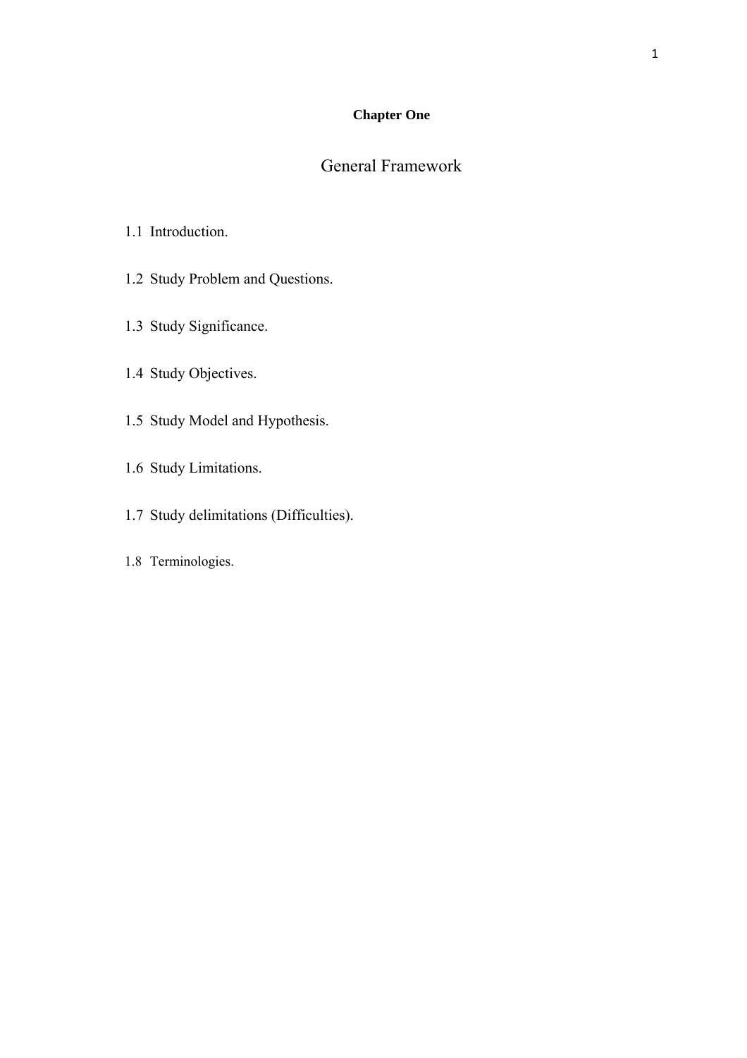# Chapter One

## General Framework

1.1 Introduction.

1.2 Study Problem and Questions.

1.3 Study Significance.

1.4 Study Objectives.

1.5 Study Model and Hypothesis.

1.6 Study Limitations.

1.7 Study delimitations (Difficulties).

1.8 Terminologies.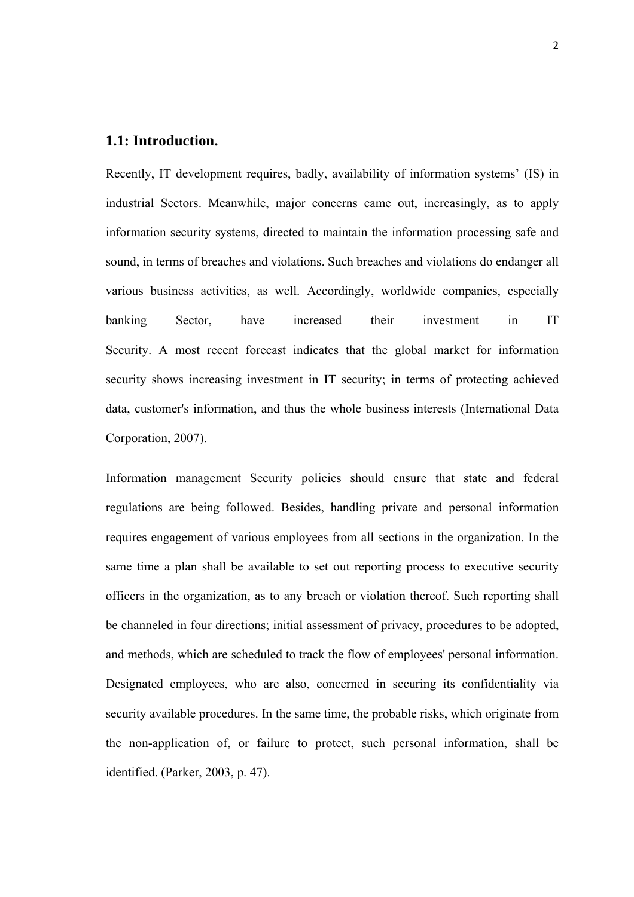## 1.1: Introduction.

Recently, IT development requires, badly, availability of information systems' (IS) in industrial Sectors. Meanwhile, major concerns came out, increasingly, as to apply information security systems, directed to maintain the information processing safe and sound, in terms of breaches and violations. Such breaches and violations do endanger all various business activities, as well. Accordingly, worldwide companies, especially banking Sector, have increased their investment in IT Security. A most recent forecast indicates that the global market for information security shows increasing investment in IT security; in terms of protecting achieved data, customer's information, and thus the whole business interests (International Data Corporation, 2007).

Information management Security policies should ensure that state and federal regulations are being followed. Besides, handling private and personal information requires engagement of various employees from all sections in the organization. In the same time a plan shall be available to set out reporting process to executive security officers in the organization, as to any breach or violation thereof. Such reporting shall be channeled in four directions; initial assessment of privacy, procedures to be adopted, and methods, which are scheduled to track the flow of employees' personal information. Designated employees, who are also, concerned in securing its confidentiality via security available procedures. In the same time, the probable risks, which originate from the non-application of, or failure to protect, such personal information, shall be identified. (Parker, 2003, p. 47).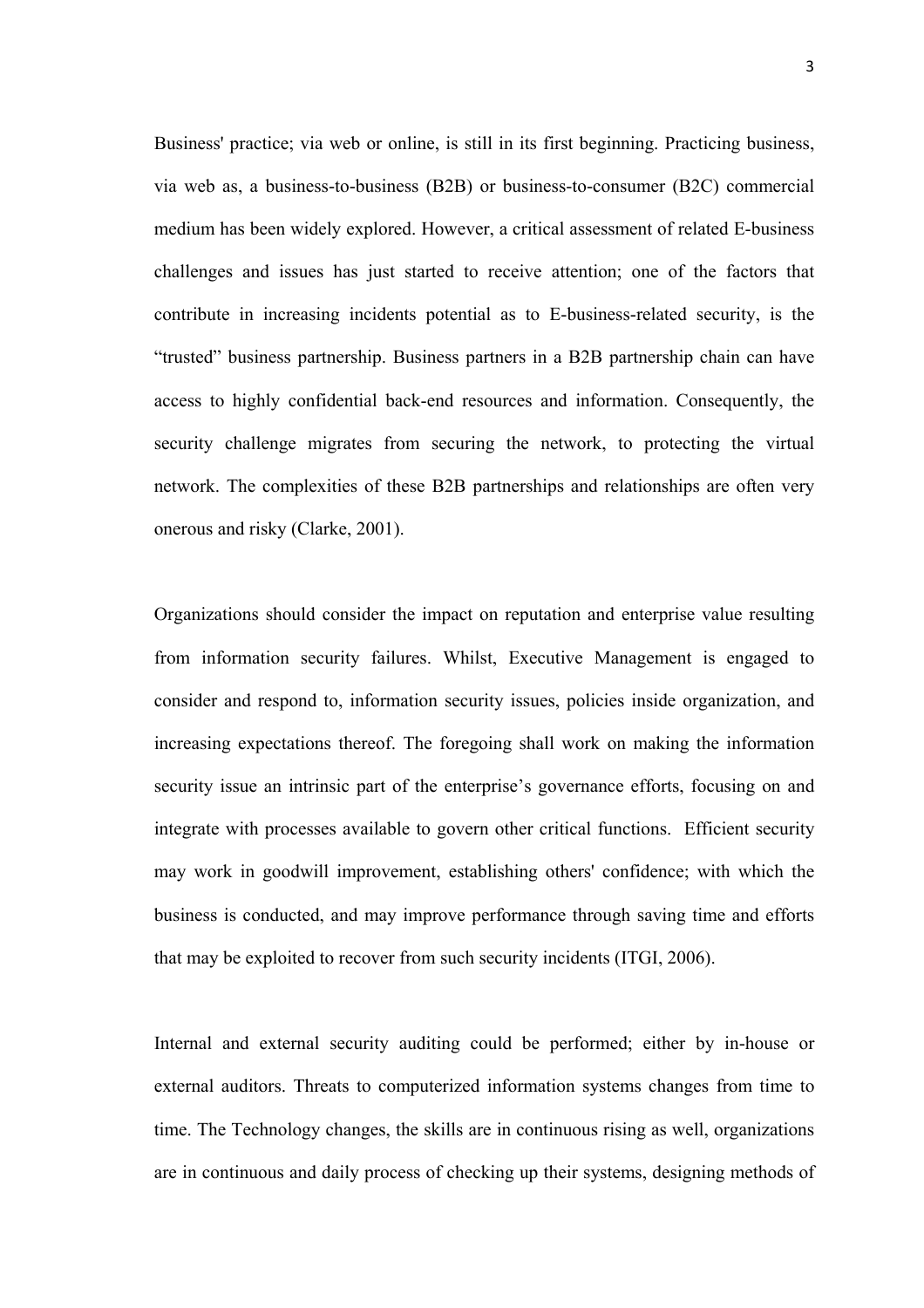Business' practice; via web or online, is still in its first beginning. Practicing business, via web as, a business-to-business (B2B) or business-to-consumer (B2C) commercial medium has been widely explored. However, a critical assessment of related E-business challenges and issues has just started to receive attention; one of the factors that contribute in increasing incidents potential as to E-business-related security, is the "trusted" business partnership. Business partners in a B2B partnership chain can have access to highly confidential back-end resources and information. Consequently, the security challenge migrates from securing the network, to protecting the virtual network. The complexities of these B2B partnerships and relationships are often very onerous and risky (Clarke, 2001).

Organizations should consider the impact on reputation and enterprise value resulting from information security failures. Whilst, Executive Management is engaged to consider and respond to, information security issues, policies inside organization, and increasing expectations thereof. The foregoing shall work on making the information security issue an intrinsic part of the enterprise's governance efforts, focusing on and integrate with processes available to govern other critical functions. Efficient security may work in goodwill improvement, establishing others' confidence; with which the business is conducted, and may improve performance through saving time and efforts that may be exploited to recover from such security incidents (ITGI, 2006).

Internal and external security auditing could be performed; either by in-house or external auditors. Threats to computerized information systems changes from time to time. The Technology changes, the skills are in continuous rising as well, organizations are in continuous and daily process of checking up their systems, designing methods of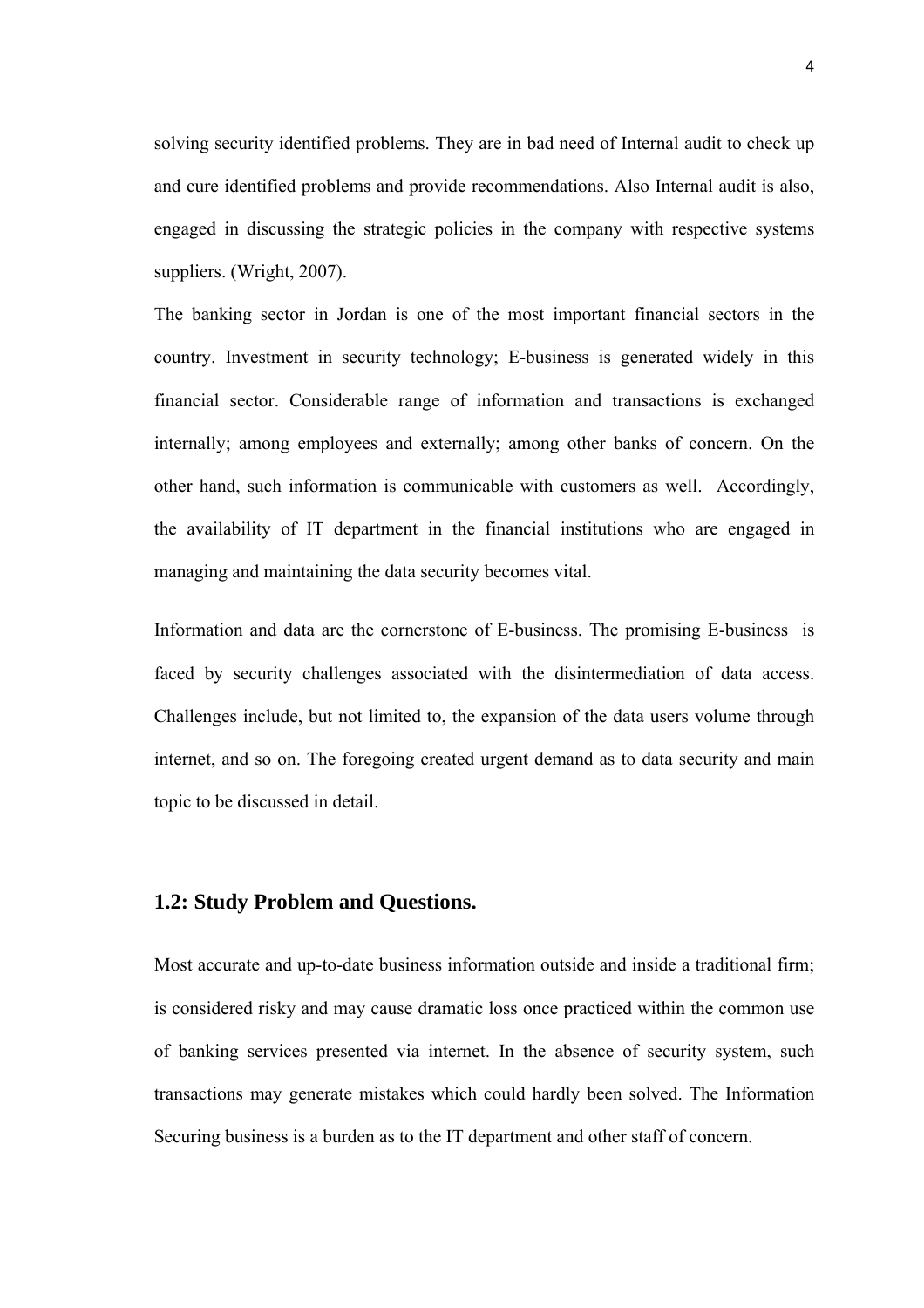solving security identified problems. They are in bad need of Internal audit to check up and cure identified problems and provide recommendations. Also Internal audit is also, engaged in discussing the strategic policies in the company with respective systems suppliers. (Wright, 2007).

The banking sector in Jordan is one of the most important financial sectors in the country. Investment in security technology; E-business is generated widely in this financial sector. Considerable range of information and transactions is exchanged internally; among employees and externally; among other banks of concern. On the other hand, such information is communicable with customers as well. Accordingly, the availability of IT department in the financial institutions who are engaged in managing and maintaining the data security becomes vital.

Information and data are the cornerstone of E-business. The promising E-business is faced by security challenges associated with the disintermediation of data access. Challenges include, but not limited to, the expansion of the data users volume through internet, and so on. The foregoing created urgent demand as to data security and main topic to be discussed in detail.

## 1.2: Study Problem and Questions.

Most accurate and up-to-date business information outside and inside a traditional firm; is considered risky and may cause dramatic loss once practiced within the common use of banking services presented via internet. In the absence of security system, such transactions may generate mistakes which could hardly been solved. The Information Securing business is a burden as to the IT department and other staff of concern.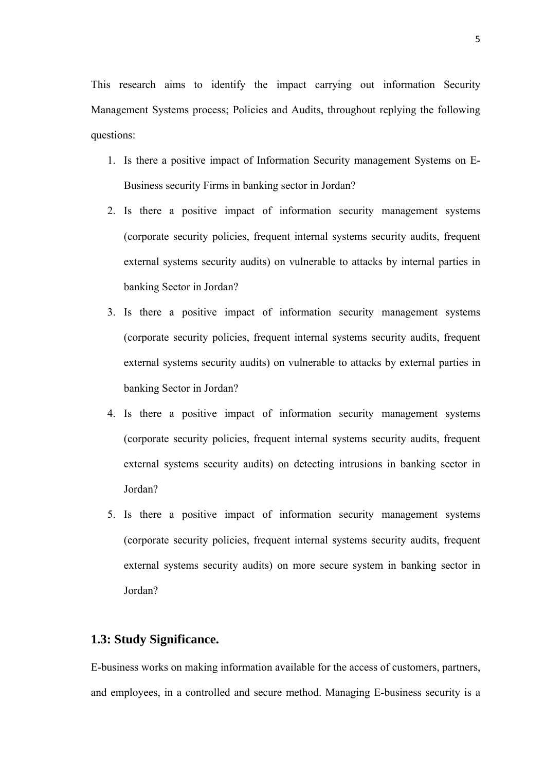This research aims to identify the impact carrying out information Security Management Systems process; Policies and Audits, throughout replying the following questions:

1. Is there a positive impact of Information Security management Systems on E-Business security Firms in banking sector in Jordan?
2. Is there a positive impact of information security management systems (corporate security policies, frequent internal systems security audits, frequent external systems security audits) on vulnerable to attacks by internal parties in banking Sector in Jordan?
3. Is there a positive impact of information security management systems (corporate security policies, frequent internal systems security audits, frequent external systems security audits) on vulnerable to attacks by external parties in banking Sector in Jordan?
4. Is there a positive impact of information security management systems (corporate security policies, frequent internal systems security audits, frequent external systems security audits) on detecting intrusions in banking sector in Jordan?
5. Is there a positive impact of information security management systems (corporate security policies, frequent internal systems security audits, frequent external systems security audits) on more secure system in banking sector in Jordan?

## 1.3: Study Significance.

E-business works on making information available for the access of customers, partners, and employees, in a controlled and secure method. Managing E-business security is a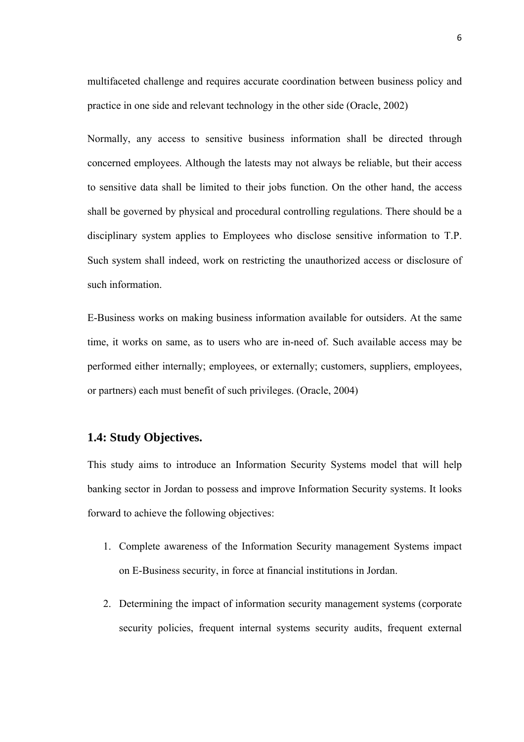multifaceted challenge and requires accurate coordination between business policy and practice in one side and relevant technology in the other side (Oracle, 2002)

Normally, any access to sensitive business information shall be directed through concerned employees. Although the latests may not always be reliable, but their access to sensitive data shall be limited to their jobs function. On the other hand, the access shall be governed by physical and procedural controlling regulations. There should be a disciplinary system applies to Employees who disclose sensitive information to T.P. Such system shall indeed, work on restricting the unauthorized access or disclosure of such information.

E-Business works on making business information available for outsiders. At the same time, it works on same, as to users who are in-need of. Such available access may be performed either internally; employees, or externally; customers, suppliers, employees, or partners) each must benefit of such privileges. (Oracle, 2004)

### 1.4: Study Objectives.

This study aims to introduce an Information Security Systems model that will help banking sector in Jordan to possess and improve Information Security systems. It looks forward to achieve the following objectives:

1. Complete awareness of the Information Security management Systems impact on E-Business security, in force at financial institutions in Jordan.
2. Determining the impact of information security management systems (corporate security policies, frequent internal systems security audits, frequent external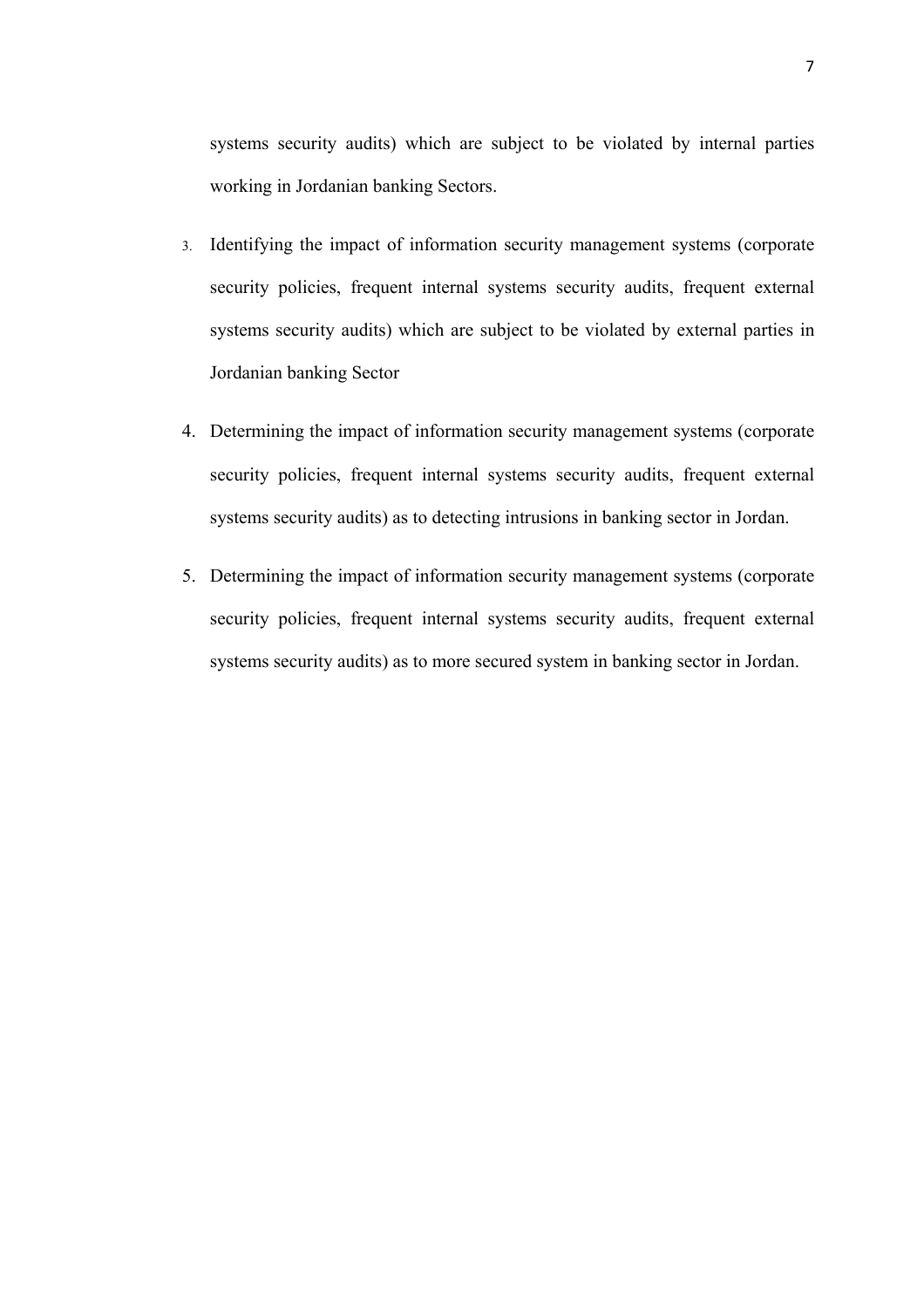systems security audits) which are subject to be violated by internal parties working in Jordanian banking Sectors.

3. Identifying the impact of information security management systems (corporate security policies, frequent internal systems security audits, frequent external systems security audits) which are subject to be violated by external parties in Jordanian banking Sector
4. Determining the impact of information security management systems (corporate security policies, frequent internal systems security audits, frequent external systems security audits) as to detecting intrusions in banking sector in Jordan.
5. Determining the impact of information security management systems (corporate security policies, frequent internal systems security audits, frequent external systems security audits) as to more secured system in banking sector in Jordan.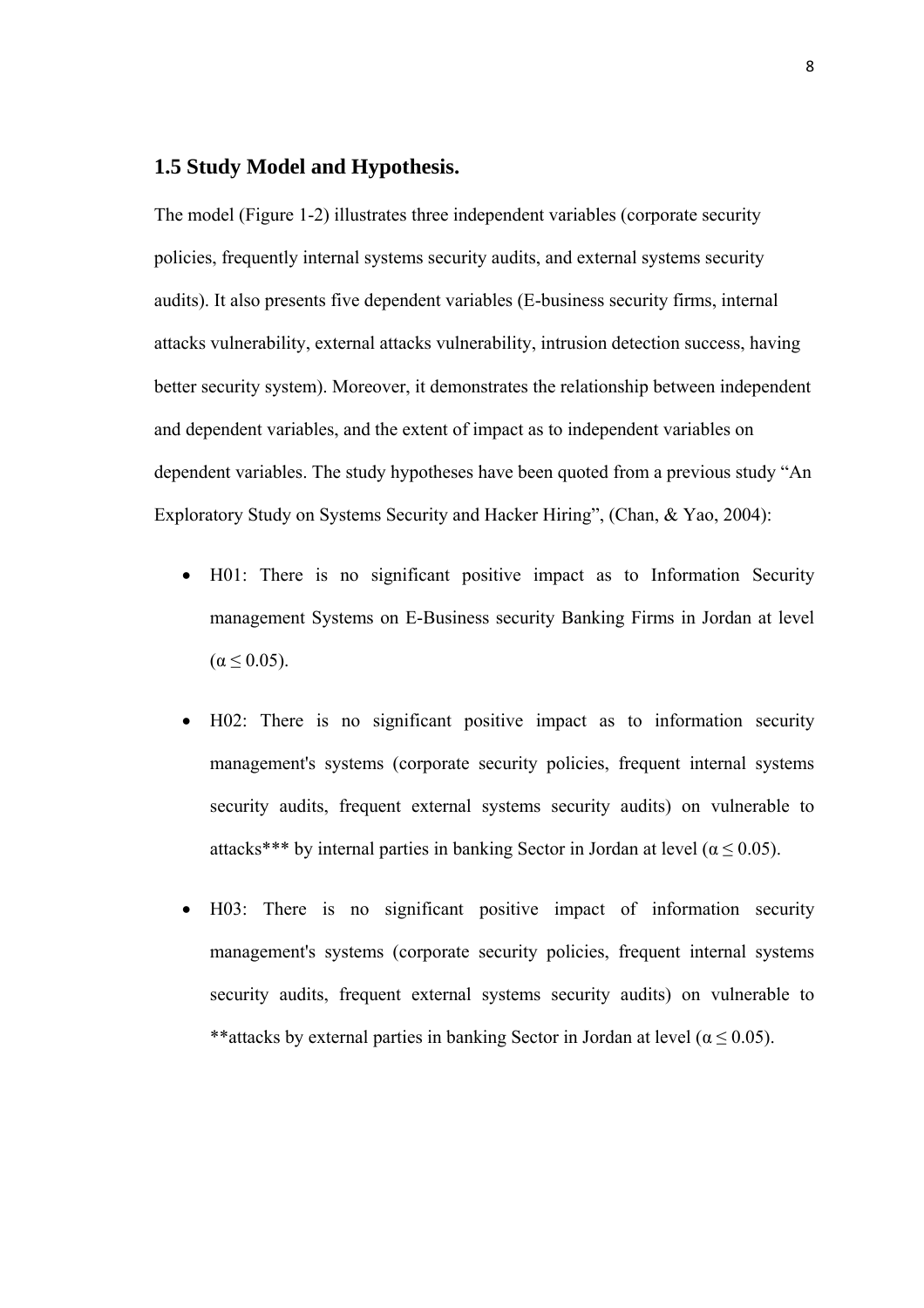## 1.5 Study Model and Hypothesis.

The model (Figure 1-2) illustrates three independent variables (corporate security policies, frequently internal systems security audits, and external systems security audits). It also presents five dependent variables (E-business security firms, internal attacks vulnerability, external attacks vulnerability, intrusion detection success, having better security system). Moreover, it demonstrates the relationship between independent and dependent variables, and the extent of impact as to independent variables on dependent variables. The study hypotheses have been quoted from a previous study "An Exploratory Study on Systems Security and Hacker Hiring", (Chan, & Yao, 2004):

- H01: There is no significant positive impact as to Information Security management Systems on E-Business security Banking Firms in Jordan at level ($\alpha \leq 0.05$).

- H02: There is no significant positive impact as to information security management's systems (corporate security policies, frequent internal systems security audits, frequent external systems security audits) on vulnerable to attacks*** by internal parties in banking Sector in Jordan at level ($\alpha \leq 0.05$).

- H03: There is no significant positive impact of information security management's systems (corporate security policies, frequent internal systems security audits, frequent external systems security audits) on vulnerable to **attacks by external parties in banking Sector in Jordan at level ($\alpha \leq 0.05$).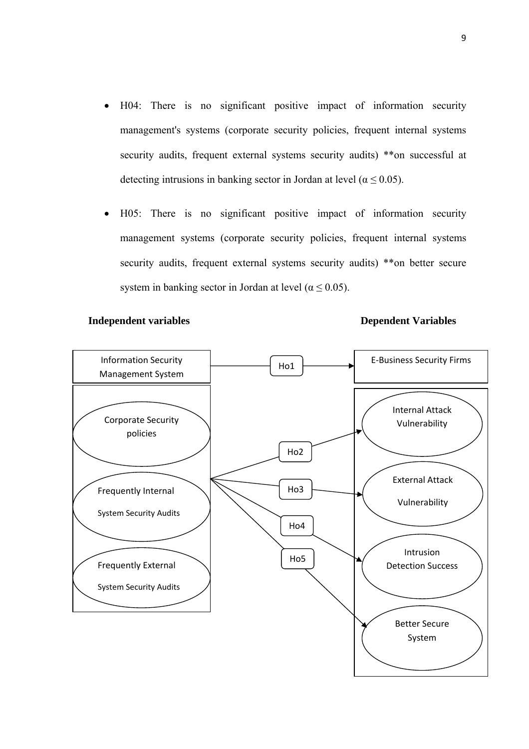- H04: There is no significant positive impact of information security management's systems (corporate security policies, frequent internal systems security audits, frequent external systems security audits) **on successful at detecting intrusions in banking sector in Jordan at level ($\alpha \leq 0.05$).

- H05: There is no significant positive impact of information security management systems (corporate security policies, frequent internal systems security audits, frequent external systems security audits) **on better secure system in banking sector in Jordan at level ($\alpha \leq 0.05$).

**Independent variables** **Dependent Variables**

Information Security Management System → Ho1 → E-Business Security Firms

Corporate Security policies

Frequently Internal System Security Audits

Frequently External System Security Audits

Ho2 → Internal Attack Vulnerability

Ho3 → External Attack Vulnerability

Ho4 → Intrusion Detection Success

Ho5 → Better Secure System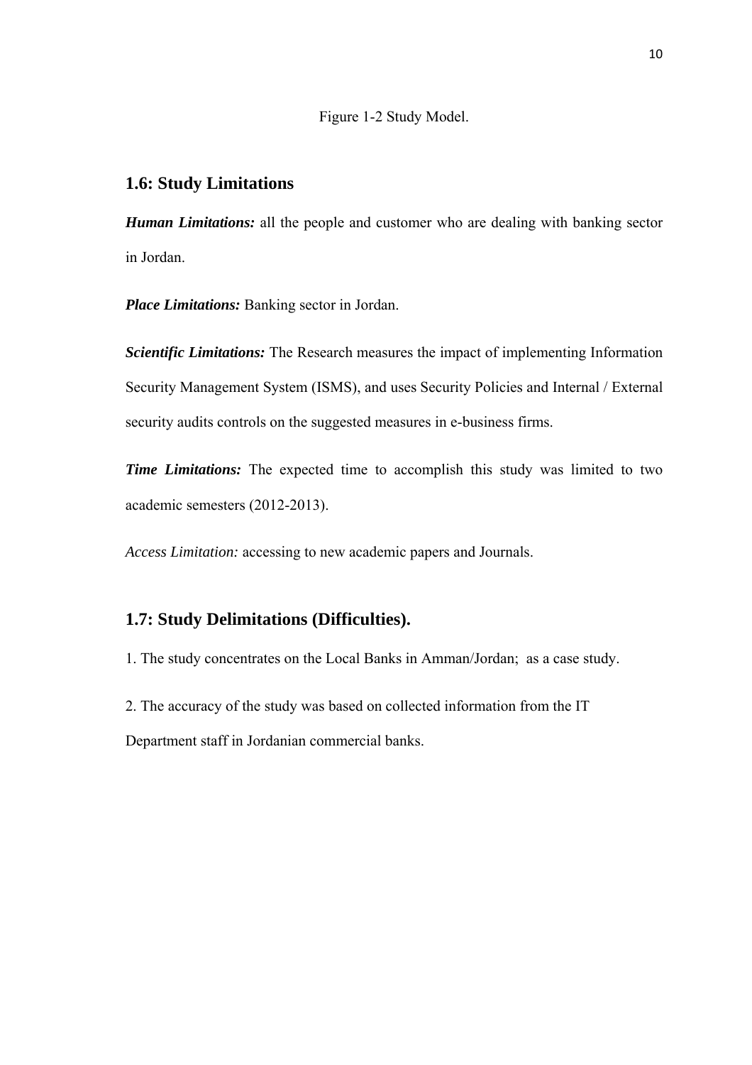Figure 1-2 Study Model.

## 1.6: Study Limitations

***Human Limitations:*** all the people and customer who are dealing with banking sector in Jordan.

***Place Limitations:*** Banking sector in Jordan.

***Scientific Limitations:*** The Research measures the impact of implementing Information Security Management System (ISMS), and uses Security Policies and Internal / External security audits controls on the suggested measures in e-business firms.

***Time Limitations:*** The expected time to accomplish this study was limited to two academic semesters (2012-2013).

*Access Limitation:* accessing to new academic papers and Journals.

## 1.7: Study Delimitations (Difficulties).

1. The study concentrates on the Local Banks in Amman/Jordan; as a case study.

2. The accuracy of the study was based on collected information from the IT Department staff in Jordanian commercial banks.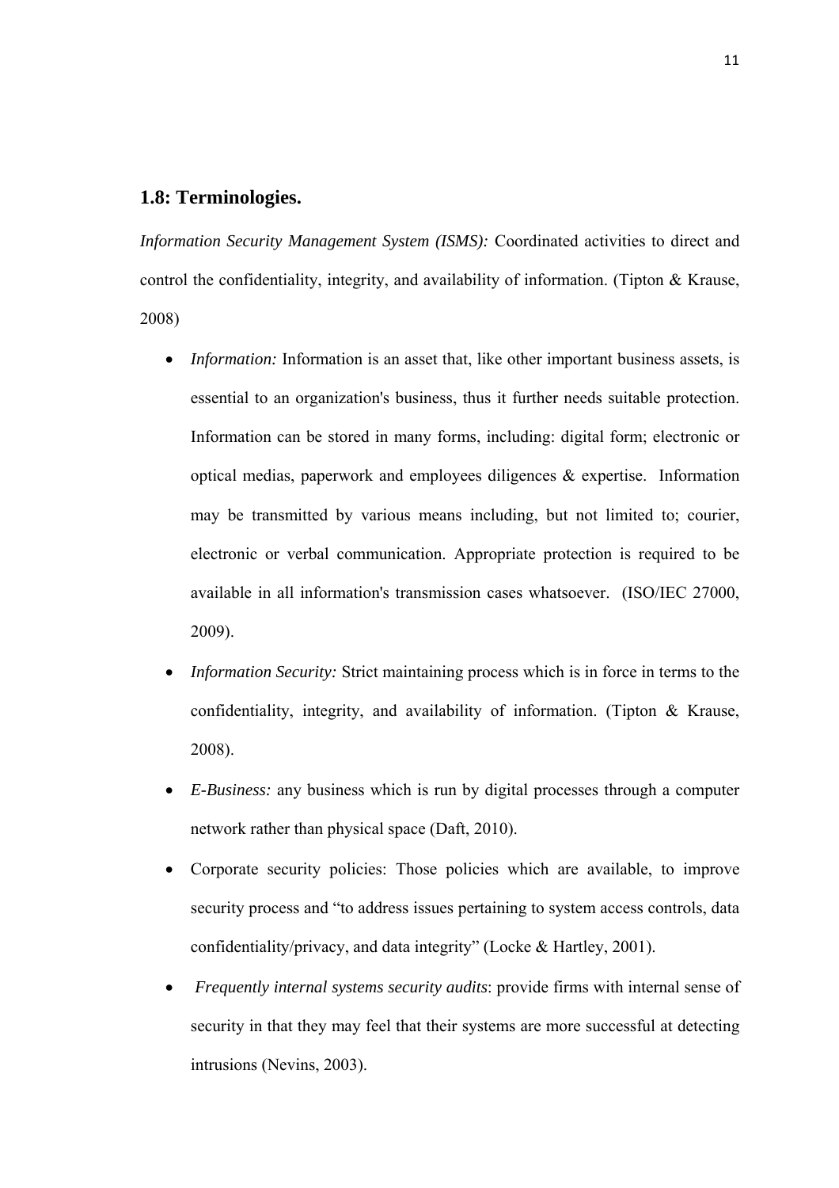### 1.8: Terminologies.

*Information Security Management System (ISMS):* Coordinated activities to direct and control the confidentiality, integrity, and availability of information. (Tipton & Krause, 2008)

- *Information:* Information is an asset that, like other important business assets, is essential to an organization's business, thus it further needs suitable protection. Information can be stored in many forms, including: digital form; electronic or optical medias, paperwork and employees diligences & expertise. Information may be transmitted by various means including, but not limited to; courier, electronic or verbal communication. Appropriate protection is required to be available in all information's transmission cases whatsoever. (ISO/IEC 27000, 2009).
- *Information Security:* Strict maintaining process which is in force in terms to the confidentiality, integrity, and availability of information. (Tipton & Krause, 2008).
- *E-Business:* any business which is run by digital processes through a computer network rather than physical space (Daft, 2010).
- Corporate security policies: Those policies which are available, to improve security process and "to address issues pertaining to system access controls, data confidentiality/privacy, and data integrity" (Locke & Hartley, 2001).
- *Frequently internal systems security audits*: provide firms with internal sense of security in that they may feel that their systems are more successful at detecting intrusions (Nevins, 2003).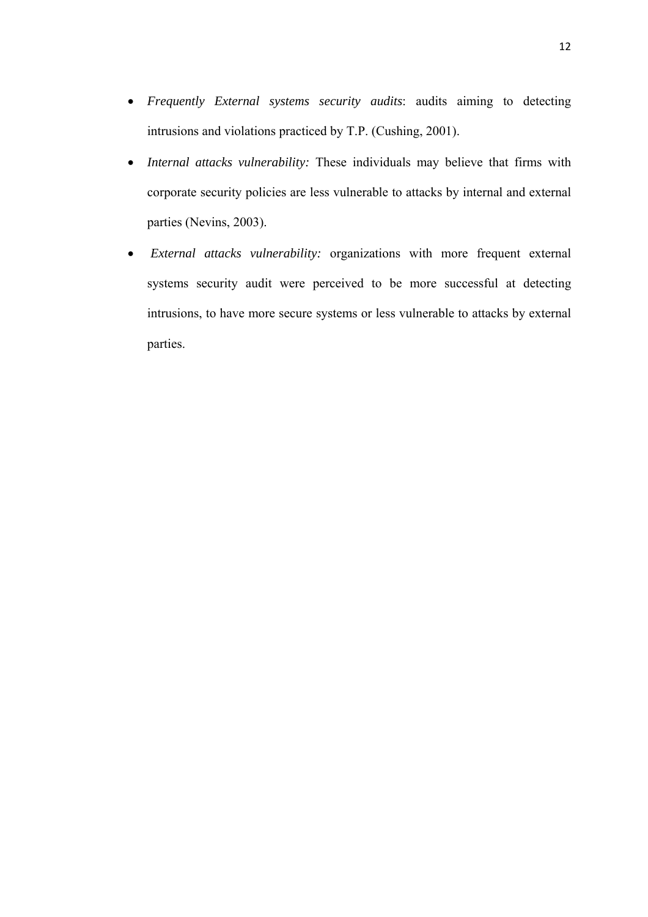- *Frequently External systems security audits*: audits aiming to detecting intrusions and violations practiced by T.P. (Cushing, 2001).
- *Internal attacks vulnerability:* These individuals may believe that firms with corporate security policies are less vulnerable to attacks by internal and external parties (Nevins, 2003).
- *External attacks vulnerability:* organizations with more frequent external systems security audit were perceived to be more successful at detecting intrusions, to have more secure systems or less vulnerable to attacks by external parties.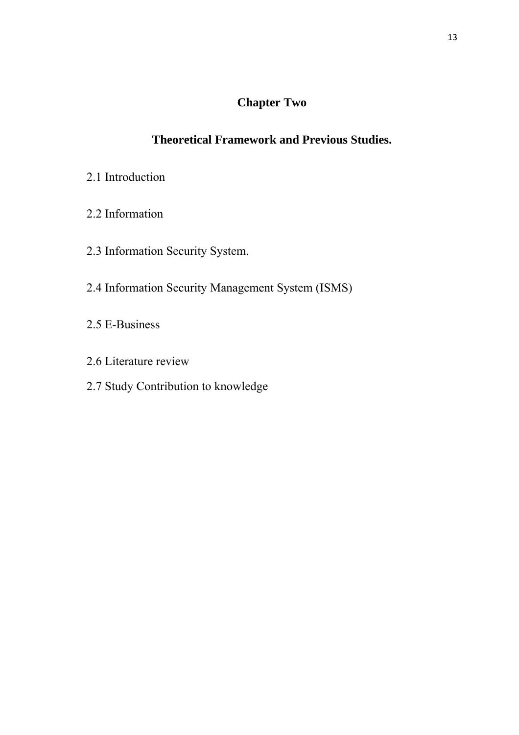# Chapter Two

## Theoretical Framework and Previous Studies.

2.1 Introduction

2.2 Information

2.3 Information Security System.

2.4 Information Security Management System (ISMS)

2.5 E-Business

2.6 Literature review

2.7 Study Contribution to knowledge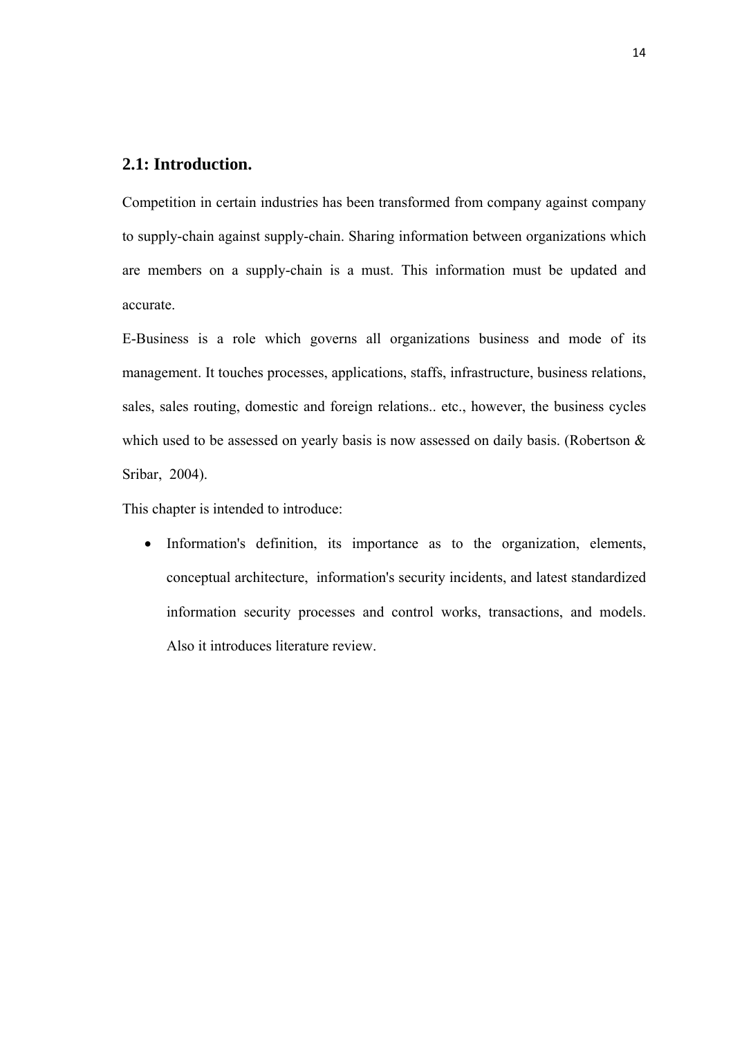## 2.1: Introduction.

Competition in certain industries has been transformed from company against company to supply-chain against supply-chain. Sharing information between organizations which are members on a supply-chain is a must. This information must be updated and accurate.

E-Business is a role which governs all organizations business and mode of its management. It touches processes, applications, staffs, infrastructure, business relations, sales, sales routing, domestic and foreign relations.. etc., however, the business cycles which used to be assessed on yearly basis is now assessed on daily basis. (Robertson & Sribar, 2004).

This chapter is intended to introduce:

- Information's definition, its importance as to the organization, elements, conceptual architecture, information's security incidents, and latest standardized information security processes and control works, transactions, and models. Also it introduces literature review.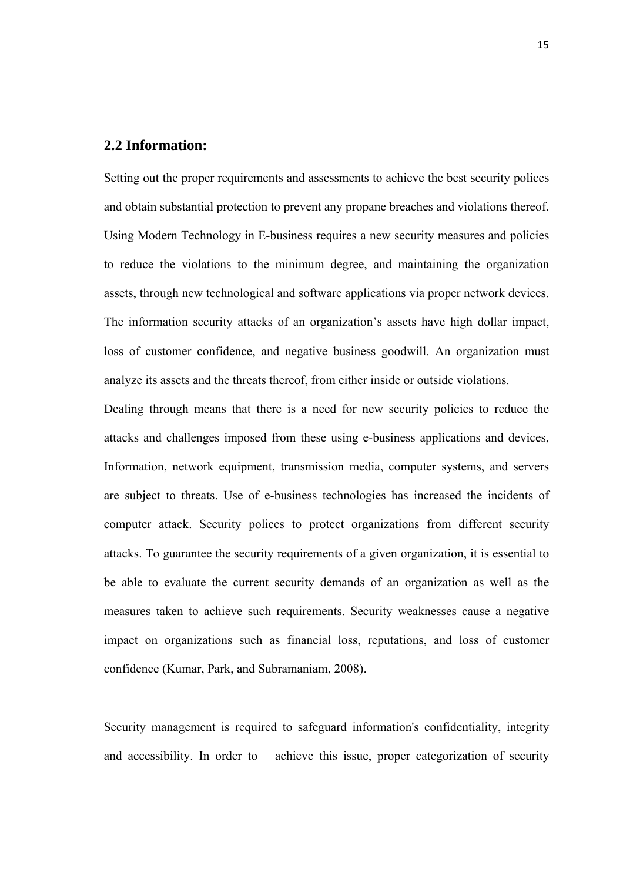## 2.2 Information:

Setting out the proper requirements and assessments to achieve the best security polices and obtain substantial protection to prevent any propane breaches and violations thereof. Using Modern Technology in E-business requires a new security measures and policies to reduce the violations to the minimum degree, and maintaining the organization assets, through new technological and software applications via proper network devices. The information security attacks of an organization's assets have high dollar impact, loss of customer confidence, and negative business goodwill. An organization must analyze its assets and the threats thereof, from either inside or outside violations.

Dealing through means that there is a need for new security policies to reduce the attacks and challenges imposed from these using e-business applications and devices, Information, network equipment, transmission media, computer systems, and servers are subject to threats. Use of e-business technologies has increased the incidents of computer attack. Security polices to protect organizations from different security attacks. To guarantee the security requirements of a given organization, it is essential to be able to evaluate the current security demands of an organization as well as the measures taken to achieve such requirements. Security weaknesses cause a negative impact on organizations such as financial loss, reputations, and loss of customer confidence (Kumar, Park, and Subramaniam, 2008).

Security management is required to safeguard information's confidentiality, integrity and accessibility. In order to achieve this issue, proper categorization of security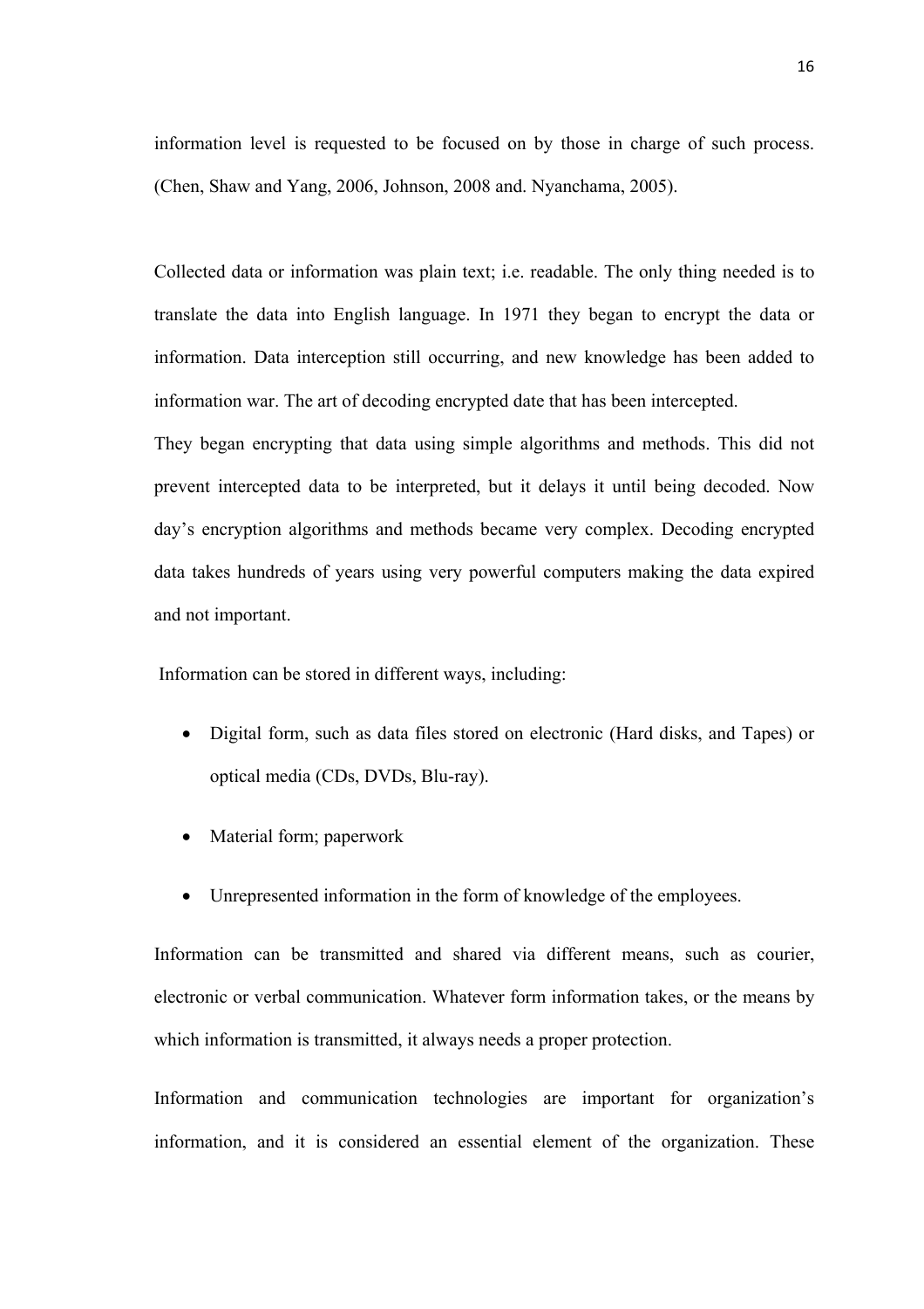information level is requested to be focused on by those in charge of such process. (Chen, Shaw and Yang, 2006, Johnson, 2008 and. Nyanchama, 2005).

Collected data or information was plain text; i.e. readable. The only thing needed is to translate the data into English language. In 1971 they began to encrypt the data or information. Data interception still occurring, and new knowledge has been added to information war. The art of decoding encrypted date that has been intercepted.

They began encrypting that data using simple algorithms and methods. This did not prevent intercepted data to be interpreted, but it delays it until being decoded. Now day's encryption algorithms and methods became very complex. Decoding encrypted data takes hundreds of years using very powerful computers making the data expired and not important.

Information can be stored in different ways, including:

- Digital form, such as data files stored on electronic (Hard disks, and Tapes) or optical media (CDs, DVDs, Blu-ray).
- Material form; paperwork
- Unrepresented information in the form of knowledge of the employees.

Information can be transmitted and shared via different means, such as courier, electronic or verbal communication. Whatever form information takes, or the means by which information is transmitted, it always needs a proper protection.

Information and communication technologies are important for organization's information, and it is considered an essential element of the organization. These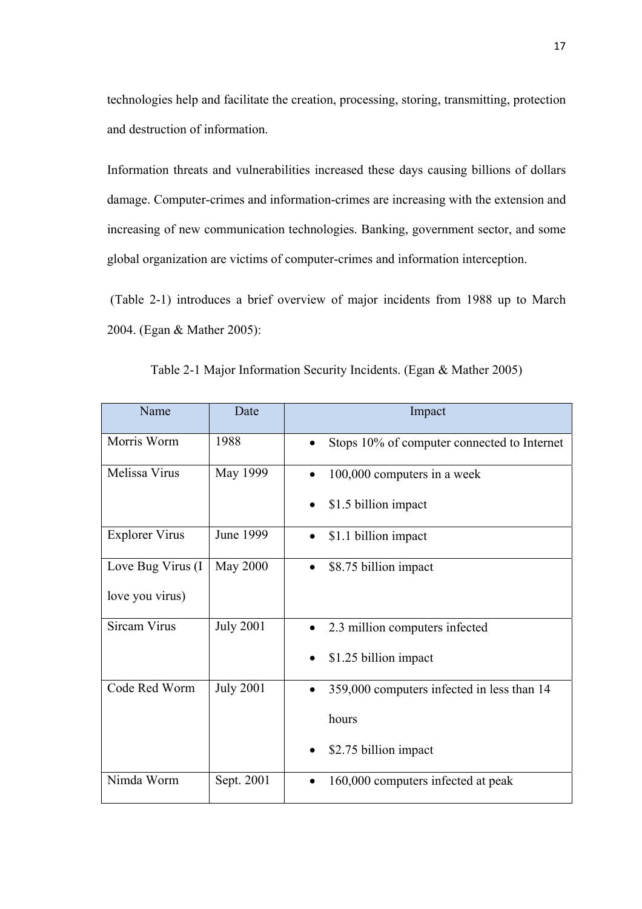technologies help and facilitate the creation, processing, storing, transmitting, protection and destruction of information.

Information threats and vulnerabilities increased these days causing billions of dollars damage. Computer-crimes and information-crimes are increasing with the extension and increasing of new communication technologies. Banking, government sector, and some global organization are victims of computer-crimes and information interception.

(Table 2-1) introduces a brief overview of major incidents from 1988 up to March 2004. (Egan & Mather 2005):

Table 2-1 Major Information Security Incidents. (Egan & Mather 2005)

| Name | Date | Impact |
|---|---|---|
| Morris Worm | 1988 | • Stops 10% of computer connected to Internet |
| Melissa Virus | May 1999 | • 100,000 computers in a week<br>• $1.5 billion impact |
| Explorer Virus | June 1999 | • $1.1 billion impact |
| Love Bug Virus (I love you virus) | May 2000 | • $8.75 billion impact |
| Sircam Virus | July 2001 | • 2.3 million computers infected<br>• $1.25 billion impact |
| Code Red Worm | July 2001 | • 359,000 computers infected in less than 14 hours<br>• $2.75 billion impact |
| Nimda Worm | Sept. 2001 | • 160,000 computers infected at peak |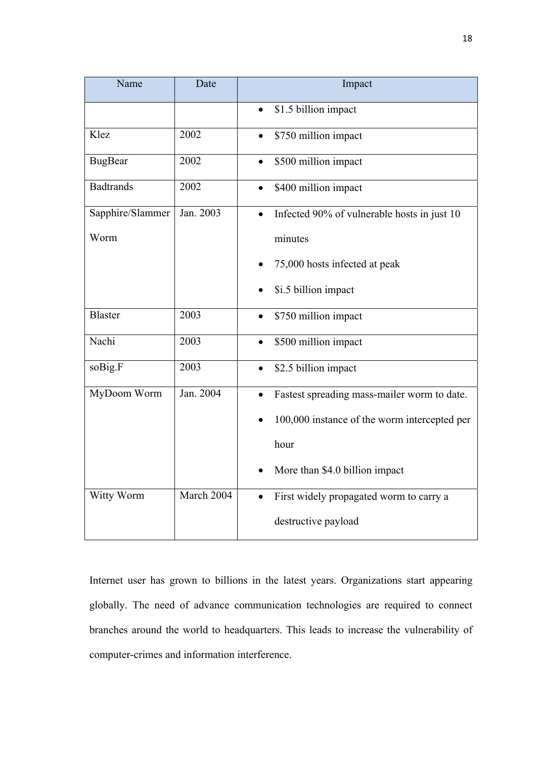| Name | Date | Impact |
|---|---|---|
| | | • $1.5 billion impact |
| Klez | 2002 | • $750 million impact |
| BugBear | 2002 | • $500 million impact |
| Badtrands | 2002 | • $400 million impact |
| Sapphire/Slammer Worm | Jan. 2003 | • Infected 90% of vulnerable hosts in just 10 minutes<br>• 75,000 hosts infected at peak<br>• $i.5 billion impact |
| Blaster | 2003 | • $750 million impact |
| Nachi | 2003 | • $500 million impact |
| soBig.F | 2003 | • $2.5 billion impact |
| MyDoom Worm | Jan. 2004 | • Fastest spreading mass-mailer worm to date.<br>• 100,000 instance of the worm intercepted per hour<br>• More than $4.0 billion impact |
| Witty Worm | March 2004 | • First widely propagated worm to carry a destructive payload |

Internet user has grown to billions in the latest years. Organizations start appearing globally. The need of advance communication technologies are required to connect branches around the world to headquarters. This leads to increase the vulnerability of computer-crimes and information interference.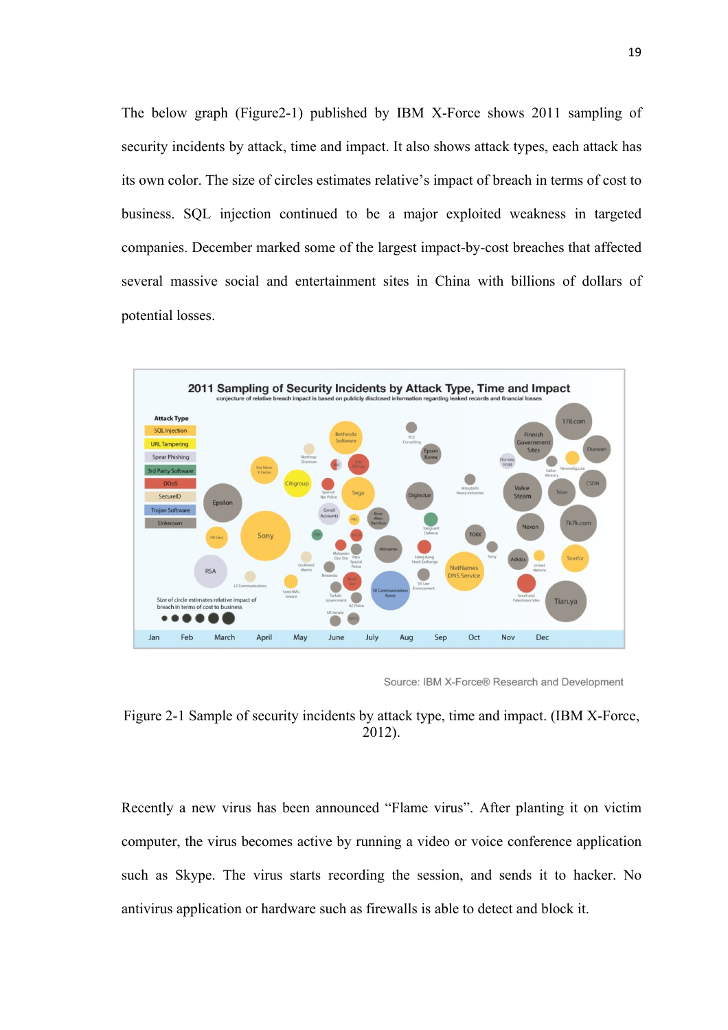The below graph (Figure2-1) published by IBM X-Force shows 2011 sampling of security incidents by attack, time and impact. It also shows attack types, each attack has its own color. The size of circles estimates relative's impact of breach in terms of cost to business. SQL injection continued to be a major exploited weakness in targeted companies. December marked some of the largest impact-by-cost breaches that affected several massive social and entertainment sites in China with billions of dollars of potential losses.

Figure 2-1 Sample of security incidents by attack type, time and impact. (IBM X-Force, 2012).

Recently a new virus has been announced "Flame virus". After planting it on victim computer, the virus becomes active by running a video or voice conference application such as Skype. The virus starts recording the session, and sends it to hacker. No antivirus application or hardware such as firewalls is able to detect and block it.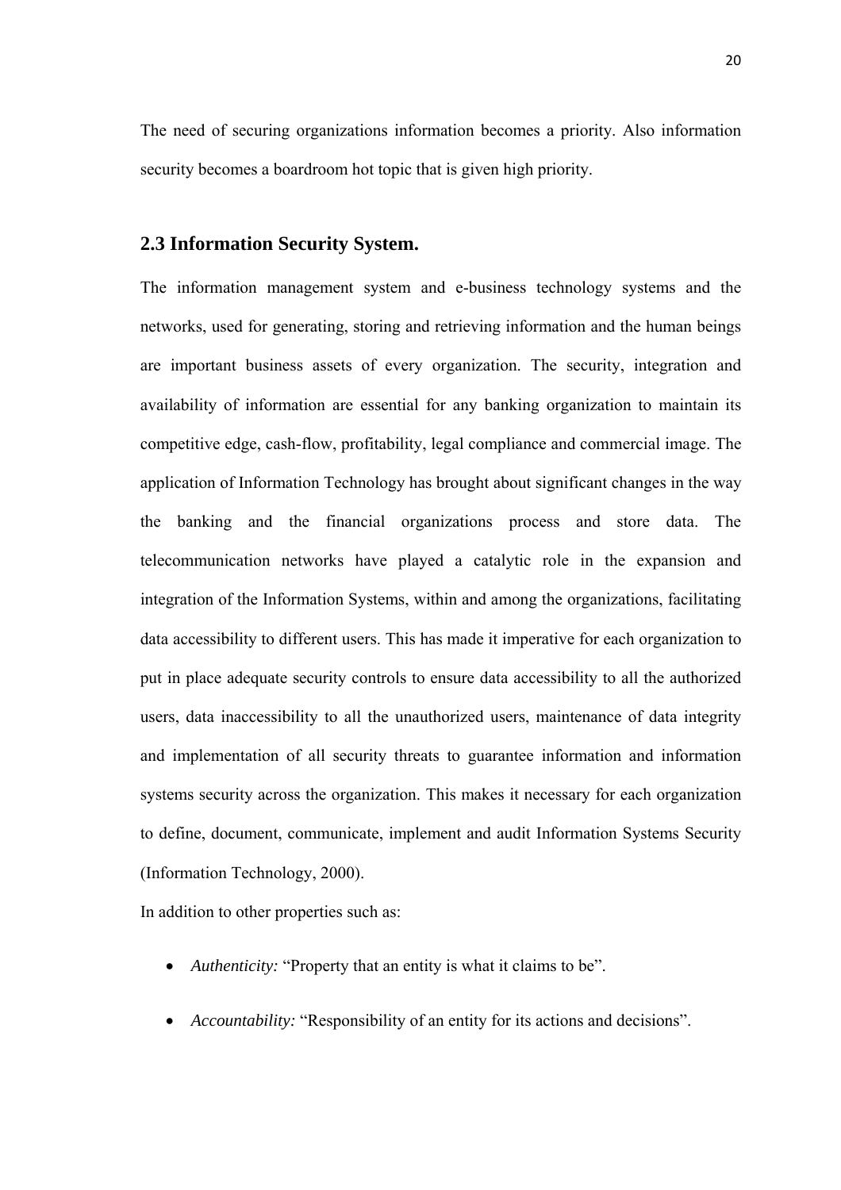The need of securing organizations information becomes a priority. Also information security becomes a boardroom hot topic that is given high priority.

## 2.3 Information Security System.

The information management system and e-business technology systems and the networks, used for generating, storing and retrieving information and the human beings are important business assets of every organization. The security, integration and availability of information are essential for any banking organization to maintain its competitive edge, cash-flow, profitability, legal compliance and commercial image. The application of Information Technology has brought about significant changes in the way the banking and the financial organizations process and store data. The telecommunication networks have played a catalytic role in the expansion and integration of the Information Systems, within and among the organizations, facilitating data accessibility to different users. This has made it imperative for each organization to put in place adequate security controls to ensure data accessibility to all the authorized users, data inaccessibility to all the unauthorized users, maintenance of data integrity and implementation of all security threats to guarantee information and information systems security across the organization. This makes it necessary for each organization to define, document, communicate, implement and audit Information Systems Security (Information Technology, 2000).

In addition to other properties such as:

- *Authenticity:* “Property that an entity is what it claims to be”.
- *Accountability:* “Responsibility of an entity for its actions and decisions”.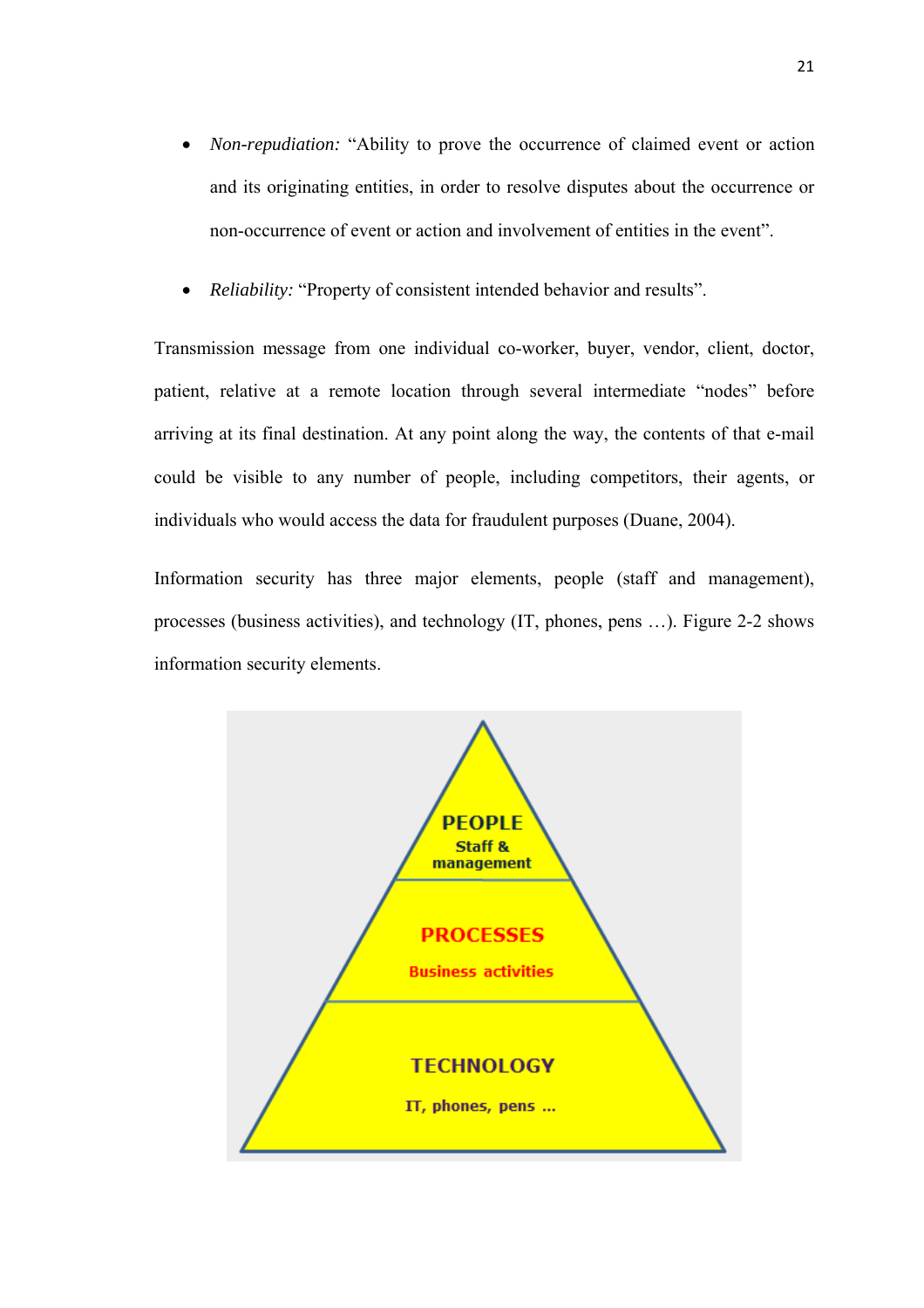- *Non-repudiation:* "Ability to prove the occurrence of claimed event or action and its originating entities, in order to resolve disputes about the occurrence or non-occurrence of event or action and involvement of entities in the event".

- *Reliability:* "Property of consistent intended behavior and results".

Transmission message from one individual co-worker, buyer, vendor, client, doctor, patient, relative at a remote location through several intermediate "nodes" before arriving at its final destination. At any point along the way, the contents of that e-mail could be visible to any number of people, including competitors, their agents, or individuals who would access the data for fraudulent purposes (Duane, 2004).

Information security has three major elements, people (staff and management), processes (business activities), and technology (IT, phones, pens …). Figure 2-2 shows information security elements.

PEOPLE
Staff & management

PROCESSES
Business activities

TECHNOLOGY
IT, phones, pens ...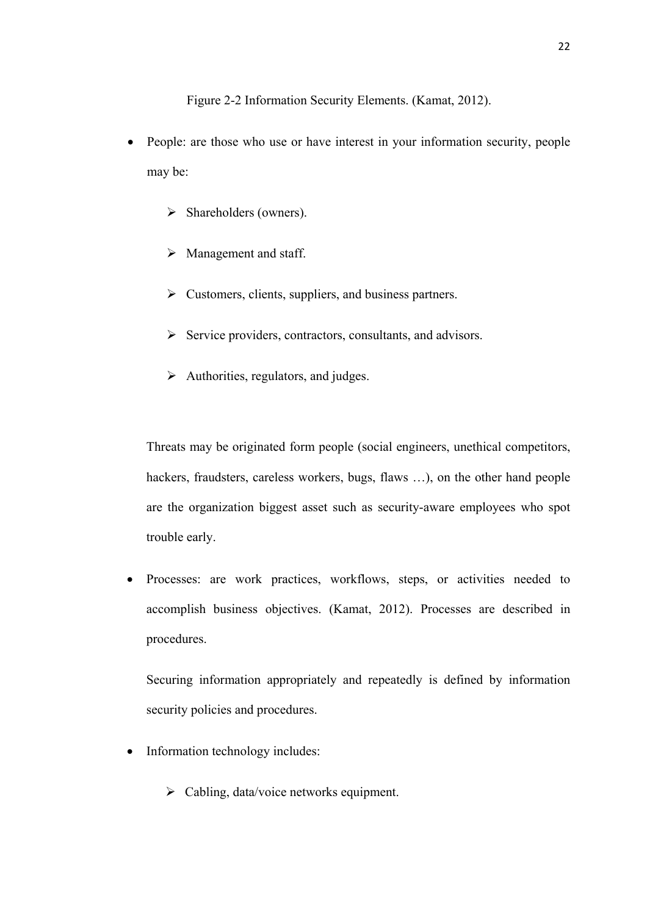Figure 2-2 Information Security Elements. (Kamat, 2012).

- People: are those who use or have interest in your information security, people may be:
  - Shareholders (owners).
  - Management and staff.
  - Customers, clients, suppliers, and business partners.
  - Service providers, contractors, consultants, and advisors.
  - Authorities, regulators, and judges.

  Threats may be originated form people (social engineers, unethical competitors, hackers, fraudsters, careless workers, bugs, flaws …), on the other hand people are the organization biggest asset such as security-aware employees who spot trouble early.

- Processes: are work practices, workflows, steps, or activities needed to accomplish business objectives. (Kamat, 2012). Processes are described in procedures.

  Securing information appropriately and repeatedly is defined by information security policies and procedures.

- Information technology includes:
  - Cabling, data/voice networks equipment.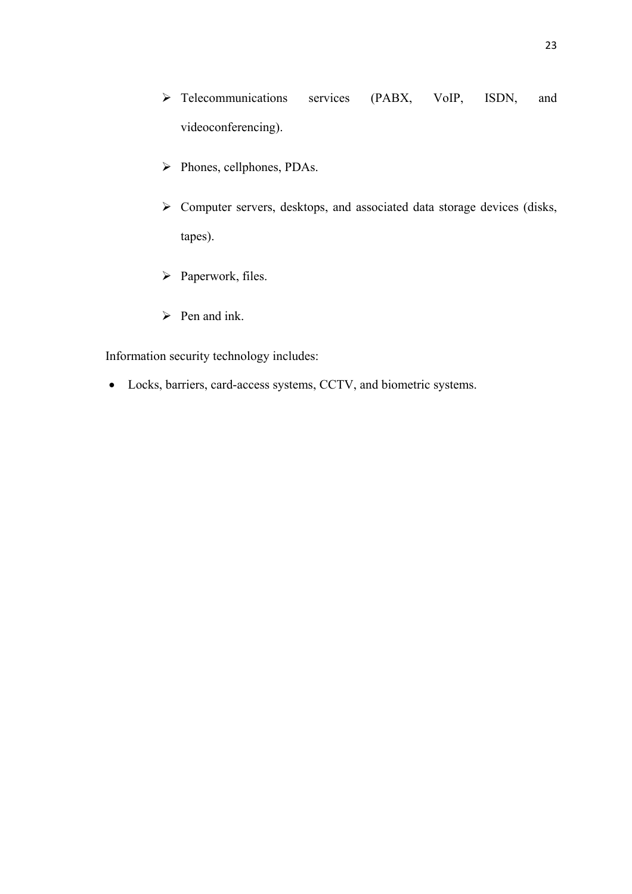- Telecommunications services (PABX, VoIP, ISDN, and videoconferencing).
- Phones, cellphones, PDAs.
- Computer servers, desktops, and associated data storage devices (disks, tapes).
- Paperwork, files.
- Pen and ink.

Information security technology includes:

- Locks, barriers, card-access systems, CCTV, and biometric systems.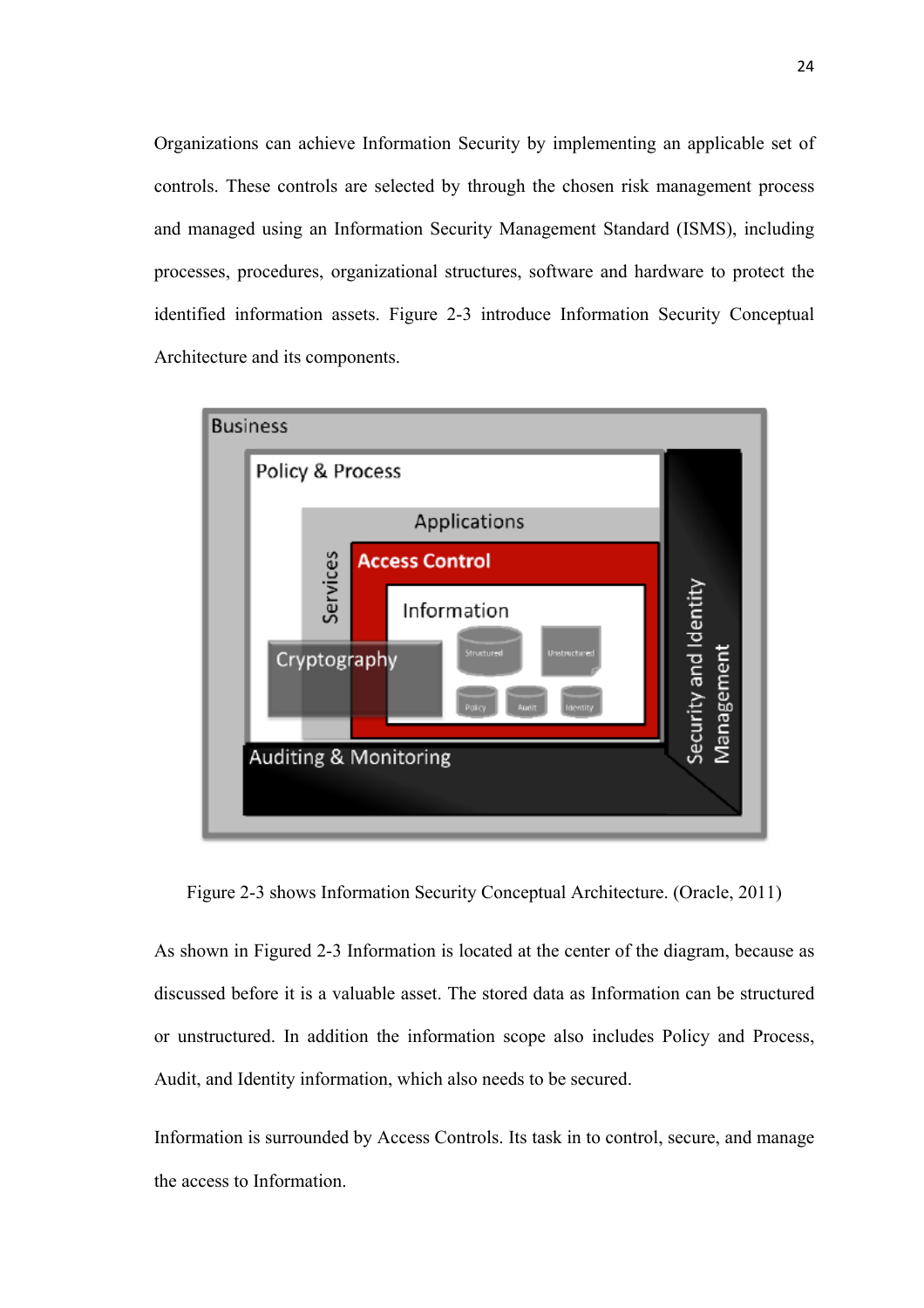Organizations can achieve Information Security by implementing an applicable set of controls. These controls are selected by through the chosen risk management process and managed using an Information Security Management Standard (ISMS), including processes, procedures, organizational structures, software and hardware to protect the identified information assets. Figure 2-3 introduce Information Security Conceptual Architecture and its components.

Figure 2-3 shows Information Security Conceptual Architecture. (Oracle, 2011)

As shown in Figured 2-3 Information is located at the center of the diagram, because as discussed before it is a valuable asset. The stored data as Information can be structured or unstructured. In addition the information scope also includes Policy and Process, Audit, and Identity information, which also needs to be secured.

Information is surrounded by Access Controls. Its task in to control, secure, and manage the access to Information.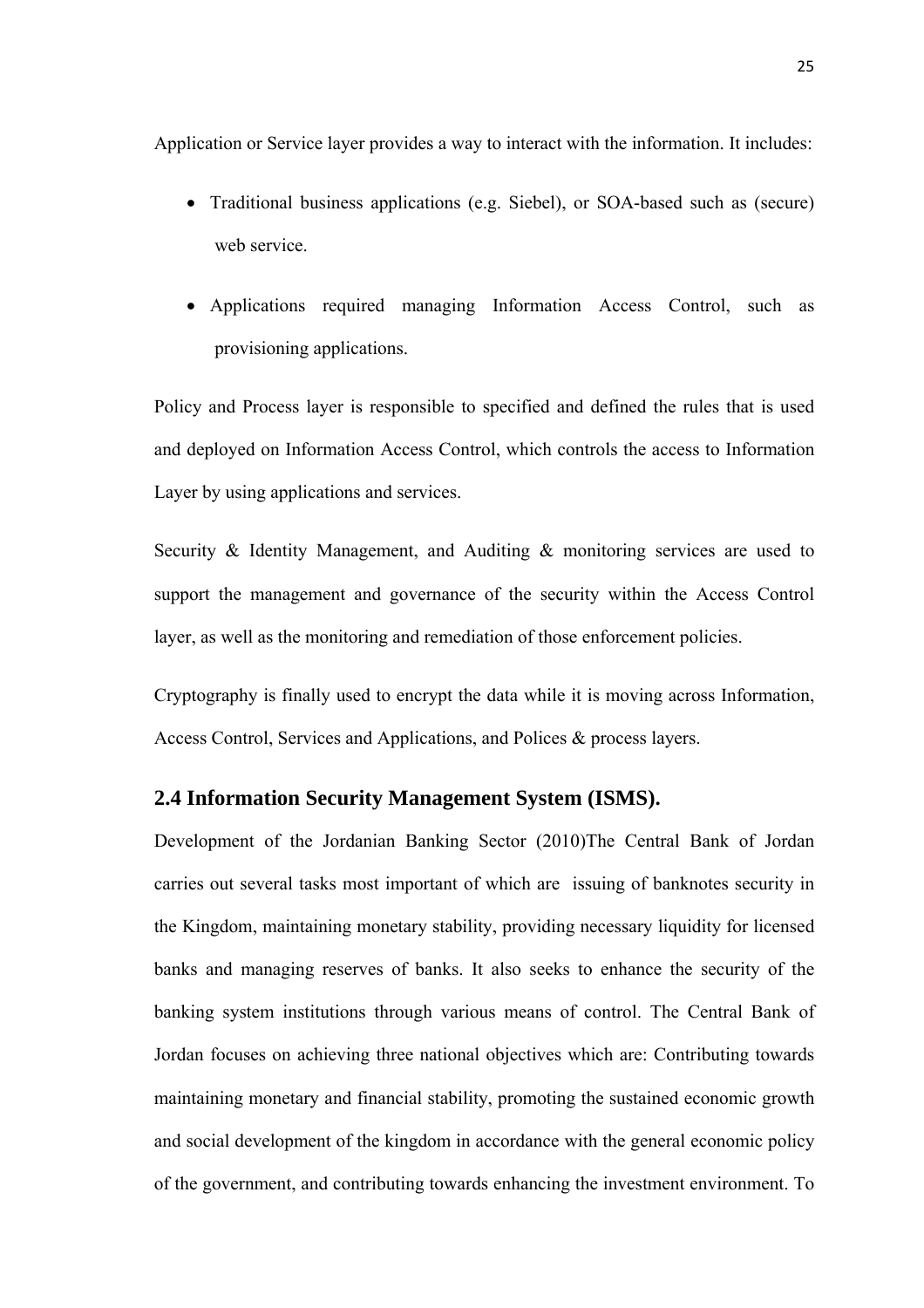Application or Service layer provides a way to interact with the information. It includes:

- Traditional business applications (e.g. Siebel), or SOA-based such as (secure) web service.
- Applications required managing Information Access Control, such as provisioning applications.

Policy and Process layer is responsible to specified and defined the rules that is used and deployed on Information Access Control, which controls the access to Information Layer by using applications and services.

Security & Identity Management, and Auditing & monitoring services are used to support the management and governance of the security within the Access Control layer, as well as the monitoring and remediation of those enforcement policies.

Cryptography is finally used to encrypt the data while it is moving across Information, Access Control, Services and Applications, and Polices & process layers.

## 2.4 Information Security Management System (ISMS).

Development of the Jordanian Banking Sector (2010)The Central Bank of Jordan carries out several tasks most important of which are issuing of banknotes security in the Kingdom, maintaining monetary stability, providing necessary liquidity for licensed banks and managing reserves of banks. It also seeks to enhance the security of the banking system institutions through various means of control. The Central Bank of Jordan focuses on achieving three national objectives which are: Contributing towards maintaining monetary and financial stability, promoting the sustained economic growth and social development of the kingdom in accordance with the general economic policy of the government, and contributing towards enhancing the investment environment. To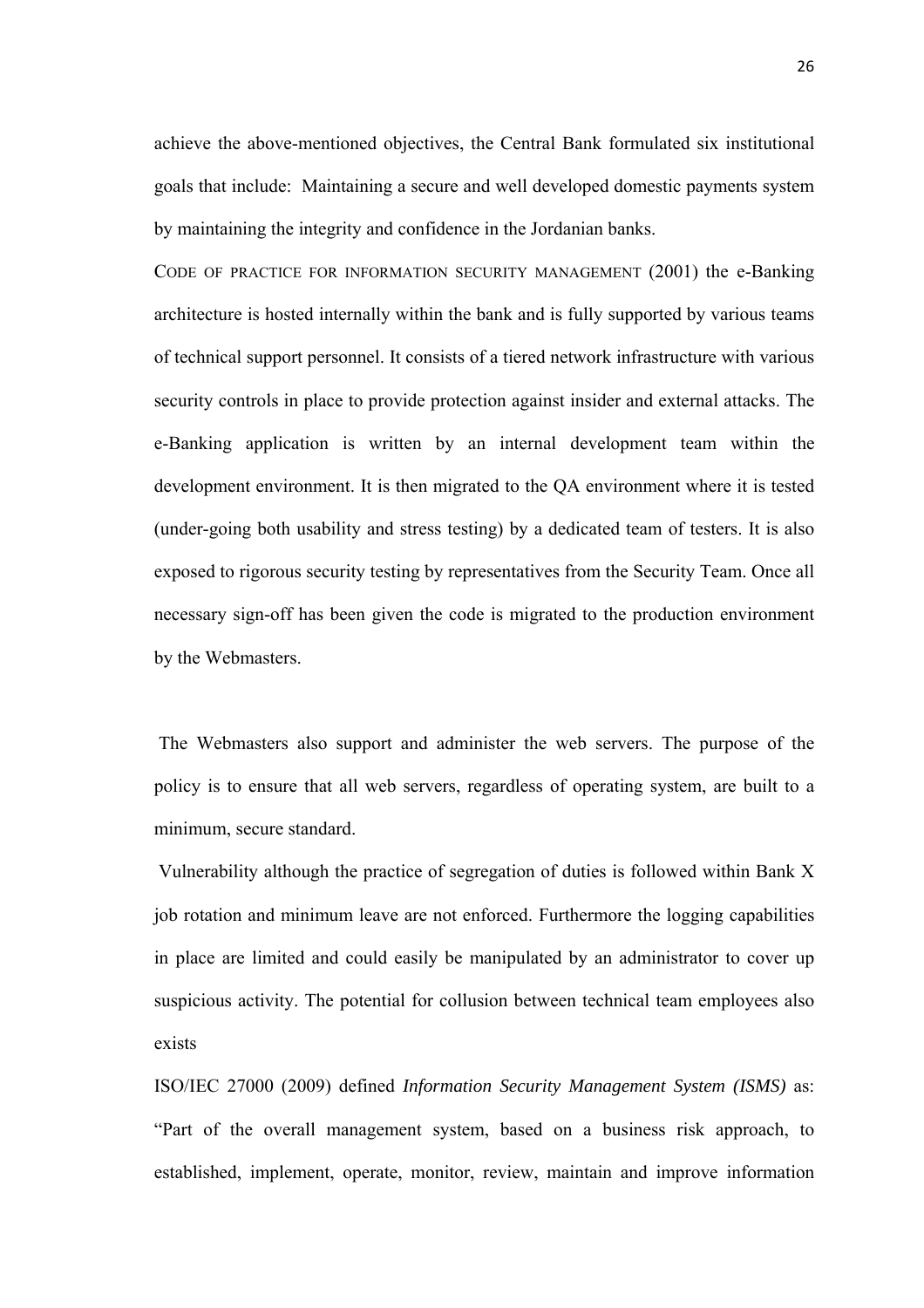achieve the above-mentioned objectives, the Central Bank formulated six institutional goals that include: Maintaining a secure and well developed domestic payments system by maintaining the integrity and confidence in the Jordanian banks.

CODE OF PRACTICE FOR INFORMATION SECURITY MANAGEMENT (2001) the e-Banking architecture is hosted internally within the bank and is fully supported by various teams of technical support personnel. It consists of a tiered network infrastructure with various security controls in place to provide protection against insider and external attacks. The e-Banking application is written by an internal development team within the development environment. It is then migrated to the QA environment where it is tested (under-going both usability and stress testing) by a dedicated team of testers. It is also exposed to rigorous security testing by representatives from the Security Team. Once all necessary sign-off has been given the code is migrated to the production environment by the Webmasters.

The Webmasters also support and administer the web servers. The purpose of the policy is to ensure that all web servers, regardless of operating system, are built to a minimum, secure standard.

Vulnerability although the practice of segregation of duties is followed within Bank X job rotation and minimum leave are not enforced. Furthermore the logging capabilities in place are limited and could easily be manipulated by an administrator to cover up suspicious activity. The potential for collusion between technical team employees also exists

ISO/IEC 27000 (2009) defined *Information Security Management System (ISMS)* as: "Part of the overall management system, based on a business risk approach, to established, implement, operate, monitor, review, maintain and improve information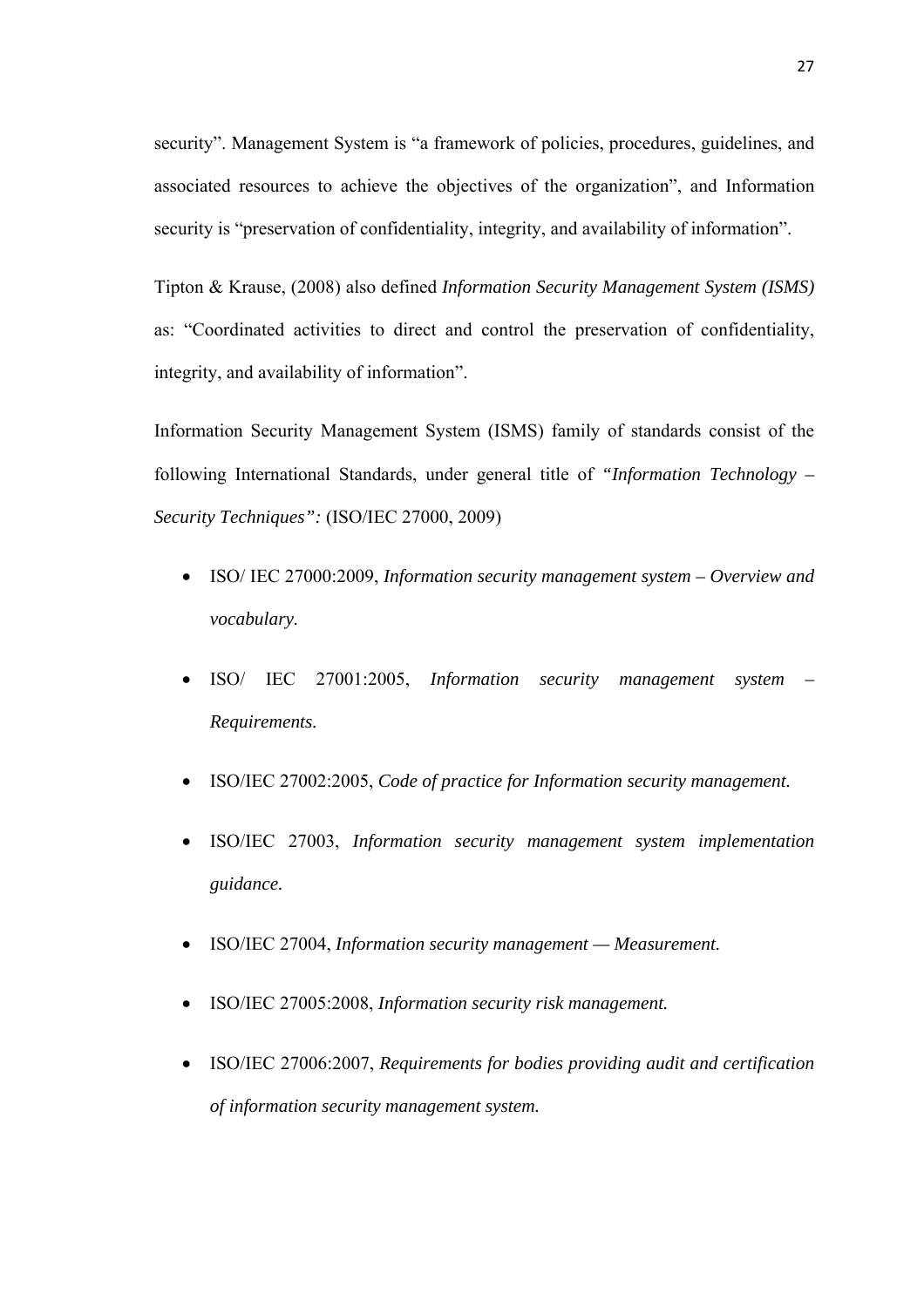security". Management System is "a framework of policies, procedures, guidelines, and associated resources to achieve the objectives of the organization", and Information security is "preservation of confidentiality, integrity, and availability of information".

Tipton & Krause, (2008) also defined *Information Security Management System (ISMS)* as: "Coordinated activities to direct and control the preservation of confidentiality, integrity, and availability of information".

Information Security Management System (ISMS) family of standards consist of the following International Standards, under general title of *"Information Technology – Security Techniques":* (ISO/IEC 27000, 2009)

- ISO/ IEC 27000:2009, *Information security management system – Overview and vocabulary.*
- ISO/ IEC 27001:2005, *Information security management system – Requirements.*
- ISO/IEC 27002:2005, *Code of practice for Information security management.*
- ISO/IEC 27003, *Information security management system implementation guidance.*
- ISO/IEC 27004, *Information security management — Measurement.*
- ISO/IEC 27005:2008, *Information security risk management.*
- ISO/IEC 27006:2007, *Requirements for bodies providing audit and certification of information security management system.*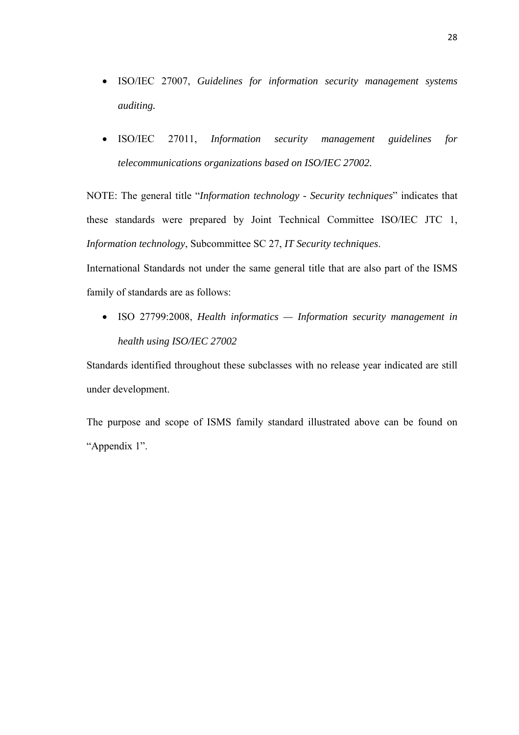- ISO/IEC 27007, *Guidelines for information security management systems auditing.*
- ISO/IEC 27011, *Information security management guidelines for telecommunications organizations based on ISO/IEC 27002.*

NOTE: The general title "*Information technology - Security techniques*" indicates that these standards were prepared by Joint Technical Committee ISO/IEC JTC 1, *Information technology*, Subcommittee SC 27, *IT Security techniques*.

International Standards not under the same general title that are also part of the ISMS family of standards are as follows:

- ISO 27799:2008, *Health informatics — Information security management in health using ISO/IEC 27002*

Standards identified throughout these subclasses with no release year indicated are still under development.

The purpose and scope of ISMS family standard illustrated above can be found on "Appendix 1".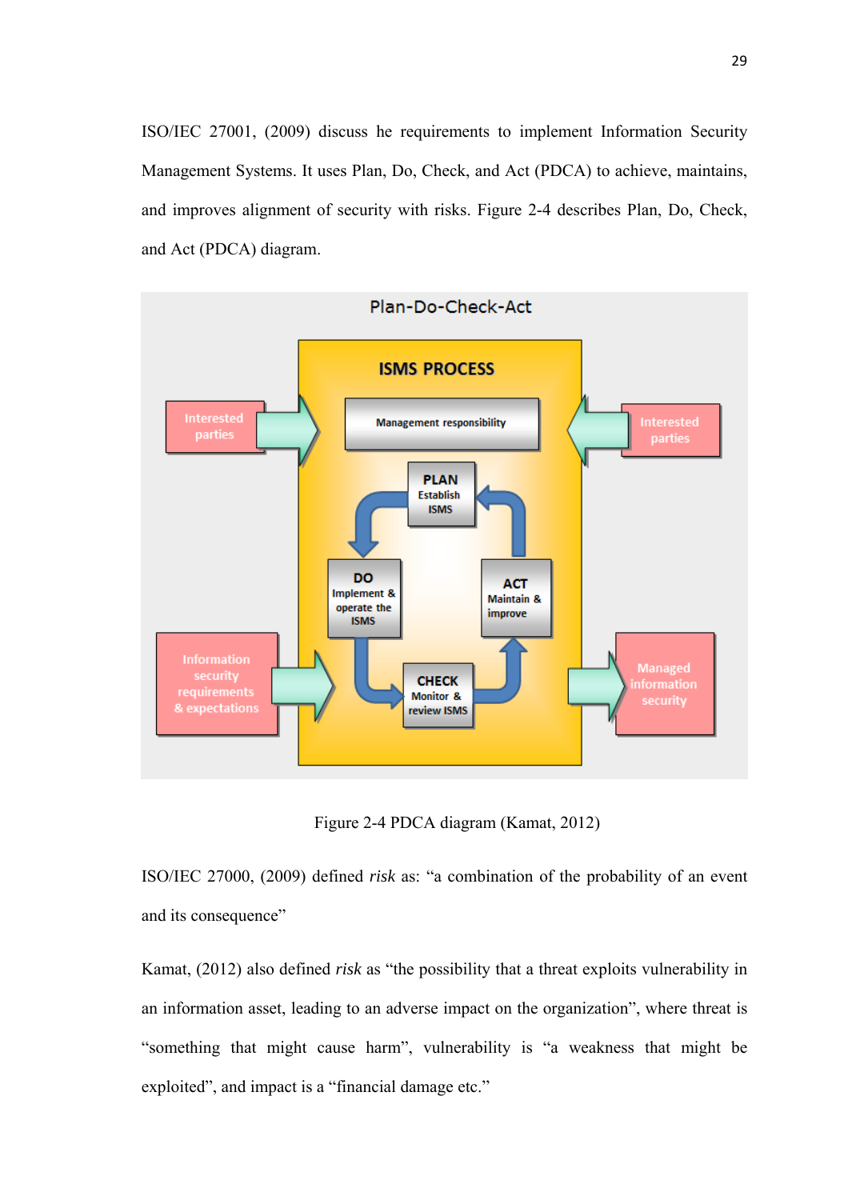ISO/IEC 27001, (2009) discuss he requirements to implement Information Security Management Systems. It uses Plan, Do, Check, and Act (PDCA) to achieve, maintains, and improves alignment of security with risks. Figure 2-4 describes Plan, Do, Check, and Act (PDCA) diagram.

Figure 2-4 PDCA diagram (Kamat, 2012)

ISO/IEC 27000, (2009) defined *risk* as: "a combination of the probability of an event and its consequence"

Kamat, (2012) also defined *risk* as "the possibility that a threat exploits vulnerability in an information asset, leading to an adverse impact on the organization", where threat is "something that might cause harm", vulnerability is "a weakness that might be exploited", and impact is a "financial damage etc."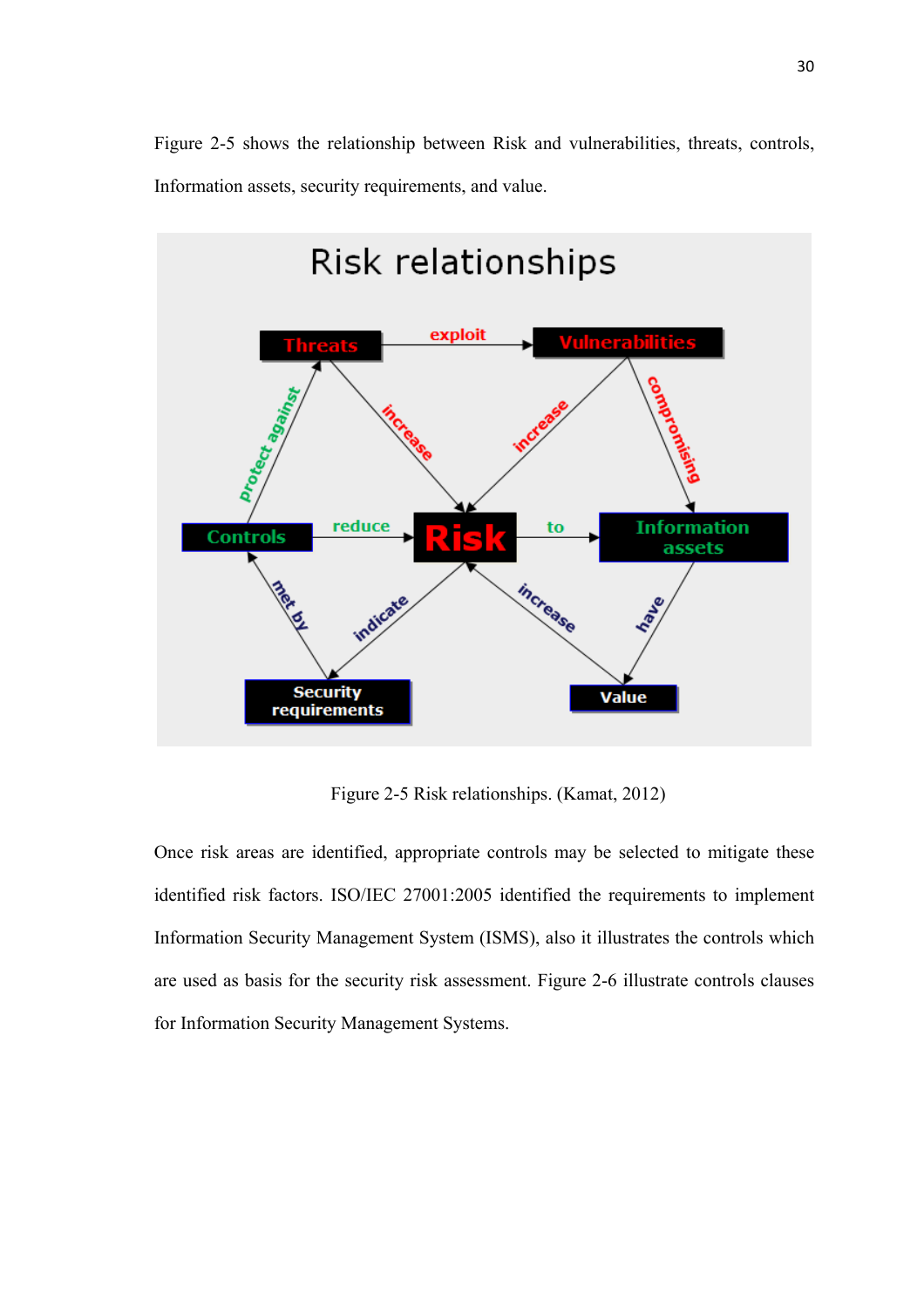Figure 2-5 shows the relationship between Risk and vulnerabilities, threats, controls, Information assets, security requirements, and value.

Figure 2-5 Risk relationships. (Kamat, 2012)

Once risk areas are identified, appropriate controls may be selected to mitigate these identified risk factors. ISO/IEC 27001:2005 identified the requirements to implement Information Security Management System (ISMS), also it illustrates the controls which are used as basis for the security risk assessment. Figure 2-6 illustrate controls clauses for Information Security Management Systems.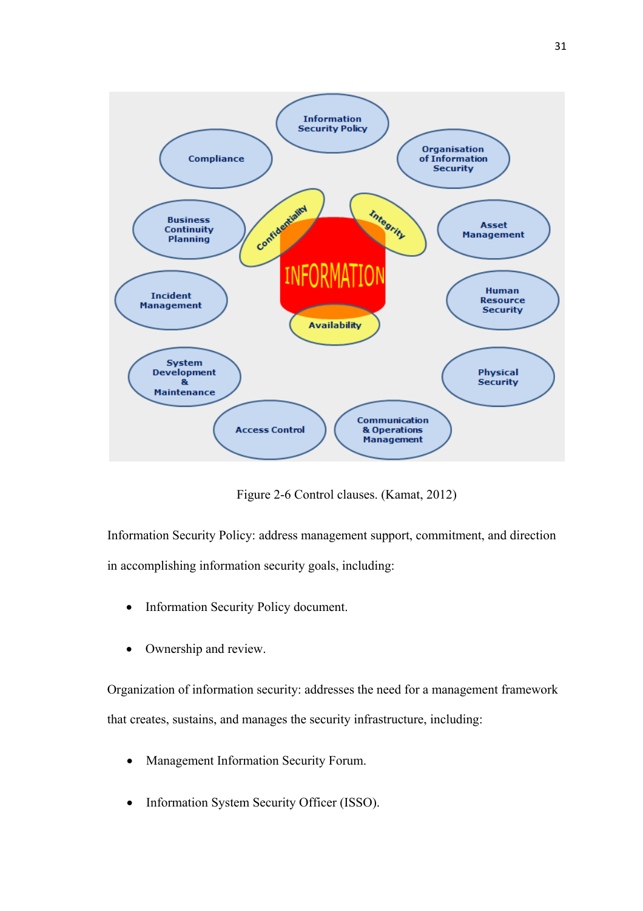Figure 2-6 Control clauses. (Kamat, 2012)

Information Security Policy: address management support, commitment, and direction in accomplishing information security goals, including:

- Information Security Policy document.
- Ownership and review.

Organization of information security: addresses the need for a management framework that creates, sustains, and manages the security infrastructure, including:

- Management Information Security Forum.
- Information System Security Officer (ISSO).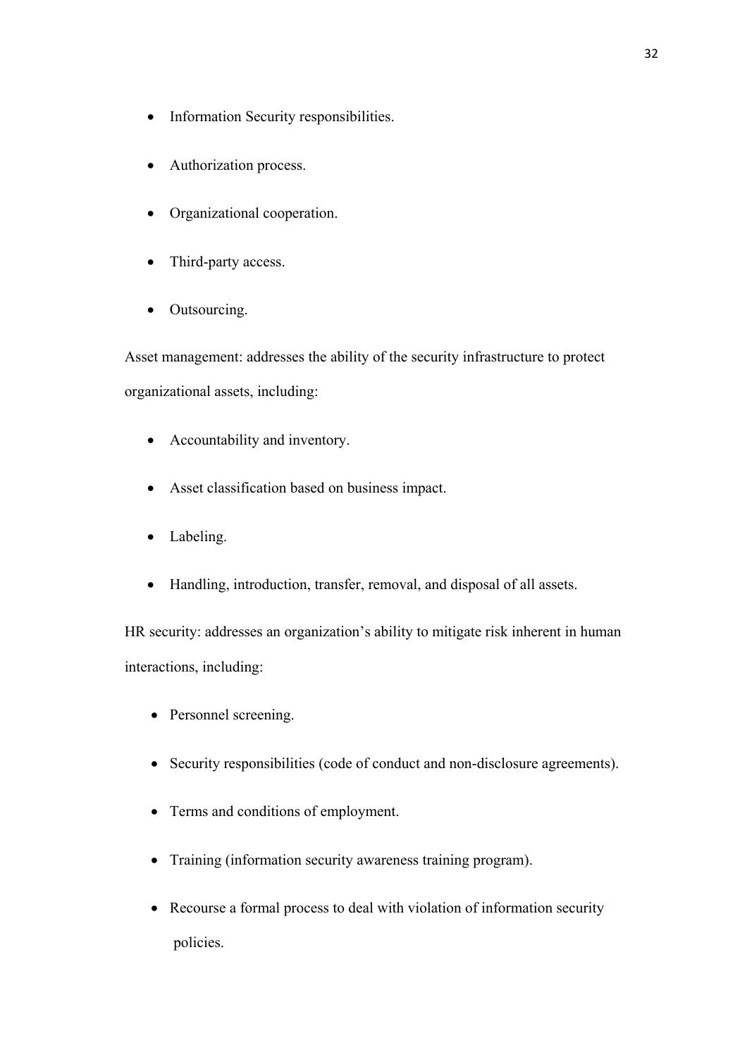- Information Security responsibilities.
- Authorization process.
- Organizational cooperation.
- Third-party access.
- Outsourcing.

Asset management: addresses the ability of the security infrastructure to protect organizational assets, including:

- Accountability and inventory.
- Asset classification based on business impact.
- Labeling.
- Handling, introduction, transfer, removal, and disposal of all assets.

HR security: addresses an organization's ability to mitigate risk inherent in human interactions, including:

- Personnel screening.
- Security responsibilities (code of conduct and non-disclosure agreements).
- Terms and conditions of employment.
- Training (information security awareness training program).
- Recourse a formal process to deal with violation of information security policies.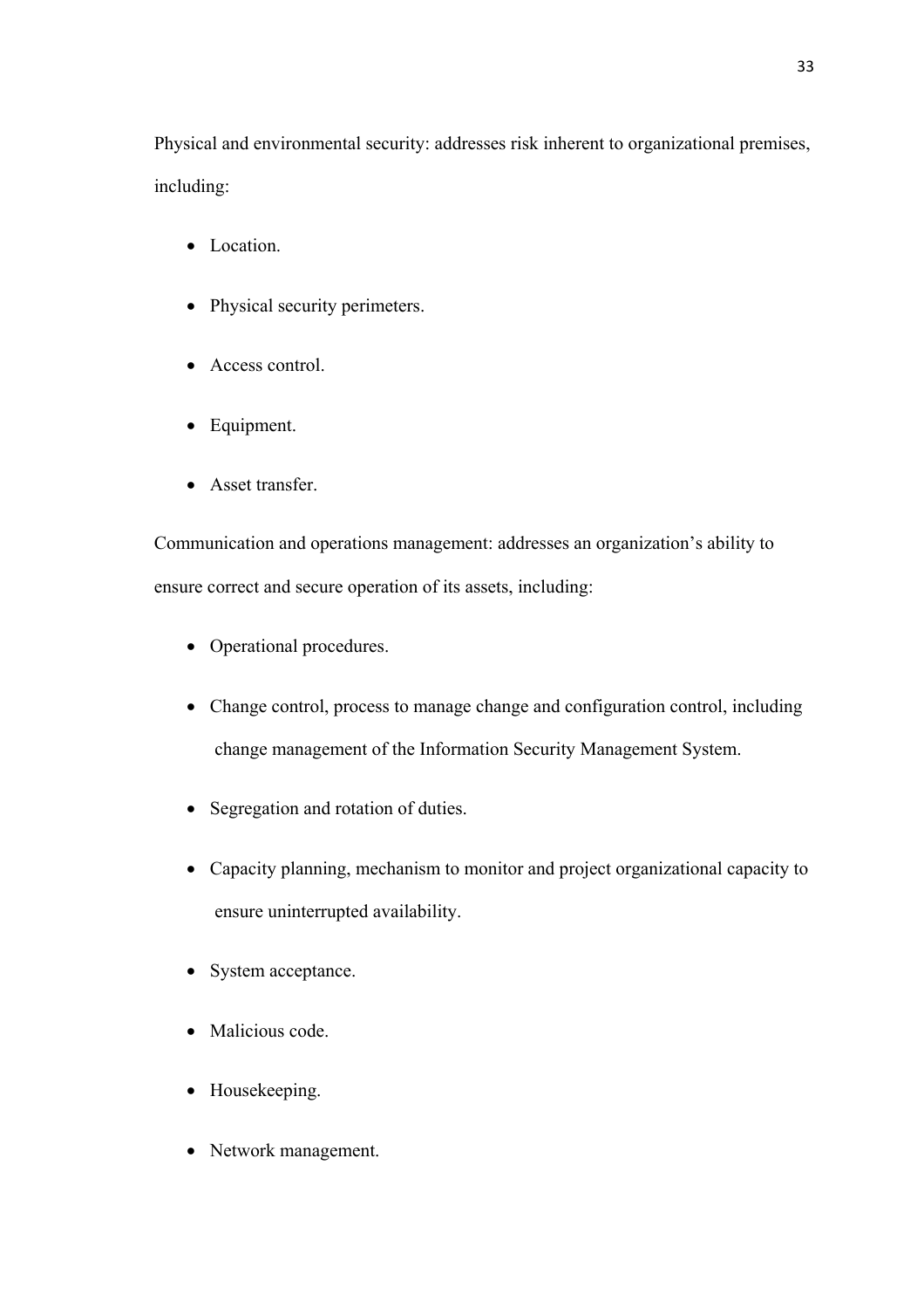Physical and environmental security: addresses risk inherent to organizational premises, including:

- Location.
- Physical security perimeters.
- Access control.
- Equipment.
- Asset transfer.

Communication and operations management: addresses an organization's ability to ensure correct and secure operation of its assets, including:

- Operational procedures.
- Change control, process to manage change and configuration control, including change management of the Information Security Management System.
- Segregation and rotation of duties.
- Capacity planning, mechanism to monitor and project organizational capacity to ensure uninterrupted availability.
- System acceptance.
- Malicious code.
- Housekeeping.
- Network management.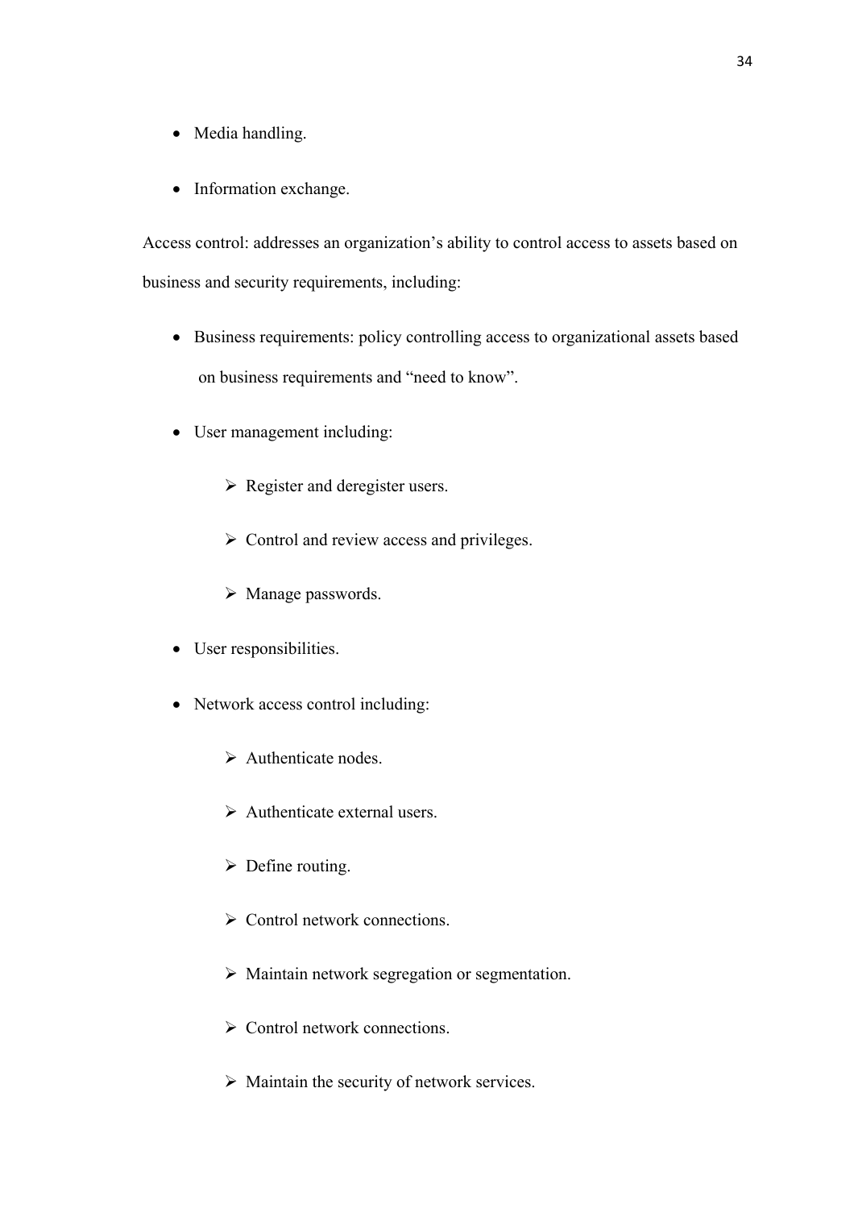- Media handling.
- Information exchange.

Access control: addresses an organization's ability to control access to assets based on business and security requirements, including:

- Business requirements: policy controlling access to organizational assets based on business requirements and "need to know".
- User management including:
    - Register and deregister users.
    - Control and review access and privileges.
    - Manage passwords.
- User responsibilities.
- Network access control including:
    - Authenticate nodes.
    - Authenticate external users.
    - Define routing.
    - Control network connections.
    - Maintain network segregation or segmentation.
    - Control network connections.
    - Maintain the security of network services.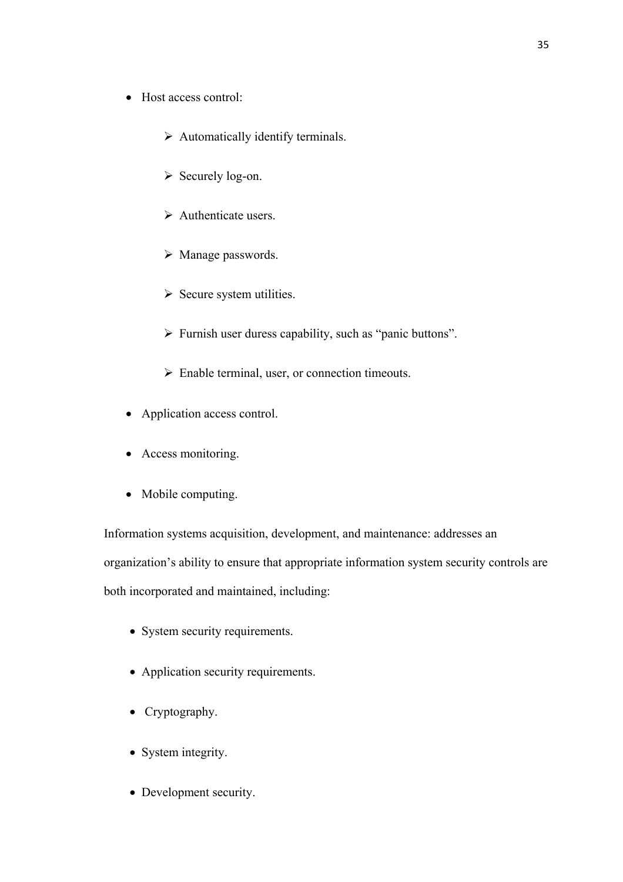- Host access control:
    - Automatically identify terminals.
    - Securely log-on.
    - Authenticate users.
    - Manage passwords.
    - Secure system utilities.
    - Furnish user duress capability, such as “panic buttons”.
    - Enable terminal, user, or connection timeouts.
- Application access control.
- Access monitoring.
- Mobile computing.

Information systems acquisition, development, and maintenance: addresses an organization’s ability to ensure that appropriate information system security controls are both incorporated and maintained, including:

- System security requirements.
- Application security requirements.
- Cryptography.
- System integrity.
- Development security.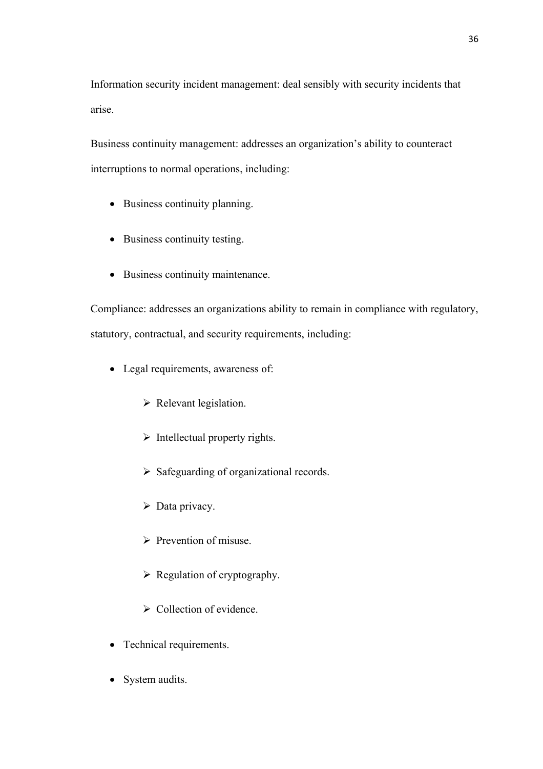Information security incident management: deal sensibly with security incidents that arise.

Business continuity management: addresses an organization's ability to counteract interruptions to normal operations, including:

- Business continuity planning.
- Business continuity testing.
- Business continuity maintenance.

Compliance: addresses an organizations ability to remain in compliance with regulatory, statutory, contractual, and security requirements, including:

- Legal requirements, awareness of:
  - Relevant legislation.
  - Intellectual property rights.
  - Safeguarding of organizational records.
  - Data privacy.
  - Prevention of misuse.
  - Regulation of cryptography.
  - Collection of evidence.
- Technical requirements.
- System audits.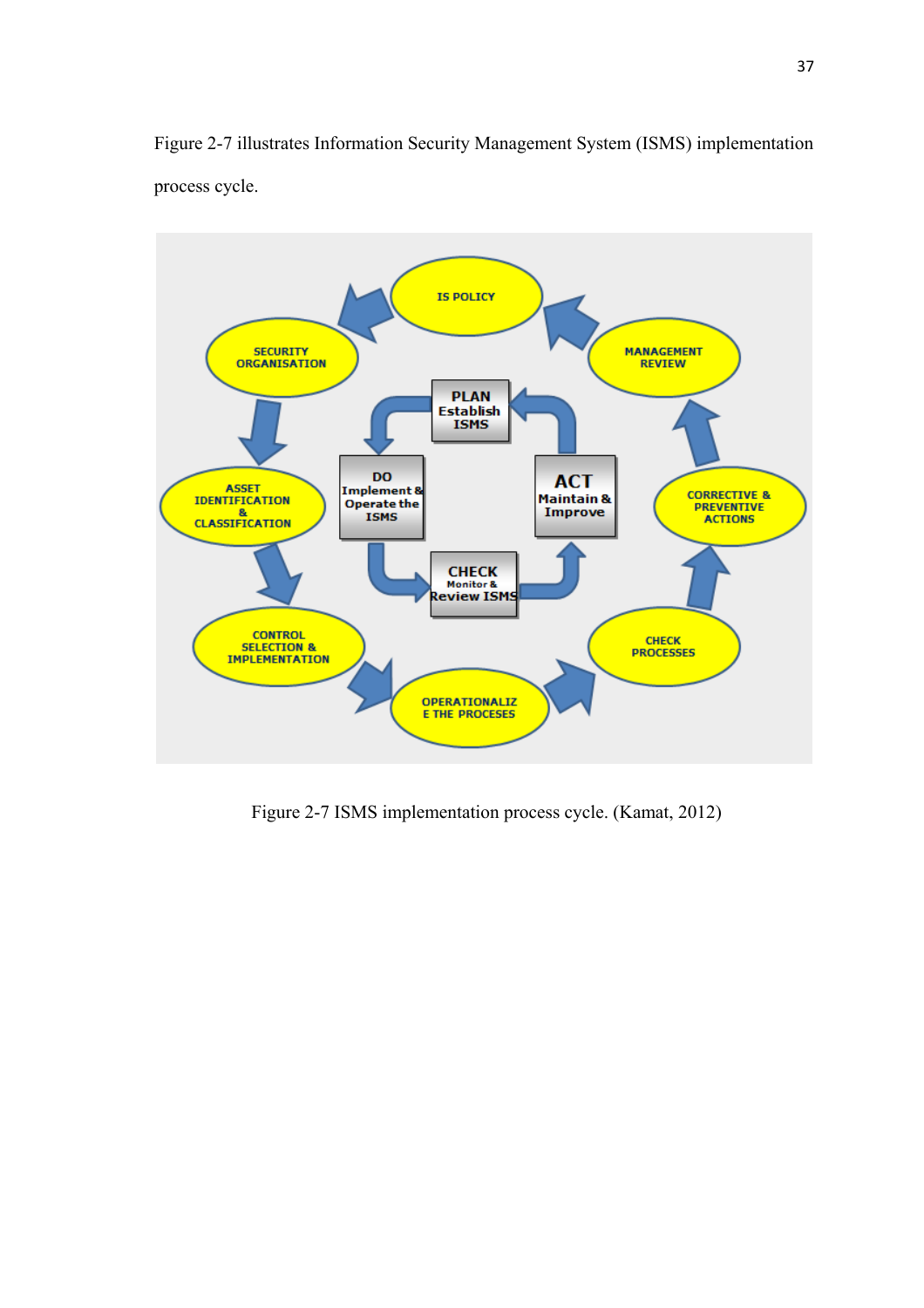Figure 2-7 illustrates Information Security Management System (ISMS) implementation process cycle.

Figure 2-7 ISMS implementation process cycle. (Kamat, 2012)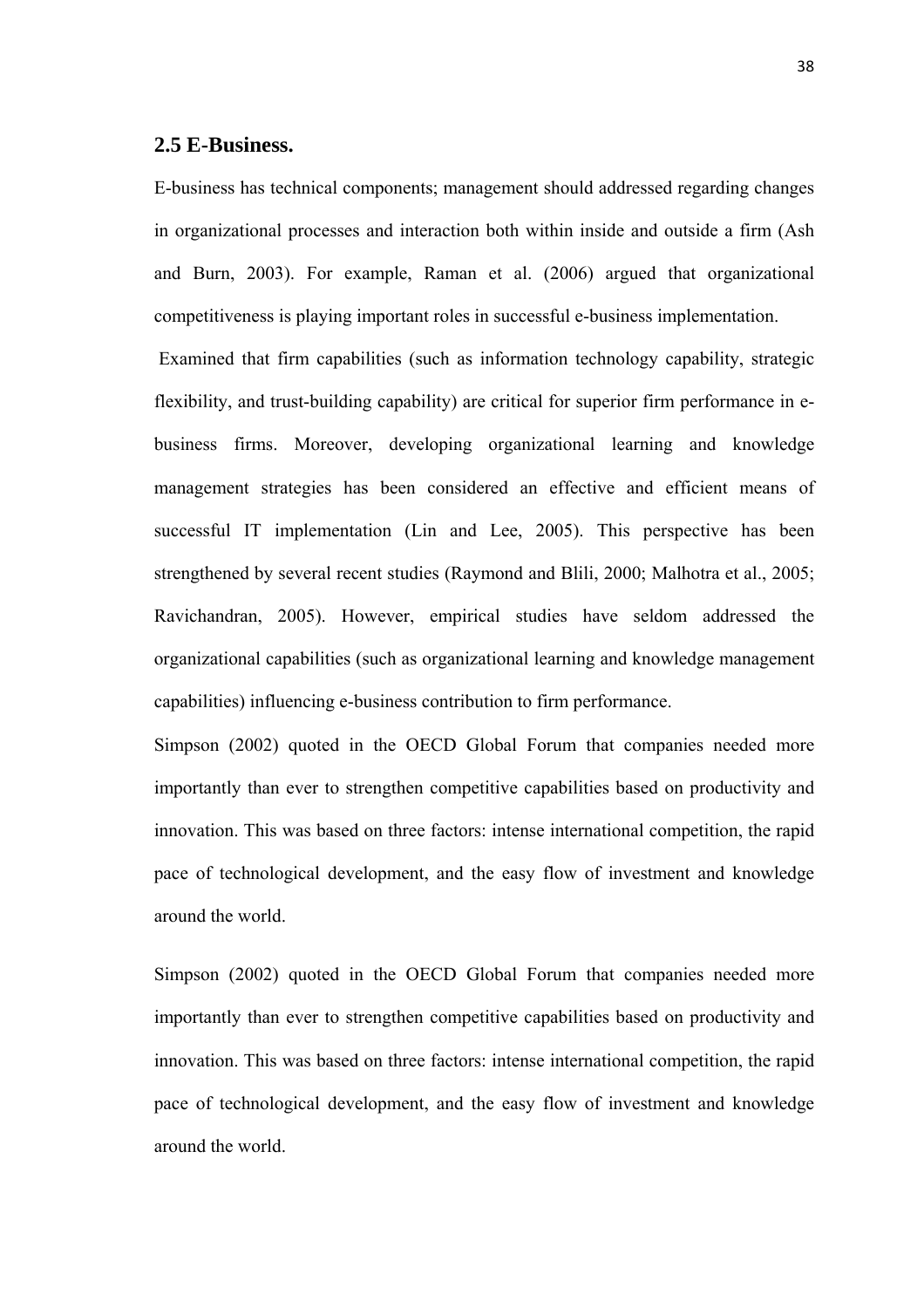## 2.5 E-Business.

E-business has technical components; management should addressed regarding changes in organizational processes and interaction both within inside and outside a firm (Ash and Burn, 2003). For example, Raman et al. (2006) argued that organizational competitiveness is playing important roles in successful e-business implementation.

Examined that firm capabilities (such as information technology capability, strategic flexibility, and trust-building capability) are critical for superior firm performance in e-business firms. Moreover, developing organizational learning and knowledge management strategies has been considered an effective and efficient means of successful IT implementation (Lin and Lee, 2005). This perspective has been strengthened by several recent studies (Raymond and Blili, 2000; Malhotra et al., 2005; Ravichandran, 2005). However, empirical studies have seldom addressed the organizational capabilities (such as organizational learning and knowledge management capabilities) influencing e-business contribution to firm performance.

Simpson (2002) quoted in the OECD Global Forum that companies needed more importantly than ever to strengthen competitive capabilities based on productivity and innovation. This was based on three factors: intense international competition, the rapid pace of technological development, and the easy flow of investment and knowledge around the world.

Simpson (2002) quoted in the OECD Global Forum that companies needed more importantly than ever to strengthen competitive capabilities based on productivity and innovation. This was based on three factors: intense international competition, the rapid pace of technological development, and the easy flow of investment and knowledge around the world.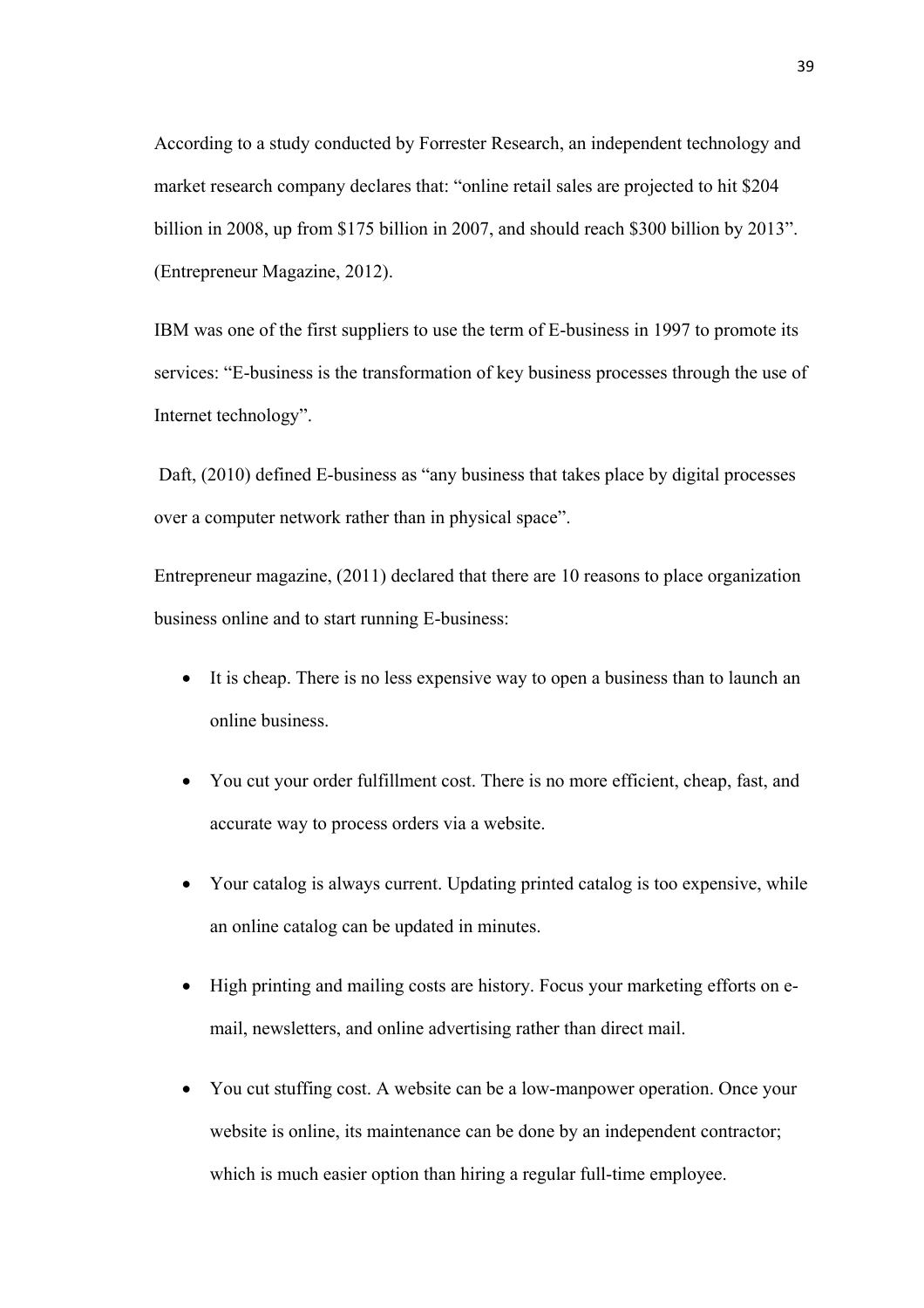According to a study conducted by Forrester Research, an independent technology and market research company declares that: “online retail sales are projected to hit $204 billion in 2008, up from $175 billion in 2007, and should reach $300 billion by 2013”. (Entrepreneur Magazine, 2012).

IBM was one of the first suppliers to use the term of E-business in 1997 to promote its services: “E-business is the transformation of key business processes through the use of Internet technology”.

Daft, (2010) defined E-business as “any business that takes place by digital processes over a computer network rather than in physical space”.

Entrepreneur magazine, (2011) declared that there are 10 reasons to place organization business online and to start running E-business:

- It is cheap. There is no less expensive way to open a business than to launch an online business.
- You cut your order fulfillment cost. There is no more efficient, cheap, fast, and accurate way to process orders via a website.
- Your catalog is always current. Updating printed catalog is too expensive, while an online catalog can be updated in minutes.
- High printing and mailing costs are history. Focus your marketing efforts on e-mail, newsletters, and online advertising rather than direct mail.
- You cut stuffing cost. A website can be a low-manpower operation. Once your website is online, its maintenance can be done by an independent contractor; which is much easier option than hiring a regular full-time employee.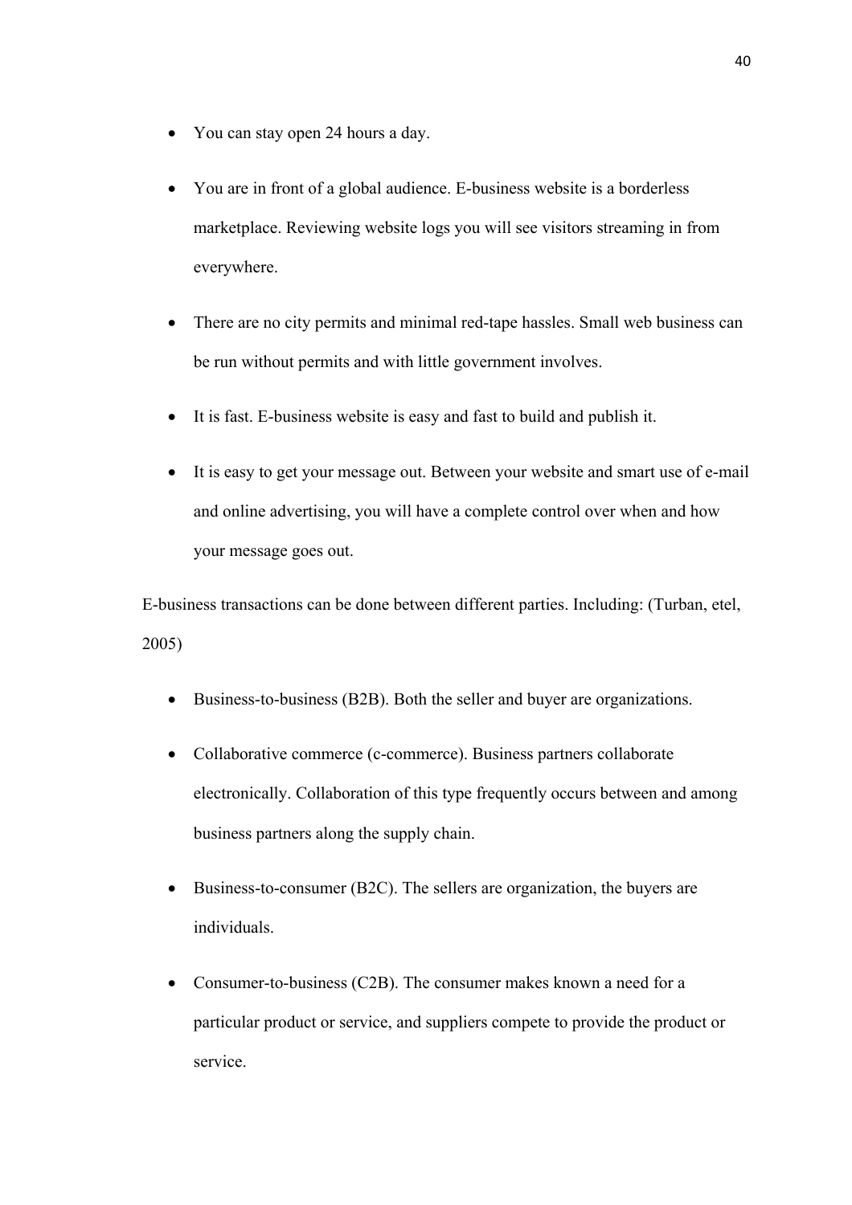- You can stay open 24 hours a day.
- You are in front of a global audience. E-business website is a borderless marketplace. Reviewing website logs you will see visitors streaming in from everywhere.
- There are no city permits and minimal red-tape hassles. Small web business can be run without permits and with little government involves.
- It is fast. E-business website is easy and fast to build and publish it.
- It is easy to get your message out. Between your website and smart use of e-mail and online advertising, you will have a complete control over when and how your message goes out.

E-business transactions can be done between different parties. Including: (Turban, etel, 2005)

- Business-to-business (B2B). Both the seller and buyer are organizations.
- Collaborative commerce (c-commerce). Business partners collaborate electronically. Collaboration of this type frequently occurs between and among business partners along the supply chain.
- Business-to-consumer (B2C). The sellers are organization, the buyers are individuals.
- Consumer-to-business (C2B). The consumer makes known a need for a particular product or service, and suppliers compete to provide the product or service.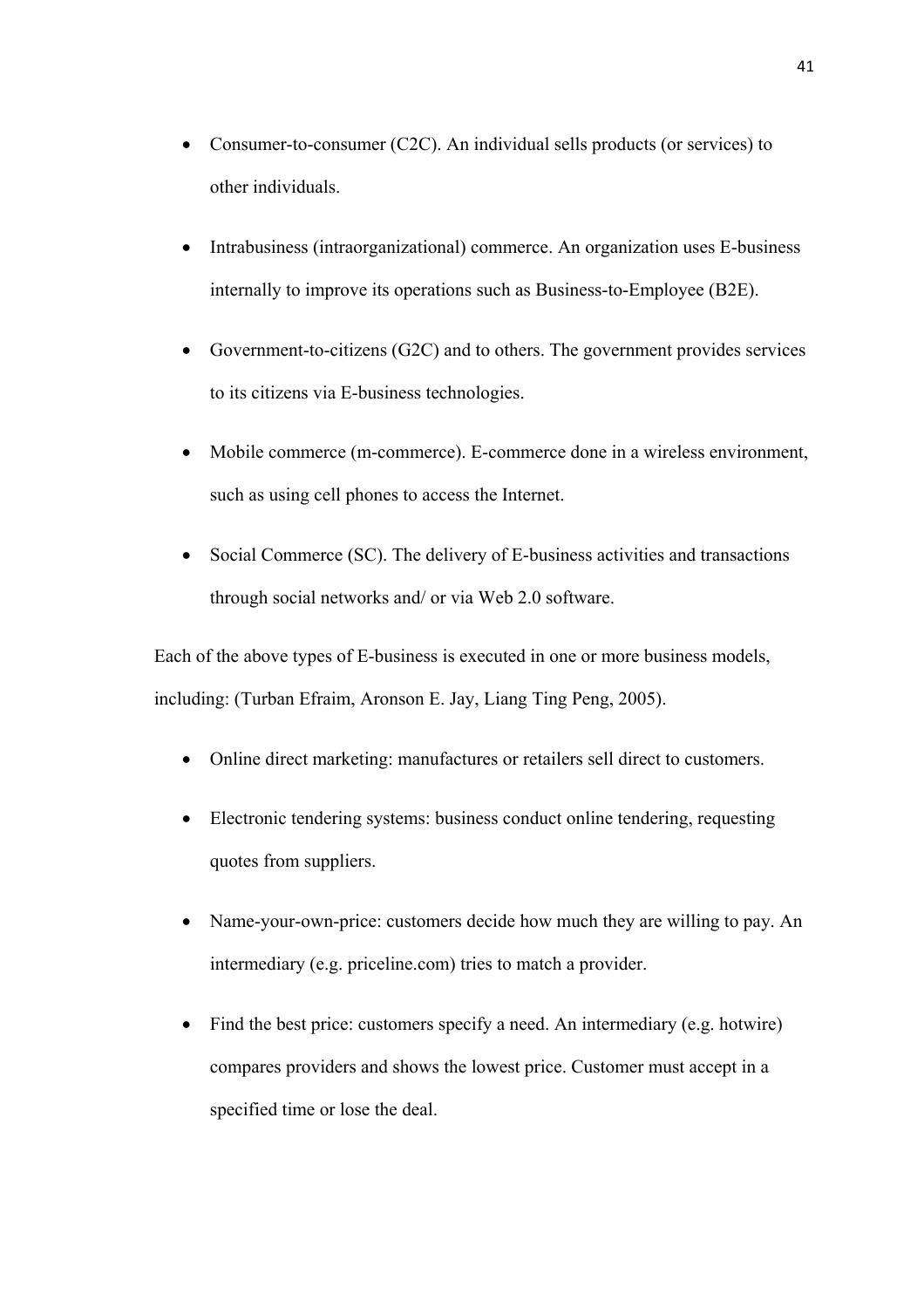- Consumer-to-consumer (C2C). An individual sells products (or services) to other individuals.
- Intrabusiness (intraorganizational) commerce. An organization uses E-business internally to improve its operations such as Business-to-Employee (B2E).
- Government-to-citizens (G2C) and to others. The government provides services to its citizens via E-business technologies.
- Mobile commerce (m-commerce). E-commerce done in a wireless environment, such as using cell phones to access the Internet.
- Social Commerce (SC). The delivery of E-business activities and transactions through social networks and/ or via Web 2.0 software.

Each of the above types of E-business is executed in one or more business models, including: (Turban Efraim, Aronson E. Jay, Liang Ting Peng, 2005).

- Online direct marketing: manufactures or retailers sell direct to customers.
- Electronic tendering systems: business conduct online tendering, requesting quotes from suppliers.
- Name-your-own-price: customers decide how much they are willing to pay. An intermediary (e.g. priceline.com) tries to match a provider.
- Find the best price: customers specify a need. An intermediary (e.g. hotwire) compares providers and shows the lowest price. Customer must accept in a specified time or lose the deal.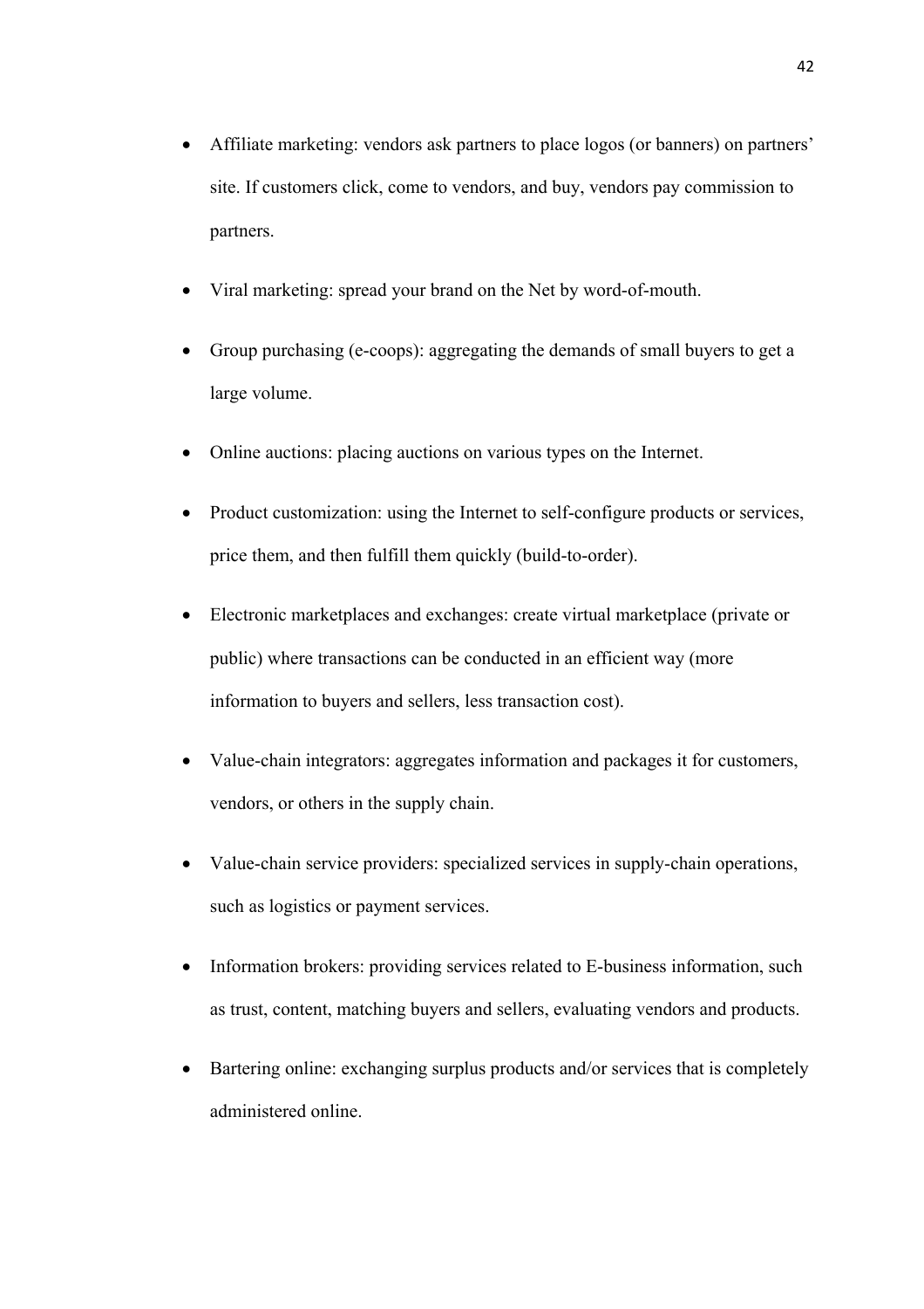- Affiliate marketing: vendors ask partners to place logos (or banners) on partners' site. If customers click, come to vendors, and buy, vendors pay commission to partners.
- Viral marketing: spread your brand on the Net by word-of-mouth.
- Group purchasing (e-coops): aggregating the demands of small buyers to get a large volume.
- Online auctions: placing auctions on various types on the Internet.
- Product customization: using the Internet to self-configure products or services, price them, and then fulfill them quickly (build-to-order).
- Electronic marketplaces and exchanges: create virtual marketplace (private or public) where transactions can be conducted in an efficient way (more information to buyers and sellers, less transaction cost).
- Value-chain integrators: aggregates information and packages it for customers, vendors, or others in the supply chain.
- Value-chain service providers: specialized services in supply-chain operations, such as logistics or payment services.
- Information brokers: providing services related to E-business information, such as trust, content, matching buyers and sellers, evaluating vendors and products.
- Bartering online: exchanging surplus products and/or services that is completely administered online.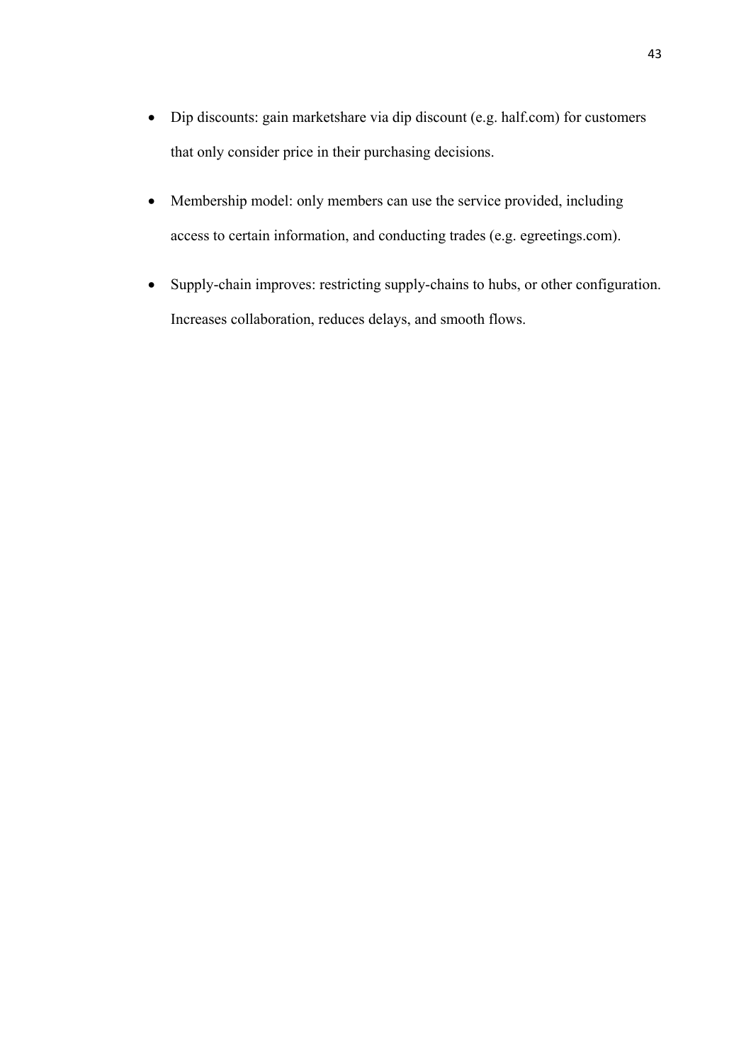- Dip discounts: gain marketshare via dip discount (e.g. half.com) for customers that only consider price in their purchasing decisions.
- Membership model: only members can use the service provided, including access to certain information, and conducting trades (e.g. egreetings.com).
- Supply-chain improves: restricting supply-chains to hubs, or other configuration. Increases collaboration, reduces delays, and smooth flows.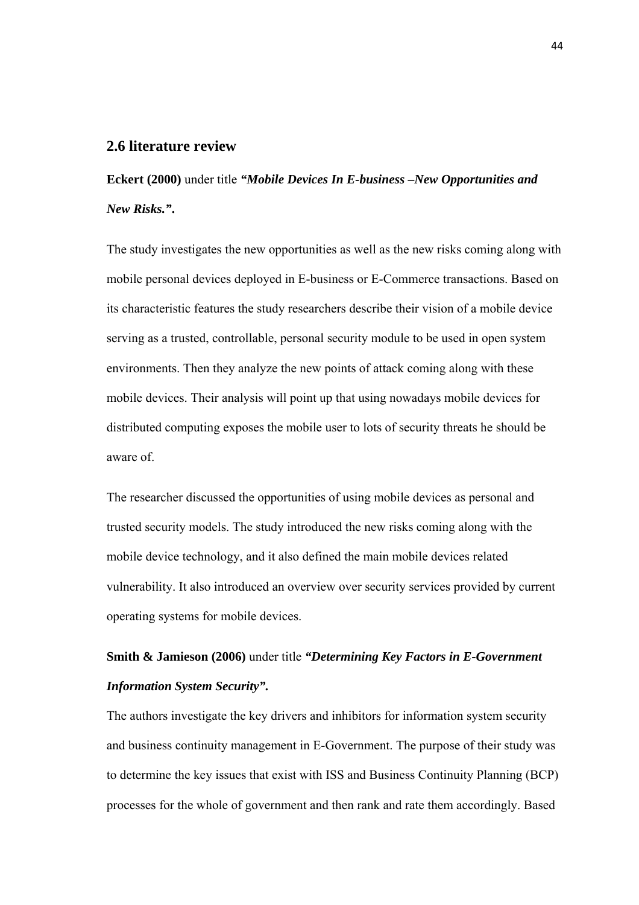## 2.6 literature review

**Eckert (2000)** under title ***"Mobile Devices In E-business –New Opportunities and New Risks.".***

The study investigates the new opportunities as well as the new risks coming along with mobile personal devices deployed in E-business or E-Commerce transactions. Based on its characteristic features the study researchers describe their vision of a mobile device serving as a trusted, controllable, personal security module to be used in open system environments. Then they analyze the new points of attack coming along with these mobile devices. Their analysis will point up that using nowadays mobile devices for distributed computing exposes the mobile user to lots of security threats he should be aware of.

The researcher discussed the opportunities of using mobile devices as personal and trusted security models. The study introduced the new risks coming along with the mobile device technology, and it also defined the main mobile devices related vulnerability. It also introduced an overview over security services provided by current operating systems for mobile devices.

**Smith & Jamieson (2006)** under title ***"Determining Key Factors in E-Government Information System Security".***

The authors investigate the key drivers and inhibitors for information system security and business continuity management in E-Government. The purpose of their study was to determine the key issues that exist with ISS and Business Continuity Planning (BCP) processes for the whole of government and then rank and rate them accordingly. Based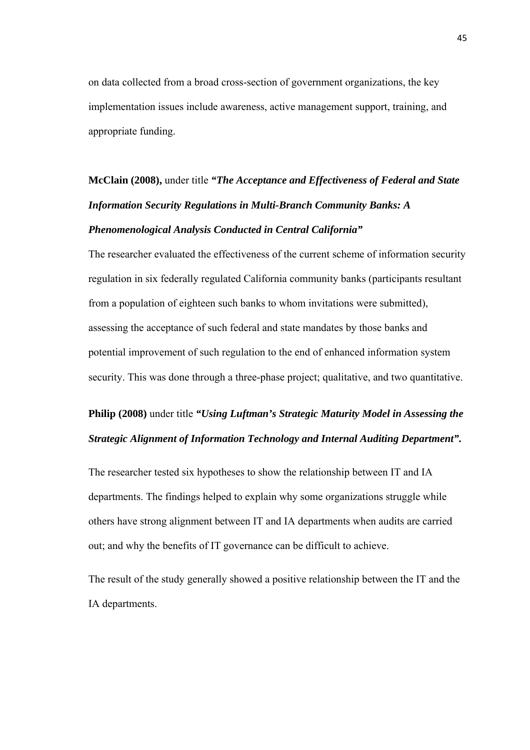on data collected from a broad cross-section of government organizations, the key implementation issues include awareness, active management support, training, and appropriate funding.

**McClain (2008),** under title ***"The Acceptance and Effectiveness of Federal and State Information Security Regulations in Multi-Branch Community Banks: A Phenomenological Analysis Conducted in Central California"***

The researcher evaluated the effectiveness of the current scheme of information security regulation in six federally regulated California community banks (participants resultant from a population of eighteen such banks to whom invitations were submitted), assessing the acceptance of such federal and state mandates by those banks and potential improvement of such regulation to the end of enhanced information system security. This was done through a three-phase project; qualitative, and two quantitative.

**Philip (2008)** under title ***"Using Luftman's Strategic Maturity Model in Assessing the Strategic Alignment of Information Technology and Internal Auditing Department".***

The researcher tested six hypotheses to show the relationship between IT and IA departments. The findings helped to explain why some organizations struggle while others have strong alignment between IT and IA departments when audits are carried out; and why the benefits of IT governance can be difficult to achieve.

The result of the study generally showed a positive relationship between the IT and the IA departments.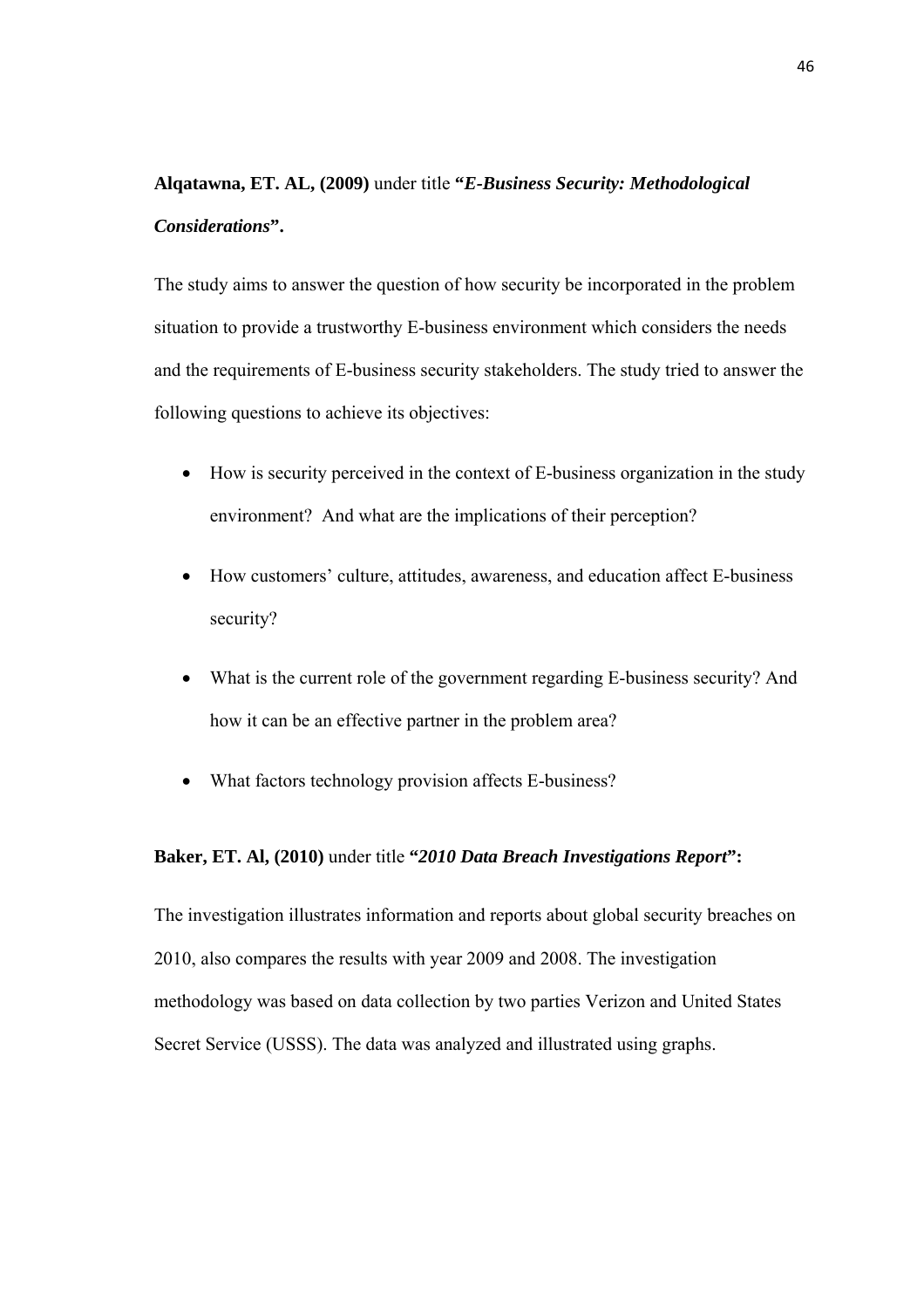**Alqatawna, ET. AL, (2009)** under title **"*E-Business Security: Methodological Considerations*".**

The study aims to answer the question of how security be incorporated in the problem situation to provide a trustworthy E-business environment which considers the needs and the requirements of E-business security stakeholders. The study tried to answer the following questions to achieve its objectives:

- How is security perceived in the context of E-business organization in the study environment?  And what are the implications of their perception?
- How customers' culture, attitudes, awareness, and education affect E-business security?
- What is the current role of the government regarding E-business security? And how it can be an effective partner in the problem area?
- What factors technology provision affects E-business?

**Baker, ET. Al, (2010)** under title ***"2010 Data Breach Investigations Report"*:**

The investigation illustrates information and reports about global security breaches on 2010, also compares the results with year 2009 and 2008. The investigation methodology was based on data collection by two parties Verizon and United States Secret Service (USSS). The data was analyzed and illustrated using graphs.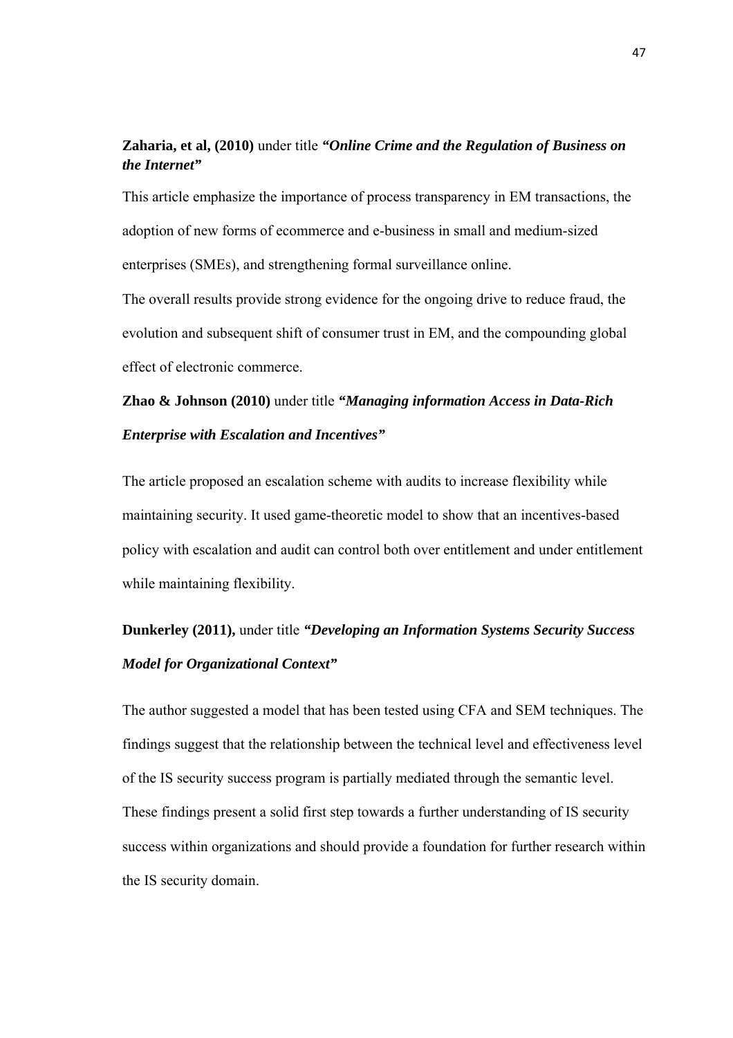**Zaharia, et al, (2010)** under title ***"Online Crime and the Regulation of Business on the Internet"***

This article emphasize the importance of process transparency in EM transactions, the adoption of new forms of ecommerce and e-business in small and medium-sized enterprises (SMEs), and strengthening formal surveillance online.

The overall results provide strong evidence for the ongoing drive to reduce fraud, the evolution and subsequent shift of consumer trust in EM, and the compounding global effect of electronic commerce.

**Zhao & Johnson (2010)** under title ***"Managing information Access in Data-Rich Enterprise with Escalation and Incentives"***

The article proposed an escalation scheme with audits to increase flexibility while maintaining security. It used game-theoretic model to show that an incentives-based policy with escalation and audit can control both over entitlement and under entitlement while maintaining flexibility.

**Dunkerley (2011),** under title ***"Developing an Information Systems Security Success Model for Organizational Context"***

The author suggested a model that has been tested using CFA and SEM techniques. The findings suggest that the relationship between the technical level and effectiveness level of the IS security success program is partially mediated through the semantic level. These findings present a solid first step towards a further understanding of IS security success within organizations and should provide a foundation for further research within the IS security domain.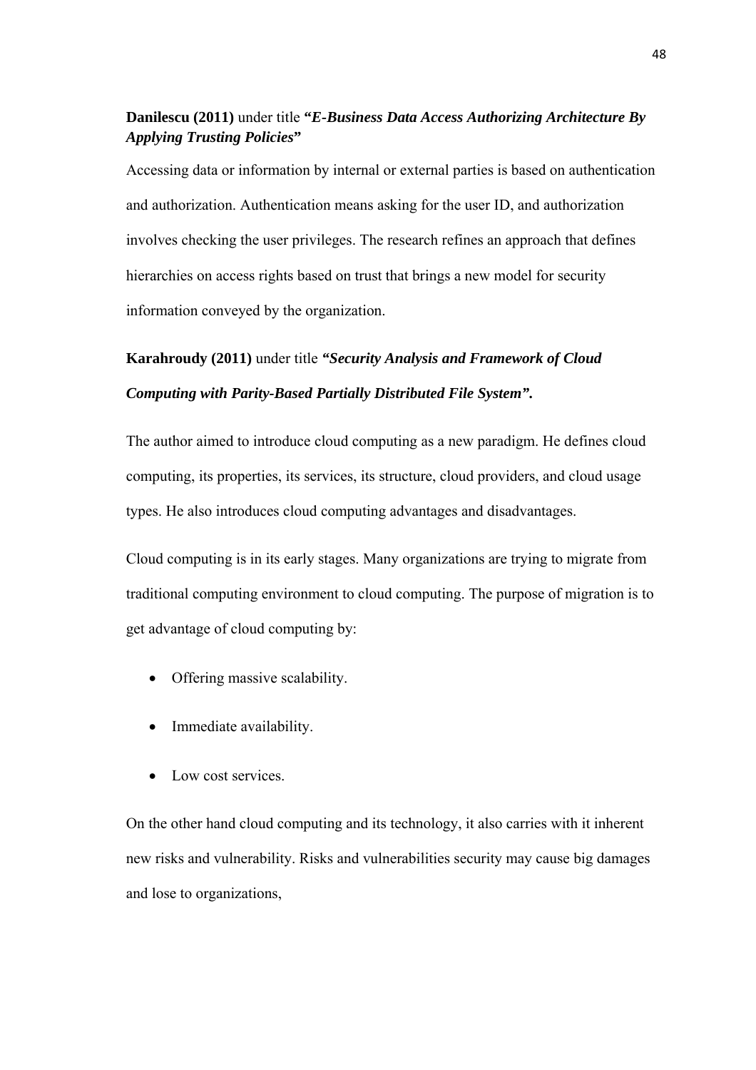**Danilescu (2011)** under title ***"E-Business Data Access Authorizing Architecture By Applying Trusting Policies"***

Accessing data or information by internal or external parties is based on authentication and authorization. Authentication means asking for the user ID, and authorization involves checking the user privileges. The research refines an approach that defines hierarchies on access rights based on trust that brings a new model for security information conveyed by the organization.

**Karahroudy (2011)** under title ***"Security Analysis and Framework of Cloud Computing with Parity-Based Partially Distributed File System".***

The author aimed to introduce cloud computing as a new paradigm. He defines cloud computing, its properties, its services, its structure, cloud providers, and cloud usage types. He also introduces cloud computing advantages and disadvantages.

Cloud computing is in its early stages. Many organizations are trying to migrate from traditional computing environment to cloud computing. The purpose of migration is to get advantage of cloud computing by:

- Offering massive scalability.
- Immediate availability.
- Low cost services.

On the other hand cloud computing and its technology, it also carries with it inherent new risks and vulnerability. Risks and vulnerabilities security may cause big damages and lose to organizations,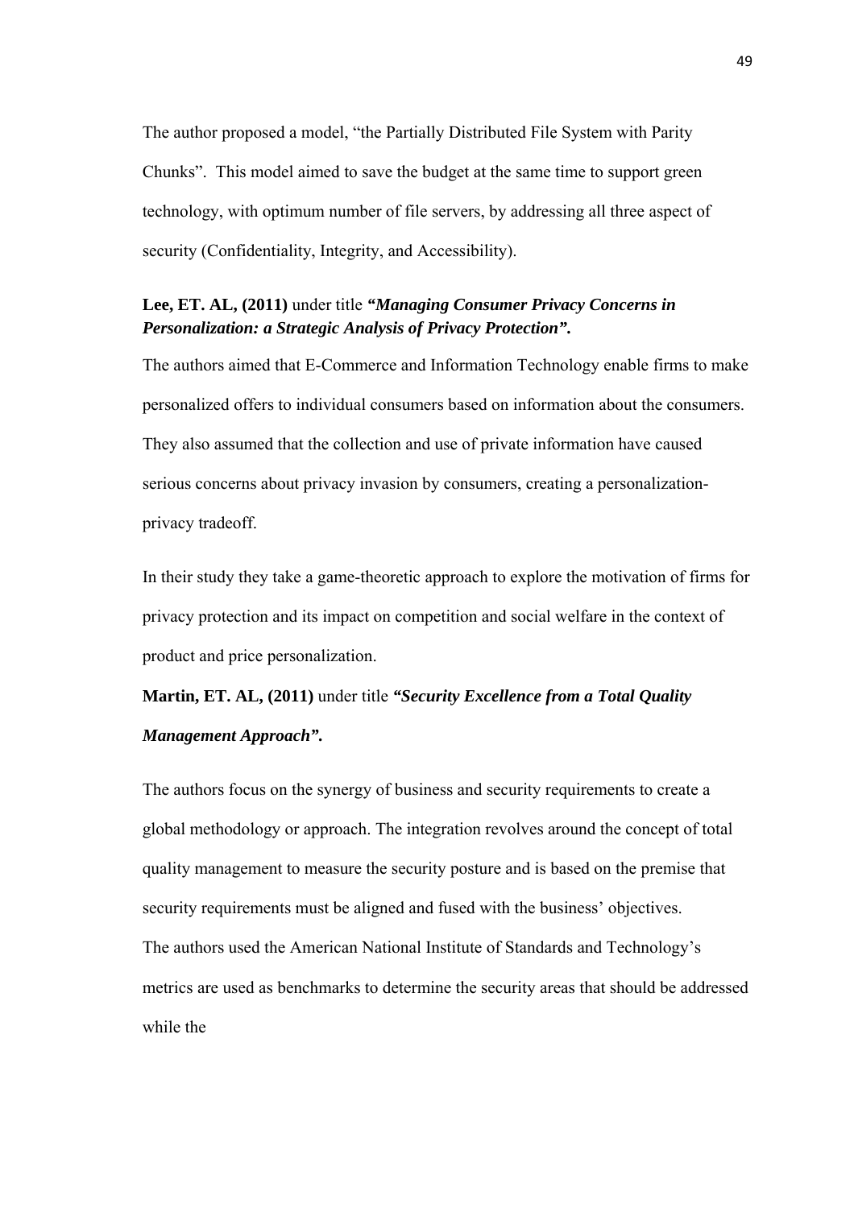The author proposed a model, "the Partially Distributed File System with Parity Chunks". This model aimed to save the budget at the same time to support green technology, with optimum number of file servers, by addressing all three aspect of security (Confidentiality, Integrity, and Accessibility).

**Lee, ET. AL, (2011)** under title ***"Managing Consumer Privacy Concerns in Personalization: a Strategic Analysis of Privacy Protection".***

The authors aimed that E-Commerce and Information Technology enable firms to make personalized offers to individual consumers based on information about the consumers. They also assumed that the collection and use of private information have caused serious concerns about privacy invasion by consumers, creating a personalization-privacy tradeoff.

In their study they take a game-theoretic approach to explore the motivation of firms for privacy protection and its impact on competition and social welfare in the context of product and price personalization.

**Martin, ET. AL, (2011)** under title ***"Security Excellence from a Total Quality Management Approach".***

The authors focus on the synergy of business and security requirements to create a global methodology or approach. The integration revolves around the concept of total quality management to measure the security posture and is based on the premise that security requirements must be aligned and fused with the business' objectives.
The authors used the American National Institute of Standards and Technology's metrics are used as benchmarks to determine the security areas that should be addressed while the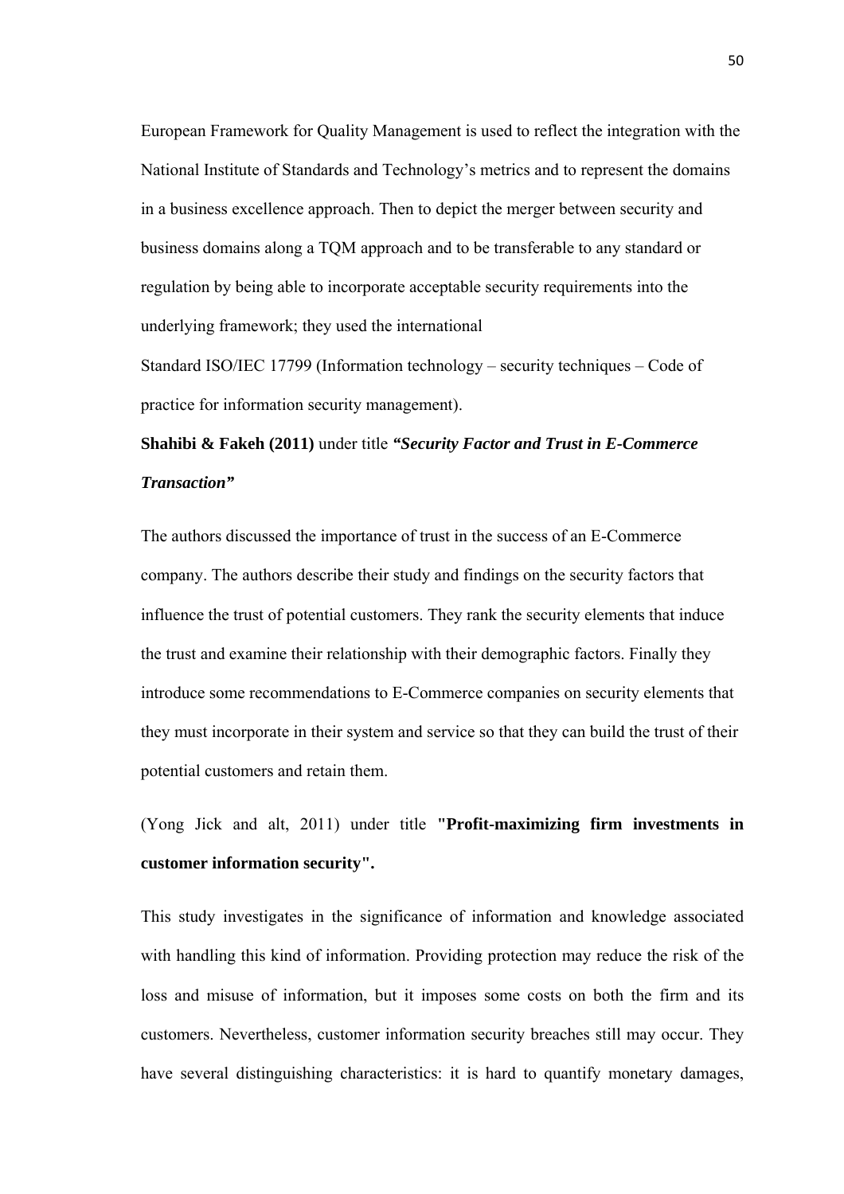European Framework for Quality Management is used to reflect the integration with the National Institute of Standards and Technology's metrics and to represent the domains in a business excellence approach. Then to depict the merger between security and business domains along a TQM approach and to be transferable to any standard or regulation by being able to incorporate acceptable security requirements into the underlying framework; they used the international

Standard ISO/IEC 17799 (Information technology – security techniques – Code of practice for information security management).

**Shahibi & Fakeh (2011)** under title ***"Security Factor and Trust in E-Commerce Transaction"***

The authors discussed the importance of trust in the success of an E-Commerce company. The authors describe their study and findings on the security factors that influence the trust of potential customers. They rank the security elements that induce the trust and examine their relationship with their demographic factors. Finally they introduce some recommendations to E-Commerce companies on security elements that they must incorporate in their system and service so that they can build the trust of their potential customers and retain them.

(Yong Jick and alt, 2011) under title **"Profit-maximizing firm investments in customer information security".**

This study investigates in the significance of information and knowledge associated with handling this kind of information. Providing protection may reduce the risk of the loss and misuse of information, but it imposes some costs on both the firm and its customers. Nevertheless, customer information security breaches still may occur. They have several distinguishing characteristics: it is hard to quantify monetary damages,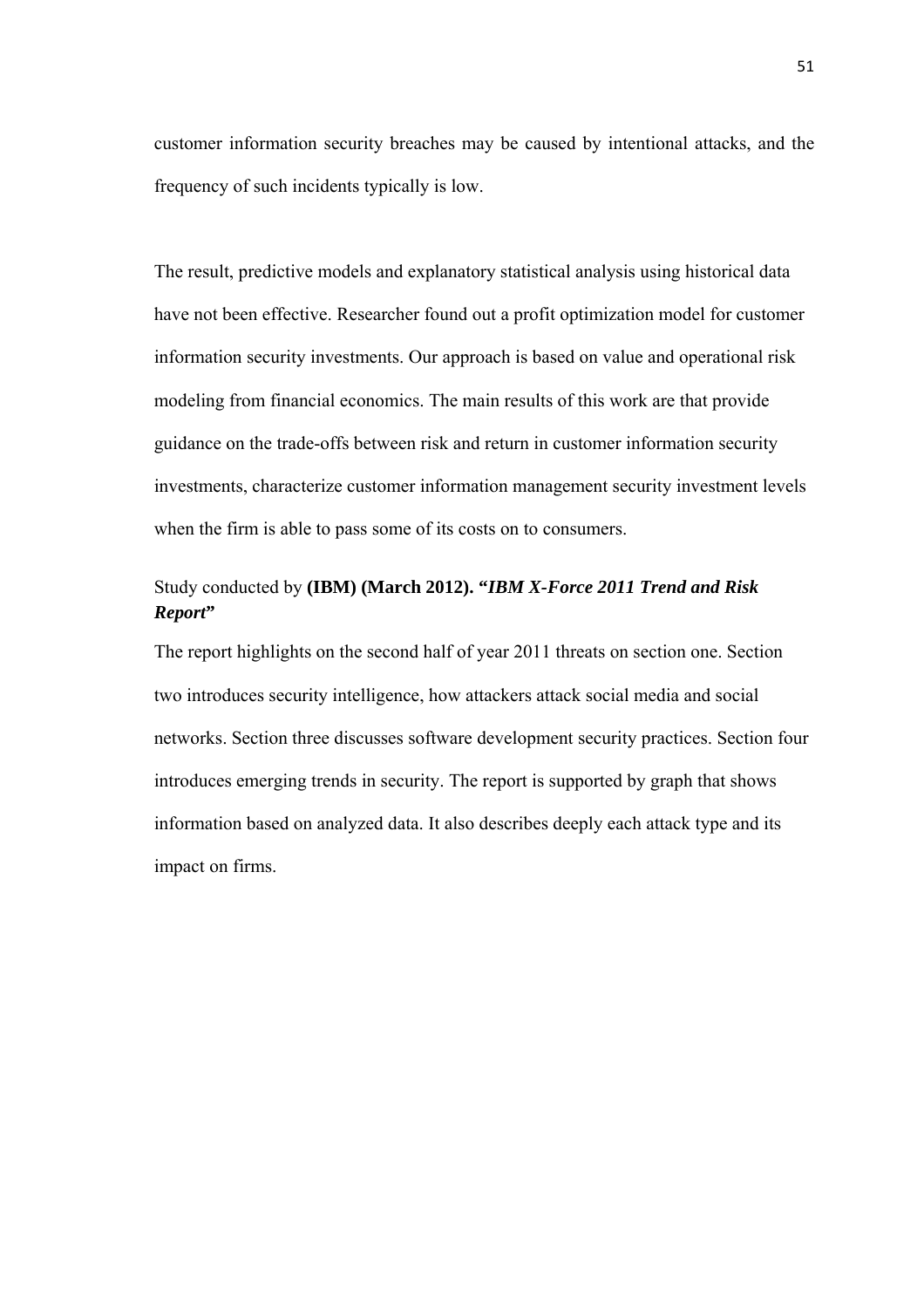customer information security breaches may be caused by intentional attacks, and the frequency of such incidents typically is low.

The result, predictive models and explanatory statistical analysis using historical data have not been effective. Researcher found out a profit optimization model for customer information security investments. Our approach is based on value and operational risk modeling from financial economics. The main results of this work are that provide guidance on the trade-offs between risk and return in customer information security investments, characterize customer information management security investment levels when the firm is able to pass some of its costs on to consumers.

Study conducted by **(IBM) (March 2012). "*IBM X-Force 2011 Trend and Risk Report*"**

The report highlights on the second half of year 2011 threats on section one. Section two introduces security intelligence, how attackers attack social media and social networks. Section three discusses software development security practices. Section four introduces emerging trends in security. The report is supported by graph that shows information based on analyzed data. It also describes deeply each attack type and its impact on firms.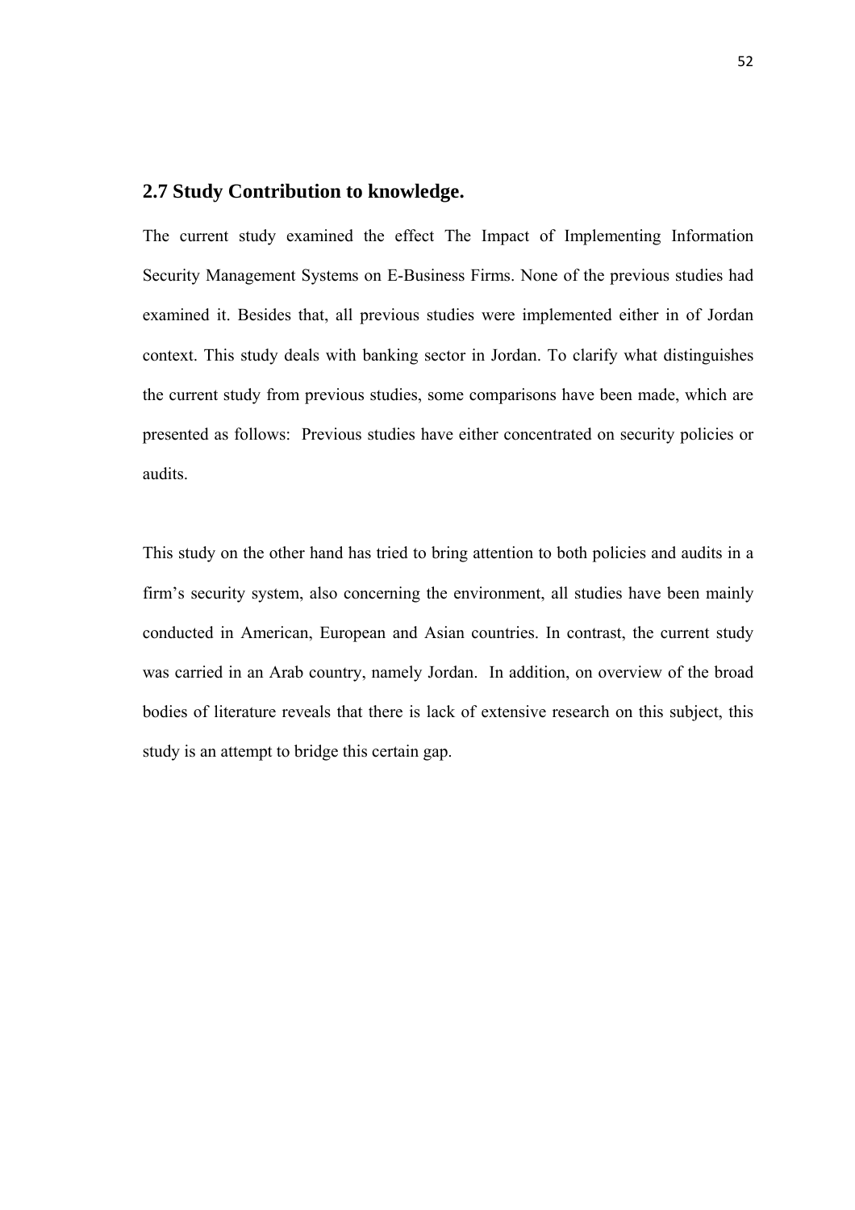## 2.7 Study Contribution to knowledge.

The current study examined the effect The Impact of Implementing Information Security Management Systems on E-Business Firms. None of the previous studies had examined it. Besides that, all previous studies were implemented either in of Jordan context. This study deals with banking sector in Jordan. To clarify what distinguishes the current study from previous studies, some comparisons have been made, which are presented as follows: Previous studies have either concentrated on security policies or audits.

This study on the other hand has tried to bring attention to both policies and audits in a firm's security system, also concerning the environment, all studies have been mainly conducted in American, European and Asian countries. In contrast, the current study was carried in an Arab country, namely Jordan. In addition, on overview of the broad bodies of literature reveals that there is lack of extensive research on this subject, this study is an attempt to bridge this certain gap.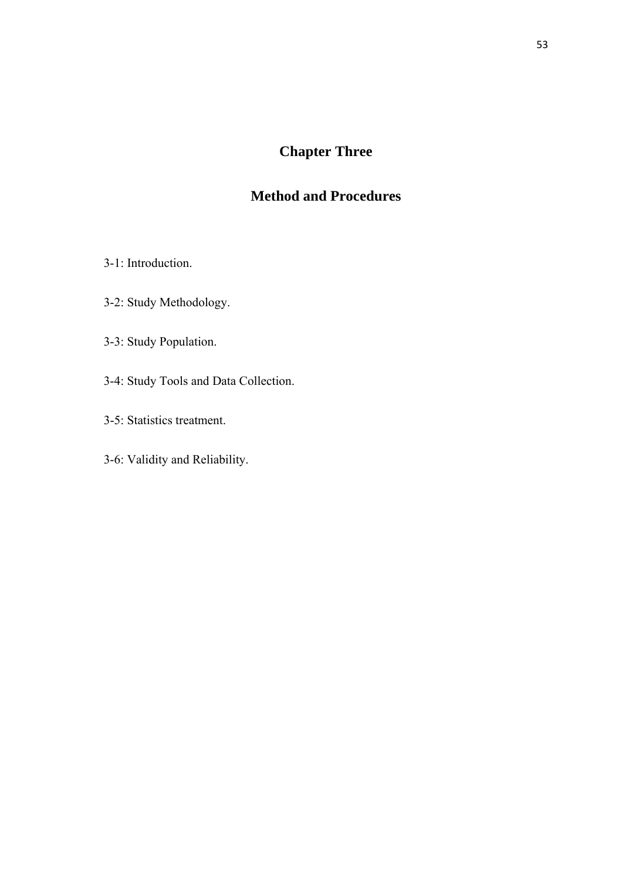# Chapter Three

## Method and Procedures

3-1: Introduction.

3-2: Study Methodology.

3-3: Study Population.

3-4: Study Tools and Data Collection.

3-5: Statistics treatment.

3-6: Validity and Reliability.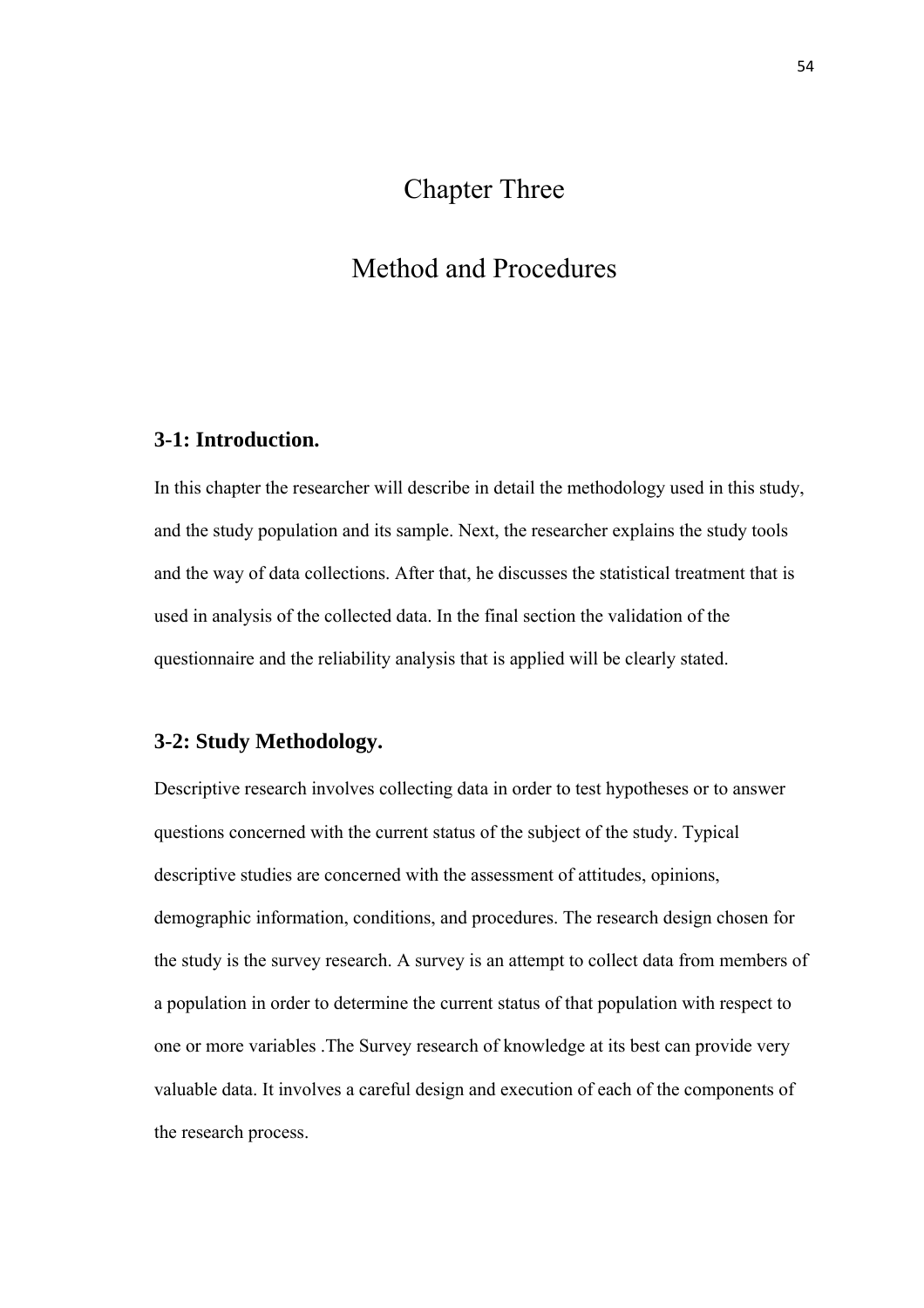# Chapter Three

# Method and Procedures

### 3-1: Introduction.

In this chapter the researcher will describe in detail the methodology used in this study, and the study population and its sample. Next, the researcher explains the study tools and the way of data collections. After that, he discusses the statistical treatment that is used in analysis of the collected data. In the final section the validation of the questionnaire and the reliability analysis that is applied will be clearly stated.

### 3-2: Study Methodology.

Descriptive research involves collecting data in order to test hypotheses or to answer questions concerned with the current status of the subject of the study. Typical descriptive studies are concerned with the assessment of attitudes, opinions, demographic information, conditions, and procedures. The research design chosen for the study is the survey research. A survey is an attempt to collect data from members of a population in order to determine the current status of that population with respect to one or more variables .The Survey research of knowledge at its best can provide very valuable data. It involves a careful design and execution of each of the components of the research process.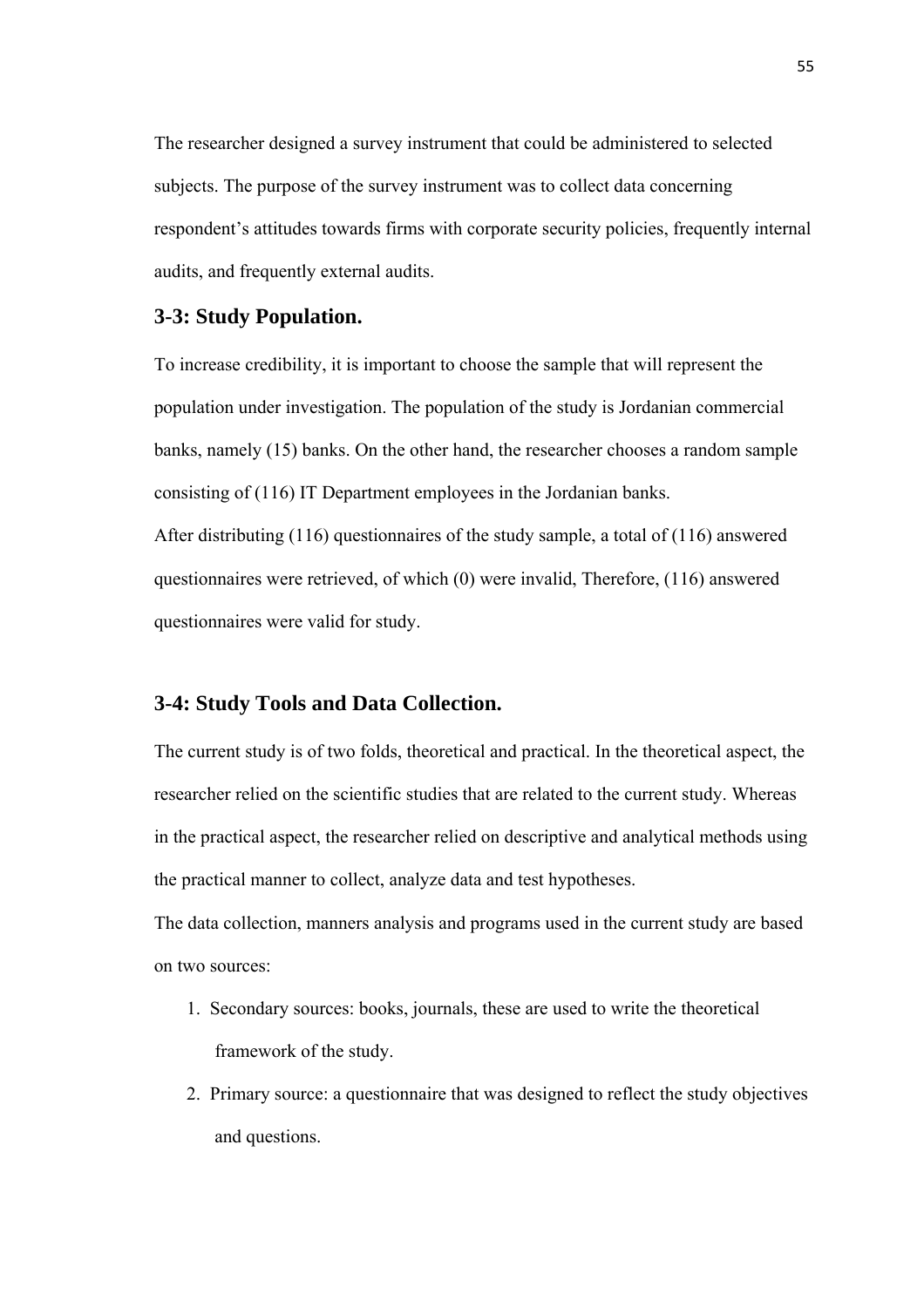The researcher designed a survey instrument that could be administered to selected subjects. The purpose of the survey instrument was to collect data concerning respondent's attitudes towards firms with corporate security policies, frequently internal audits, and frequently external audits.

## 3-3: Study Population.

To increase credibility, it is important to choose the sample that will represent the population under investigation. The population of the study is Jordanian commercial banks, namely (15) banks. On the other hand, the researcher chooses a random sample consisting of (116) IT Department employees in the Jordanian banks.

After distributing (116) questionnaires of the study sample, a total of (116) answered questionnaires were retrieved, of which (0) were invalid, Therefore, (116) answered questionnaires were valid for study.

## 3-4: Study Tools and Data Collection.

The current study is of two folds, theoretical and practical. In the theoretical aspect, the researcher relied on the scientific studies that are related to the current study. Whereas in the practical aspect, the researcher relied on descriptive and analytical methods using the practical manner to collect, analyze data and test hypotheses.

The data collection, manners analysis and programs used in the current study are based on two sources:

1. Secondary sources: books, journals, these are used to write the theoretical framework of the study.
2. Primary source: a questionnaire that was designed to reflect the study objectives and questions.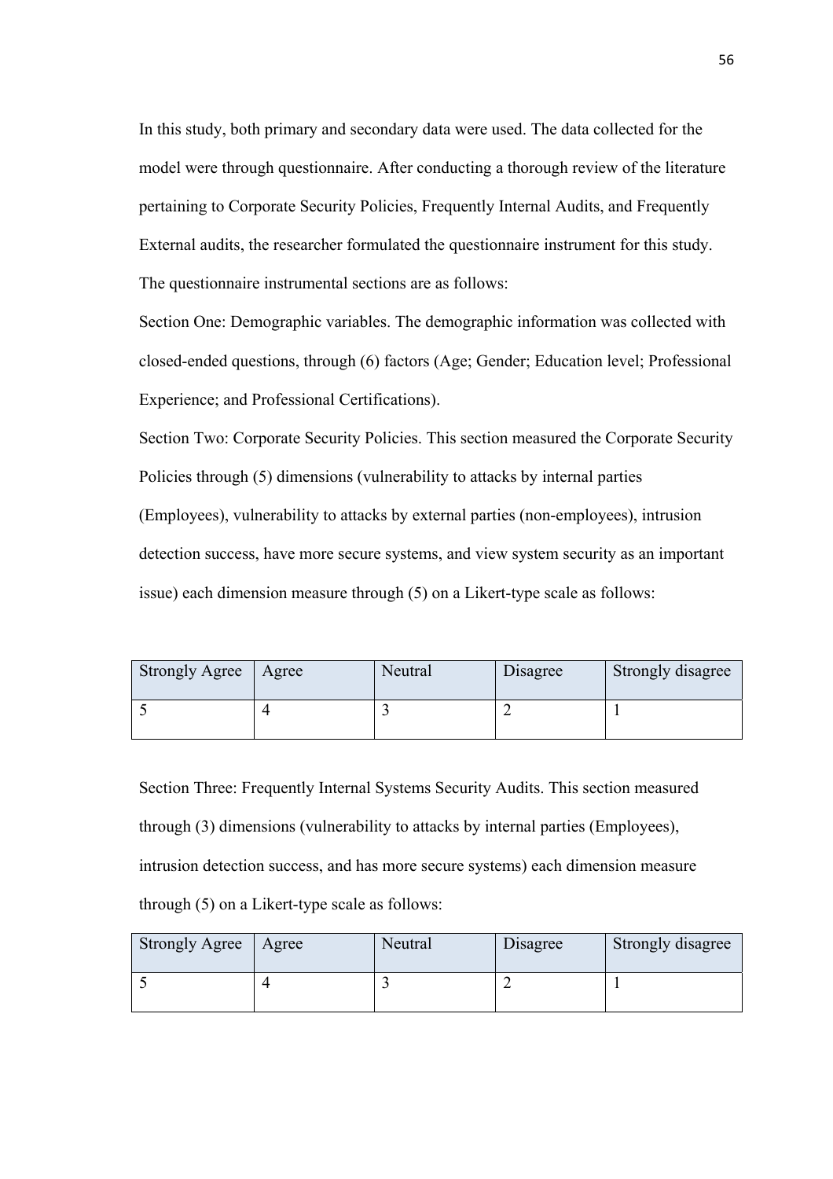In this study, both primary and secondary data were used. The data collected for the model were through questionnaire. After conducting a thorough review of the literature pertaining to Corporate Security Policies, Frequently Internal Audits, and Frequently External audits, the researcher formulated the questionnaire instrument for this study. The questionnaire instrumental sections are as follows:

Section One: Demographic variables. The demographic information was collected with closed-ended questions, through (6) factors (Age; Gender; Education level; Professional Experience; and Professional Certifications).

Section Two: Corporate Security Policies. This section measured the Corporate Security Policies through (5) dimensions (vulnerability to attacks by internal parties (Employees), vulnerability to attacks by external parties (non-employees), intrusion detection success, have more secure systems, and view system security as an important issue) each dimension measure through (5) on a Likert-type scale as follows:

| Strongly Agree | Agree | Neutral | Disagree | Strongly disagree |
|---|---|---|---|---|
| 5 | 4 | 3 | 2 | 1 |

Section Three: Frequently Internal Systems Security Audits. This section measured through (3) dimensions (vulnerability to attacks by internal parties (Employees), intrusion detection success, and has more secure systems) each dimension measure through (5) on a Likert-type scale as follows:

| Strongly Agree | Agree | Neutral | Disagree | Strongly disagree |
|---|---|---|---|---|
| 5 | 4 | 3 | 2 | 1 |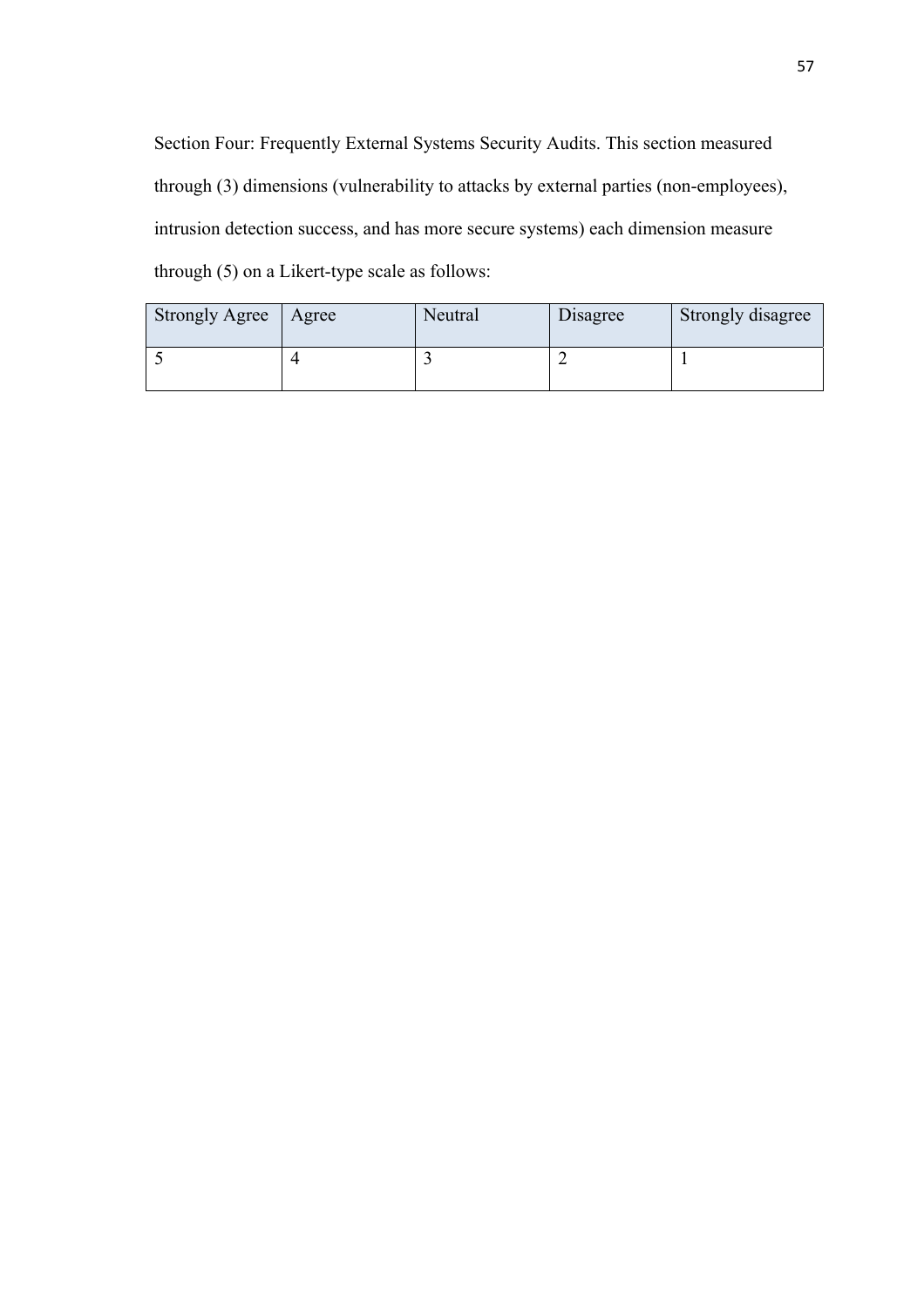Section Four: Frequently External Systems Security Audits. This section measured through (3) dimensions (vulnerability to attacks by external parties (non-employees), intrusion detection success, and has more secure systems) each dimension measure through (5) on a Likert-type scale as follows:

| Strongly Agree | Agree | Neutral | Disagree | Strongly disagree |
|---|---|---|---|---|
| 5 | 4 | 3 | 2 | 1 |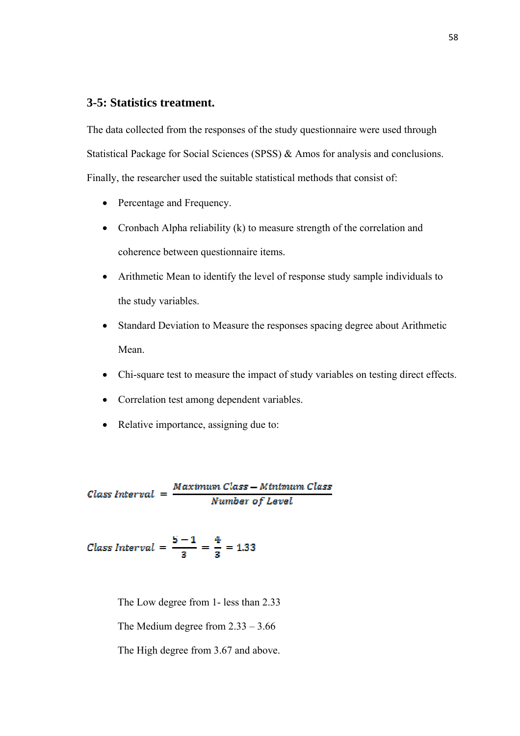### 3-5: Statistics treatment.

The data collected from the responses of the study questionnaire were used through Statistical Package for Social Sciences (SPSS) & Amos for analysis and conclusions. Finally, the researcher used the suitable statistical methods that consist of:

- Percentage and Frequency.
- Cronbach Alpha reliability (k) to measure strength of the correlation and coherence between questionnaire items.
- Arithmetic Mean to identify the level of response study sample individuals to the study variables.
- Standard Deviation to Measure the responses spacing degree about Arithmetic Mean.
- Chi-square test to measure the impact of study variables on testing direct effects.
- Correlation test among dependent variables.
- Relative importance, assigning due to:

$$Class\ Interval = \frac{Maximum\ Class - Minimum\ Class}{Number\ of\ Level}$$

$$Class\ Interval = \frac{5-1}{3} = \frac{4}{3} = 1.33$$

The Low degree from 1- less than 2.33

The Medium degree from 2.33 – 3.66

The High degree from 3.67 and above.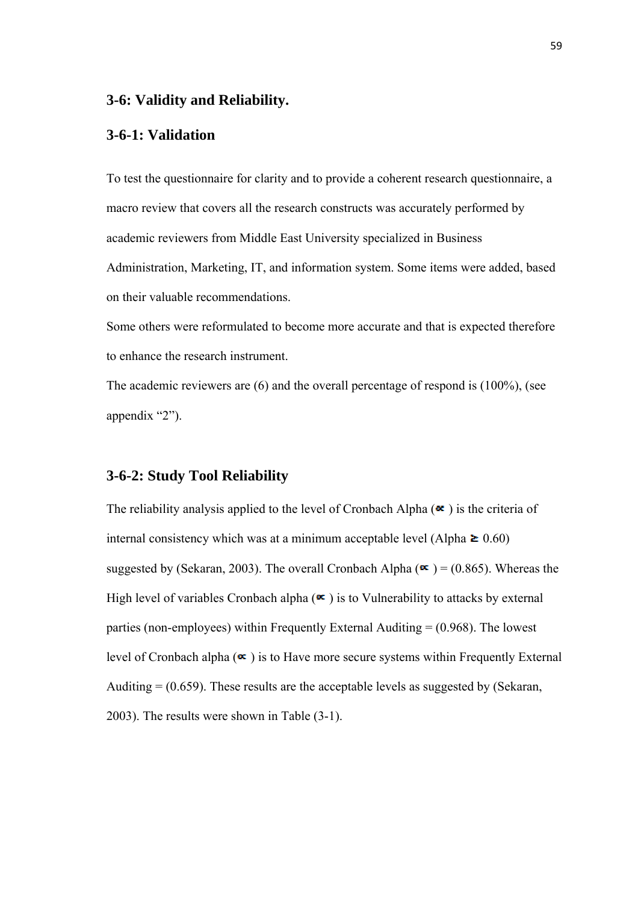## 3-6: Validity and Reliability.

### 3-6-1: Validation

To test the questionnaire for clarity and to provide a coherent research questionnaire, a macro review that covers all the research constructs was accurately performed by academic reviewers from Middle East University specialized in Business Administration, Marketing, IT, and information system. Some items were added, based on their valuable recommendations.

Some others were reformulated to become more accurate and that is expected therefore to enhance the research instrument.

The academic reviewers are (6) and the overall percentage of respond is (100%), (see appendix "2").

### 3-6-2: Study Tool Reliability

The reliability analysis applied to the level of Cronbach Alpha ($\propto$) is the criteria of internal consistency which was at a minimum acceptable level (Alpha $\geq$ 0.60) suggested by (Sekaran, 2003). The overall Cronbach Alpha ($\propto$) = (0.865). Whereas the High level of variables Cronbach alpha ($\propto$) is to Vulnerability to attacks by external parties (non-employees) within Frequently External Auditing = (0.968). The lowest level of Cronbach alpha ($\propto$) is to Have more secure systems within Frequently External Auditing = (0.659). These results are the acceptable levels as suggested by (Sekaran, 2003). The results were shown in Table (3-1).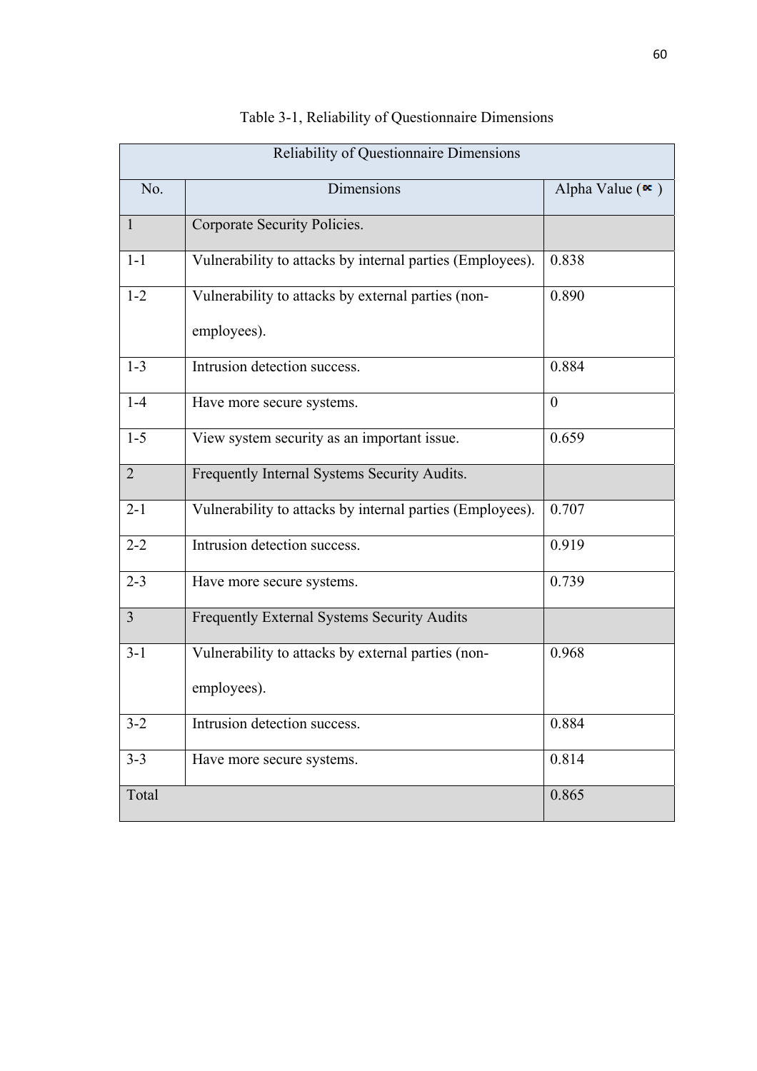Table 3-1, Reliability of Questionnaire Dimensions

| Reliability of Questionnaire Dimensions | | |
|---|---|---|
| No. | Dimensions | Alpha Value (∝ ) |
| 1 | Corporate Security Policies. | |
| 1-1 | Vulnerability to attacks by internal parties (Employees). | 0.838 |
| 1-2 | Vulnerability to attacks by external parties (non-employees). | 0.890 |
| 1-3 | Intrusion detection success. | 0.884 |
| 1-4 | Have more secure systems. | 0 |
| 1-5 | View system security as an important issue. | 0.659 |
| 2 | Frequently Internal Systems Security Audits. | |
| 2-1 | Vulnerability to attacks by internal parties (Employees). | 0.707 |
| 2-2 | Intrusion detection success. | 0.919 |
| 2-3 | Have more secure systems. | 0.739 |
| 3 | Frequently External Systems Security Audits | |
| 3-1 | Vulnerability to attacks by external parties (non-employees). | 0.968 |
| 3-2 | Intrusion detection success. | 0.884 |
| 3-3 | Have more secure systems. | 0.814 |
| Total | | 0.865 |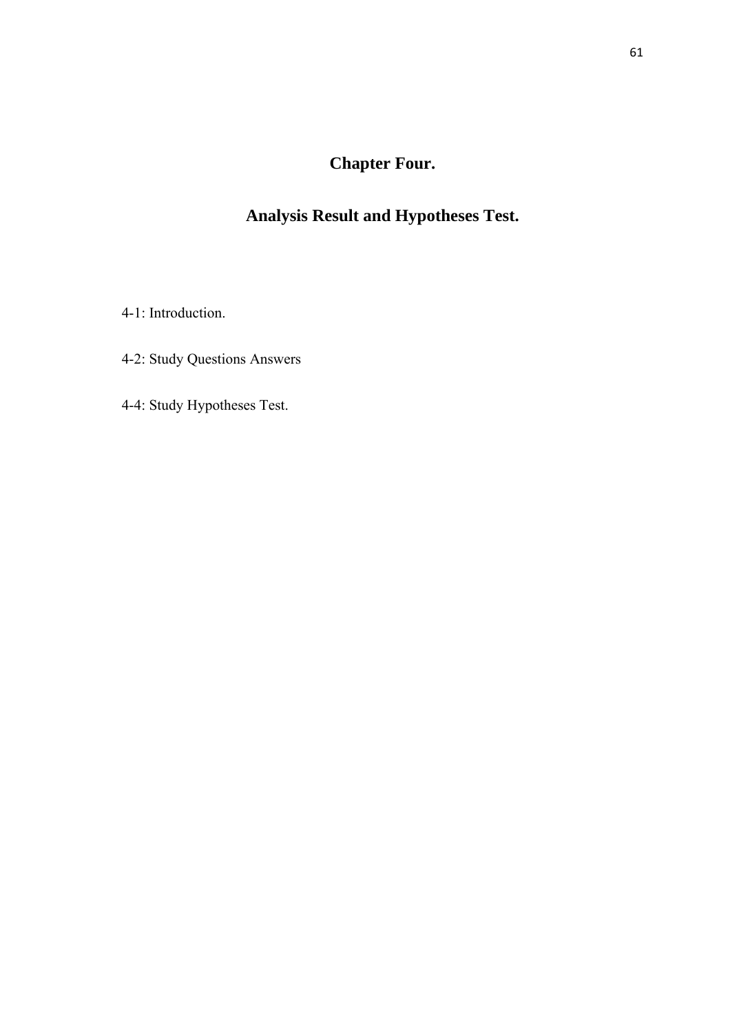# Chapter Four.

# Analysis Result and Hypotheses Test.

4-1: Introduction.

4-2: Study Questions Answers

4-4: Study Hypotheses Test.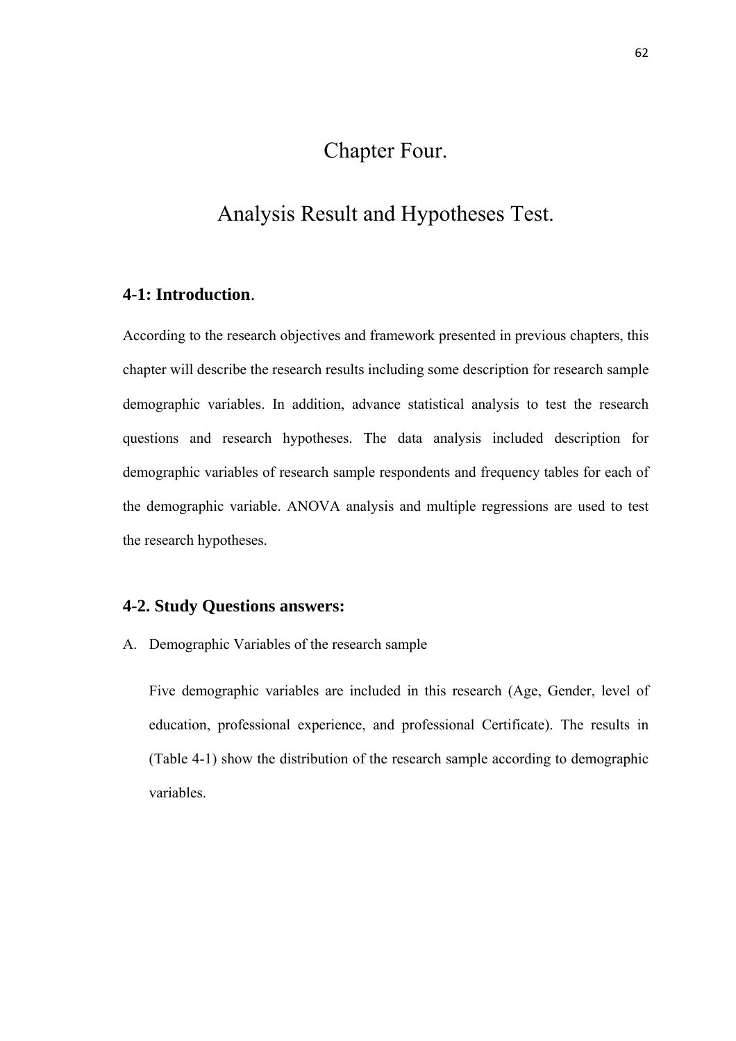# Chapter Four.

# Analysis Result and Hypotheses Test.

## 4-1: Introduction.

According to the research objectives and framework presented in previous chapters, this chapter will describe the research results including some description for research sample demographic variables. In addition, advance statistical analysis to test the research questions and research hypotheses. The data analysis included description for demographic variables of research sample respondents and frequency tables for each of the demographic variable. ANOVA analysis and multiple regressions are used to test the research hypotheses.

## 4-2. Study Questions answers:

A. Demographic Variables of the research sample

Five demographic variables are included in this research (Age, Gender, level of education, professional experience, and professional Certificate). The results in (Table 4-1) show the distribution of the research sample according to demographic variables.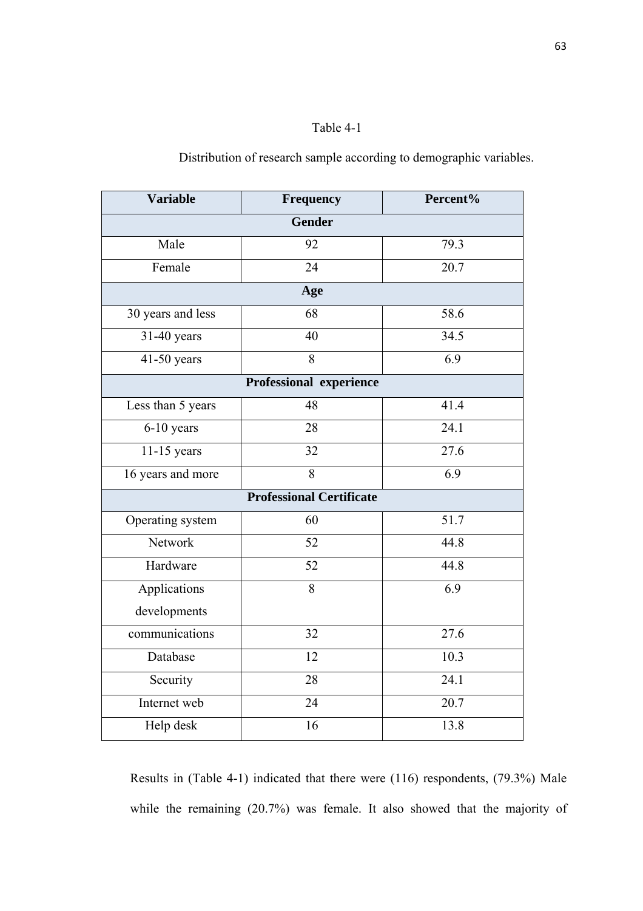Table 4-1

Distribution of research sample according to demographic variables.

| Variable | Frequency | Percent% |
|---|---|---|
| **Gender** | | |
| Male | 92 | 79.3 |
| Female | 24 | 20.7 |
| **Age** | | |
| 30 years and less | 68 | 58.6 |
| 31-40 years | 40 | 34.5 |
| 41-50 years | 8 | 6.9 |
| **Professional experience** | | |
| Less than 5 years | 48 | 41.4 |
| 6-10 years | 28 | 24.1 |
| 11-15 years | 32 | 27.6 |
| 16 years and more | 8 | 6.9 |
| **Professional Certificate** | | |
| Operating system | 60 | 51.7 |
| Network | 52 | 44.8 |
| Hardware | 52 | 44.8 |
| Applications developments | 8 | 6.9 |
| communications | 32 | 27.6 |
| Database | 12 | 10.3 |
| Security | 28 | 24.1 |
| Internet web | 24 | 20.7 |
| Help desk | 16 | 13.8 |

Results in (Table 4-1) indicated that there were (116) respondents, (79.3%) Male while the remaining (20.7%) was female. It also showed that the majority of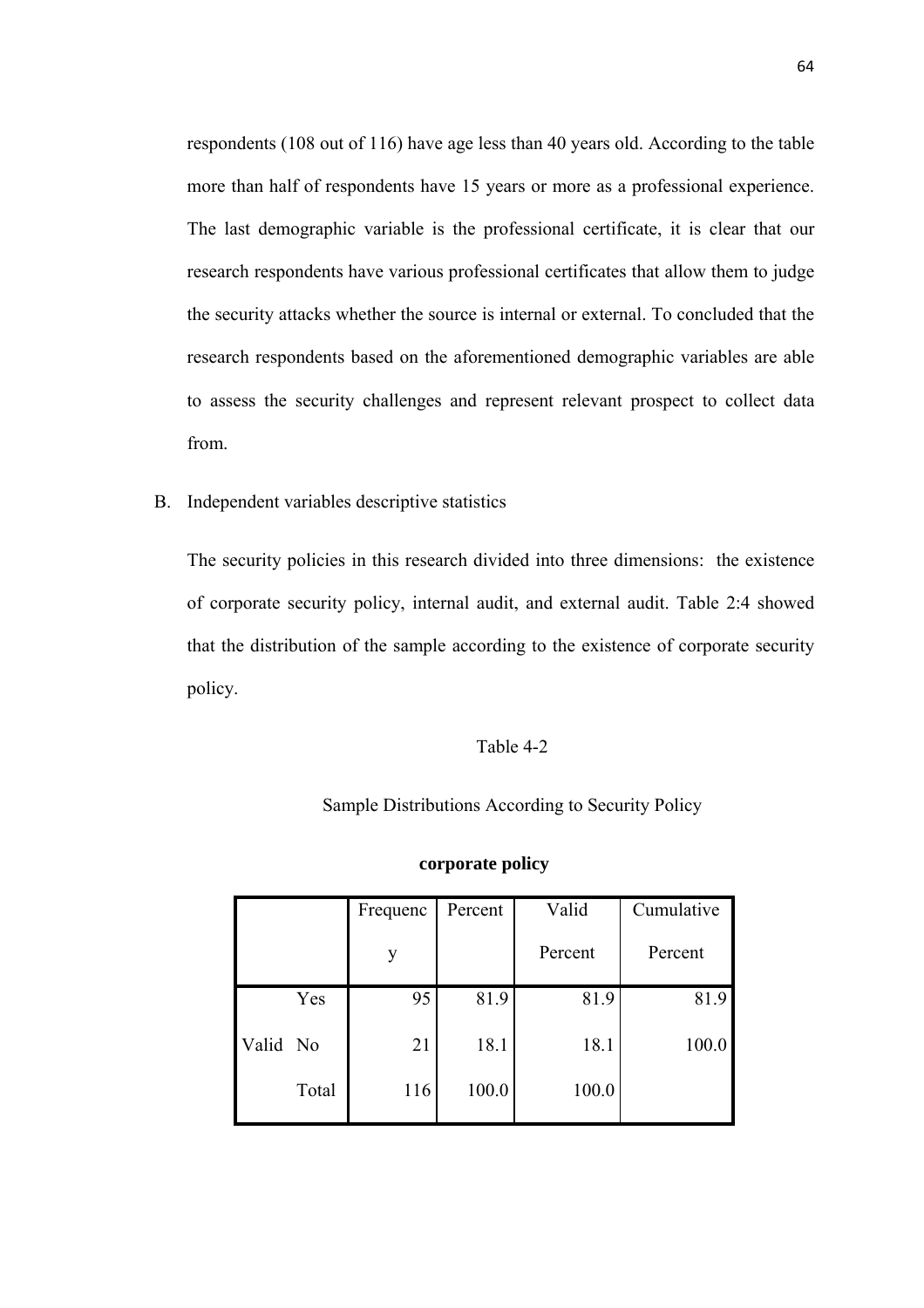respondents (108 out of 116) have age less than 40 years old. According to the table more than half of respondents have 15 years or more as a professional experience. The last demographic variable is the professional certificate, it is clear that our research respondents have various professional certificates that allow them to judge the security attacks whether the source is internal or external. To concluded that the research respondents based on the aforementioned demographic variables are able to assess the security challenges and represent relevant prospect to collect data from.

B. Independent variables descriptive statistics

The security policies in this research divided into three dimensions: the existence of corporate security policy, internal audit, and external audit. Table 2:4 showed that the distribution of the sample according to the existence of corporate security policy.

Table 4-2

Sample Distributions According to Security Policy

**corporate policy**

| | | Frequency | Percent | Valid Percent | Cumulative Percent |
|---|---|---|---|---|---|
| Valid | Yes | 95 | 81.9 | 81.9 | 81.9 |
| | No | 21 | 18.1 | 18.1 | 100.0 |
| | Total | 116 | 100.0 | 100.0 | |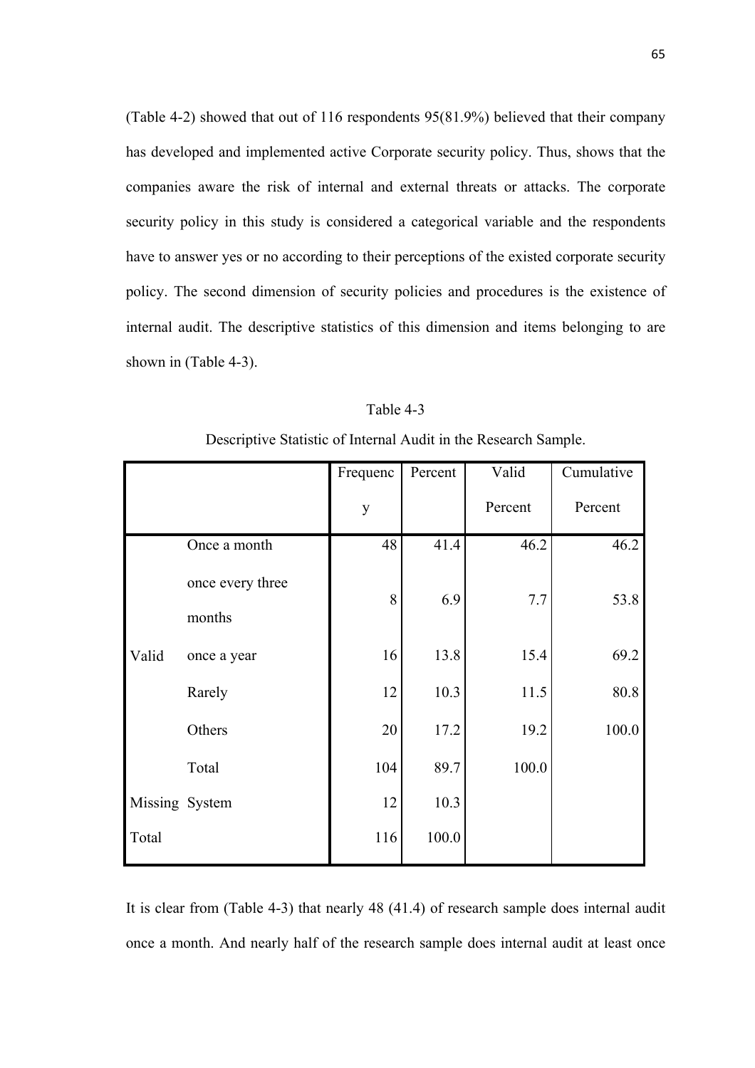(Table 4-2) showed that out of 116 respondents 95(81.9%) believed that their company has developed and implemented active Corporate security policy. Thus, shows that the companies aware the risk of internal and external threats or attacks. The corporate security policy in this study is considered a categorical variable and the respondents have to answer yes or no according to their perceptions of the existed corporate security policy. The second dimension of security policies and procedures is the existence of internal audit. The descriptive statistics of this dimension and items belonging to are shown in (Table 4-3).

Table 4-3

Descriptive Statistic of Internal Audit in the Research Sample.

| | | Frequency | Percent | Valid Percent | Cumulative Percent |
|---|---|---|---|---|---|
| Valid | Once a month | 48 | 41.4 | 46.2 | 46.2 |
| | once every three months | 8 | 6.9 | 7.7 | 53.8 |
| | once a year | 16 | 13.8 | 15.4 | 69.2 |
| | Rarely | 12 | 10.3 | 11.5 | 80.8 |
| | Others | 20 | 17.2 | 19.2 | 100.0 |
| | Total | 104 | 89.7 | 100.0 | |
| Missing | System | 12 | 10.3 | | |
| Total | | 116 | 100.0 | | |

It is clear from (Table 4-3) that nearly 48 (41.4) of research sample does internal audit once a month. And nearly half of the research sample does internal audit at least once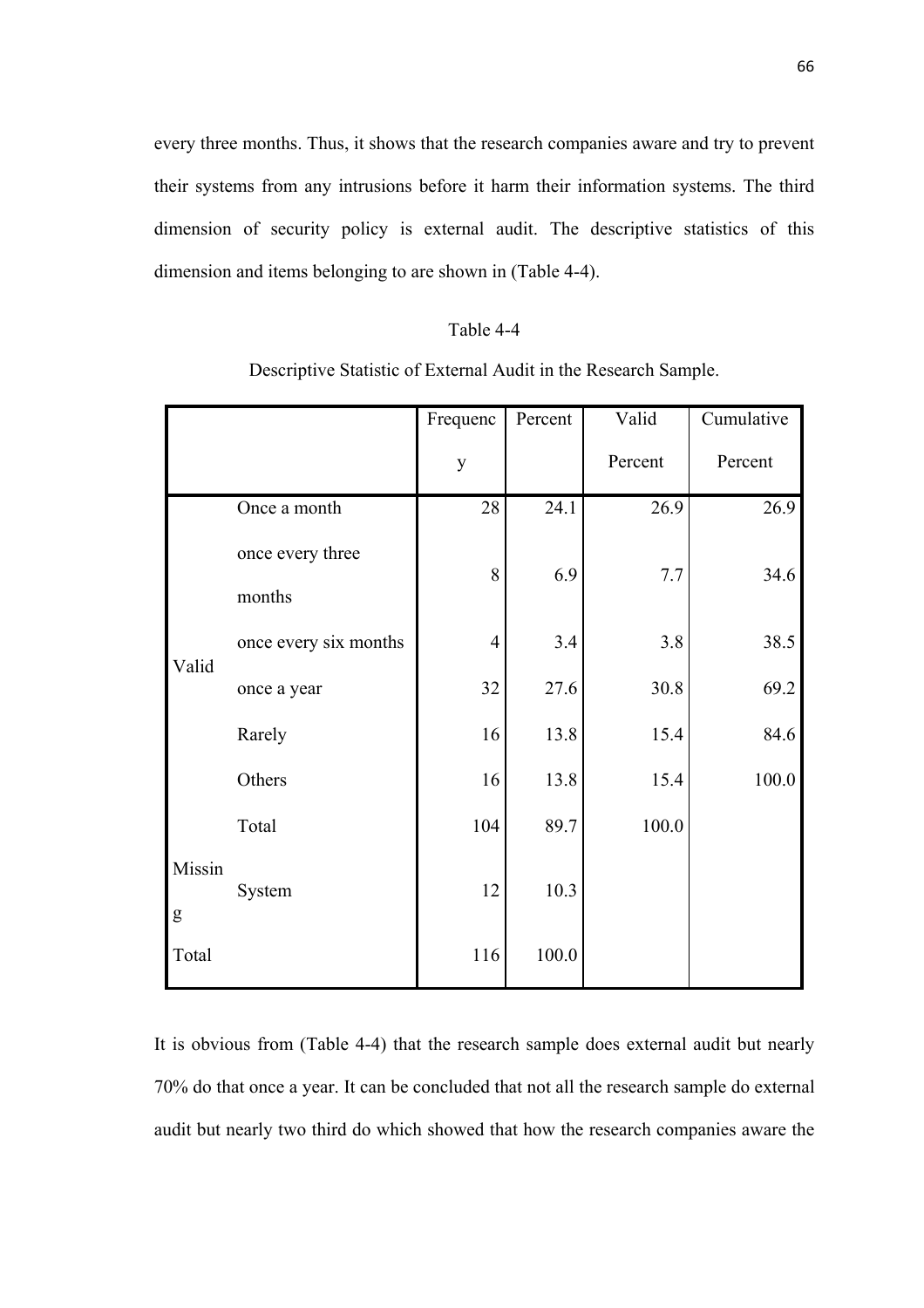every three months. Thus, it shows that the research companies aware and try to prevent their systems from any intrusions before it harm their information systems. The third dimension of security policy is external audit. The descriptive statistics of this dimension and items belonging to are shown in (Table 4-4).

Table 4-4

Descriptive Statistic of External Audit in the Research Sample.

| | | Frequency | Percent | Valid Percent | Cumulative Percent |
|---|---|---|---|---|---|
| Valid | Once a month | 28 | 24.1 | 26.9 | 26.9 |
| | once every three months | 8 | 6.9 | 7.7 | 34.6 |
| | once every six months | 4 | 3.4 | 3.8 | 38.5 |
| | once a year | 32 | 27.6 | 30.8 | 69.2 |
| | Rarely | 16 | 13.8 | 15.4 | 84.6 |
| | Others | 16 | 13.8 | 15.4 | 100.0 |
| | Total | 104 | 89.7 | 100.0 | |
| Missing | System | 12 | 10.3 | | |
| Total | | 116 | 100.0 | | |

It is obvious from (Table 4-4) that the research sample does external audit but nearly 70% do that once a year. It can be concluded that not all the research sample do external audit but nearly two third do which showed that how the research companies aware the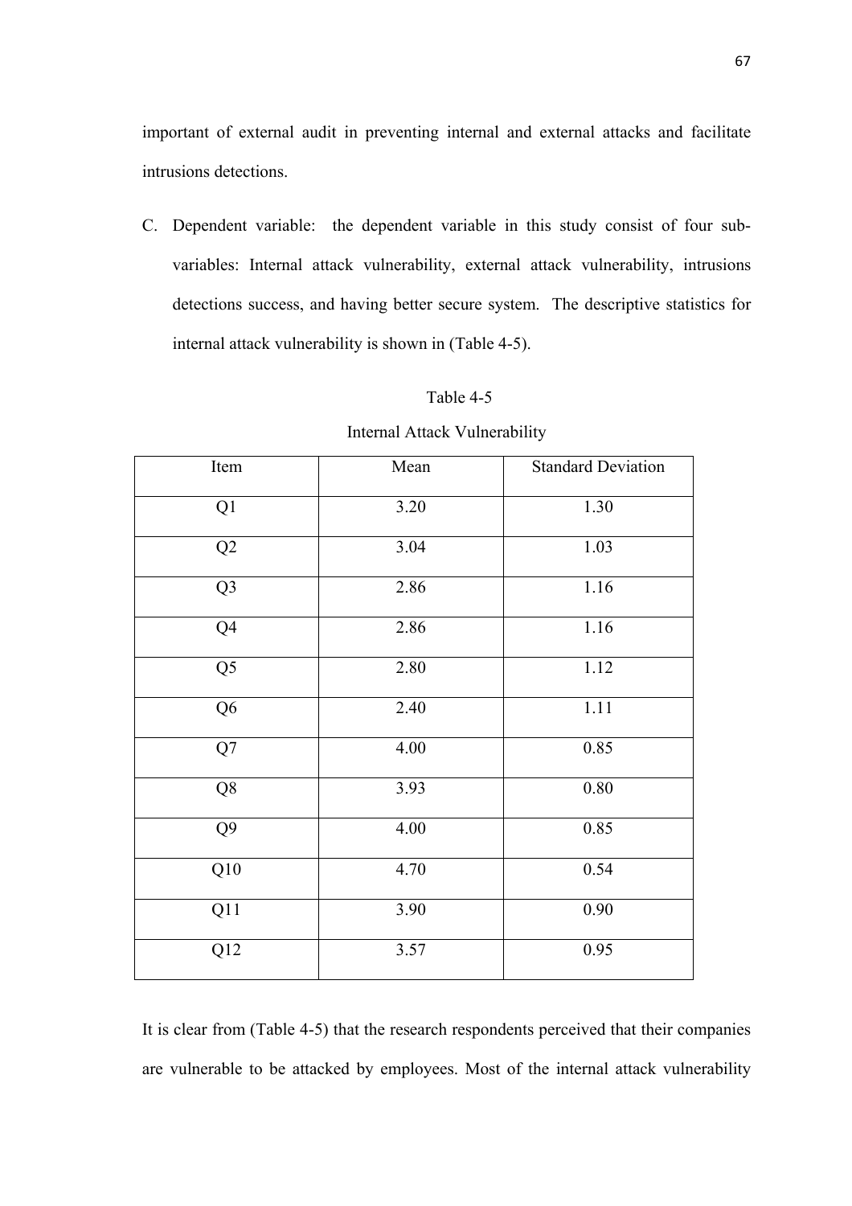important of external audit in preventing internal and external attacks and facilitate intrusions detections.

C. Dependent variable: the dependent variable in this study consist of four sub-variables: Internal attack vulnerability, external attack vulnerability, intrusions detections success, and having better secure system. The descriptive statistics for internal attack vulnerability is shown in (Table 4-5).

Table 4-5

Internal Attack Vulnerability

| Item | Mean | Standard Deviation |
|---|---|---|
| Q1 | 3.20 | 1.30 |
| Q2 | 3.04 | 1.03 |
| Q3 | 2.86 | 1.16 |
| Q4 | 2.86 | 1.16 |
| Q5 | 2.80 | 1.12 |
| Q6 | 2.40 | 1.11 |
| Q7 | 4.00 | 0.85 |
| Q8 | 3.93 | 0.80 |
| Q9 | 4.00 | 0.85 |
| Q10 | 4.70 | 0.54 |
| Q11 | 3.90 | 0.90 |
| Q12 | 3.57 | 0.95 |

It is clear from (Table 4-5) that the research respondents perceived that their companies are vulnerable to be attacked by employees. Most of the internal attack vulnerability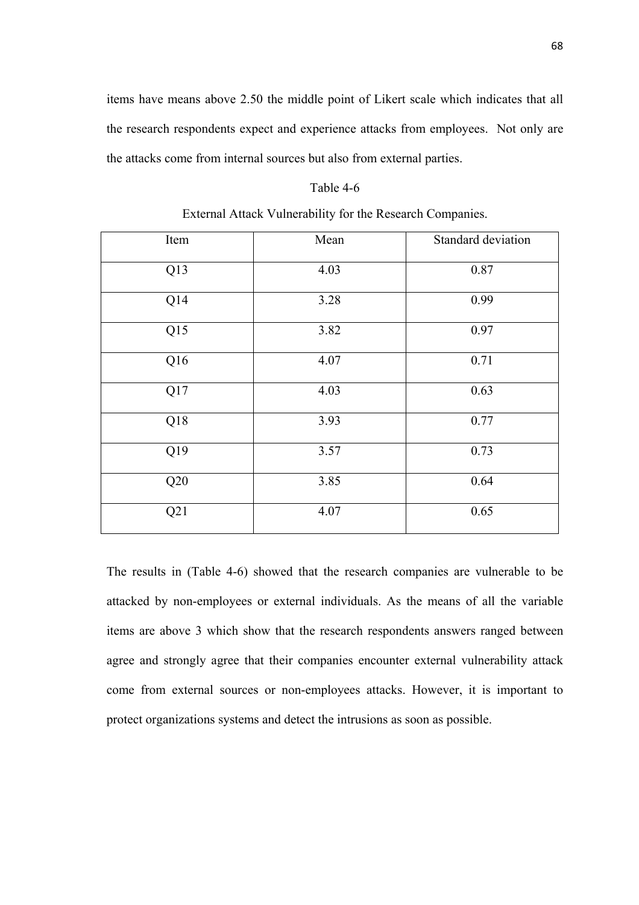items have means above 2.50 the middle point of Likert scale which indicates that all the research respondents expect and experience attacks from employees. Not only are the attacks come from internal sources but also from external parties.

Table 4-6

External Attack Vulnerability for the Research Companies.

| Item | Mean | Standard deviation |
|---|---|---|
| Q13 | 4.03 | 0.87 |
| Q14 | 3.28 | 0.99 |
| Q15 | 3.82 | 0.97 |
| Q16 | 4.07 | 0.71 |
| Q17 | 4.03 | 0.63 |
| Q18 | 3.93 | 0.77 |
| Q19 | 3.57 | 0.73 |
| Q20 | 3.85 | 0.64 |
| Q21 | 4.07 | 0.65 |

The results in (Table 4-6) showed that the research companies are vulnerable to be attacked by non-employees or external individuals. As the means of all the variable items are above 3 which show that the research respondents answers ranged between agree and strongly agree that their companies encounter external vulnerability attack come from external sources or non-employees attacks. However, it is important to protect organizations systems and detect the intrusions as soon as possible.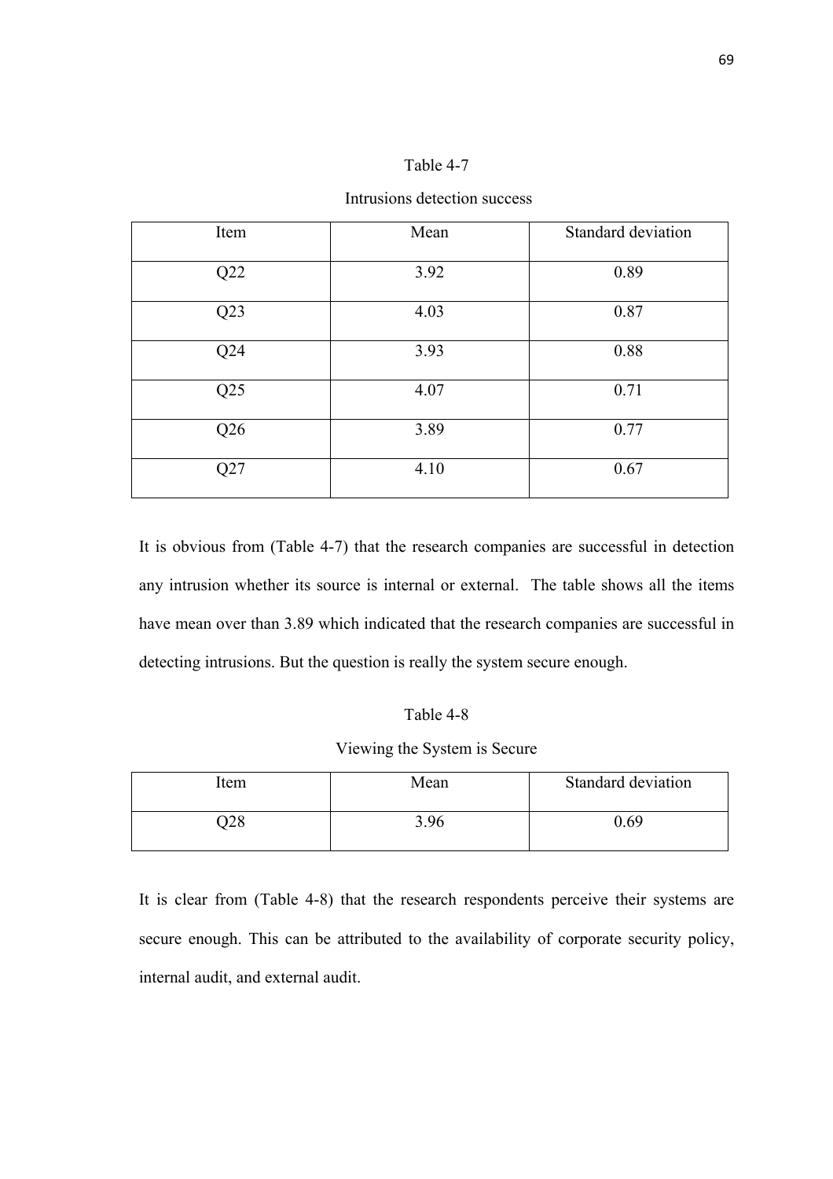Table 4-7

Intrusions detection success

| Item | Mean | Standard deviation |
|---|---|---|
| Q22 | 3.92 | 0.89 |
| Q23 | 4.03 | 0.87 |
| Q24 | 3.93 | 0.88 |
| Q25 | 4.07 | 0.71 |
| Q26 | 3.89 | 0.77 |
| Q27 | 4.10 | 0.67 |

It is obvious from (Table 4-7) that the research companies are successful in detection any intrusion whether its source is internal or external. The table shows all the items have mean over than 3.89 which indicated that the research companies are successful in detecting intrusions. But the question is really the system secure enough.

Table 4-8

Viewing the System is Secure

| Item | Mean | Standard deviation |
|---|---|---|
| Q28 | 3.96 | 0.69 |

It is clear from (Table 4-8) that the research respondents perceive their systems are secure enough. This can be attributed to the availability of corporate security policy, internal audit, and external audit.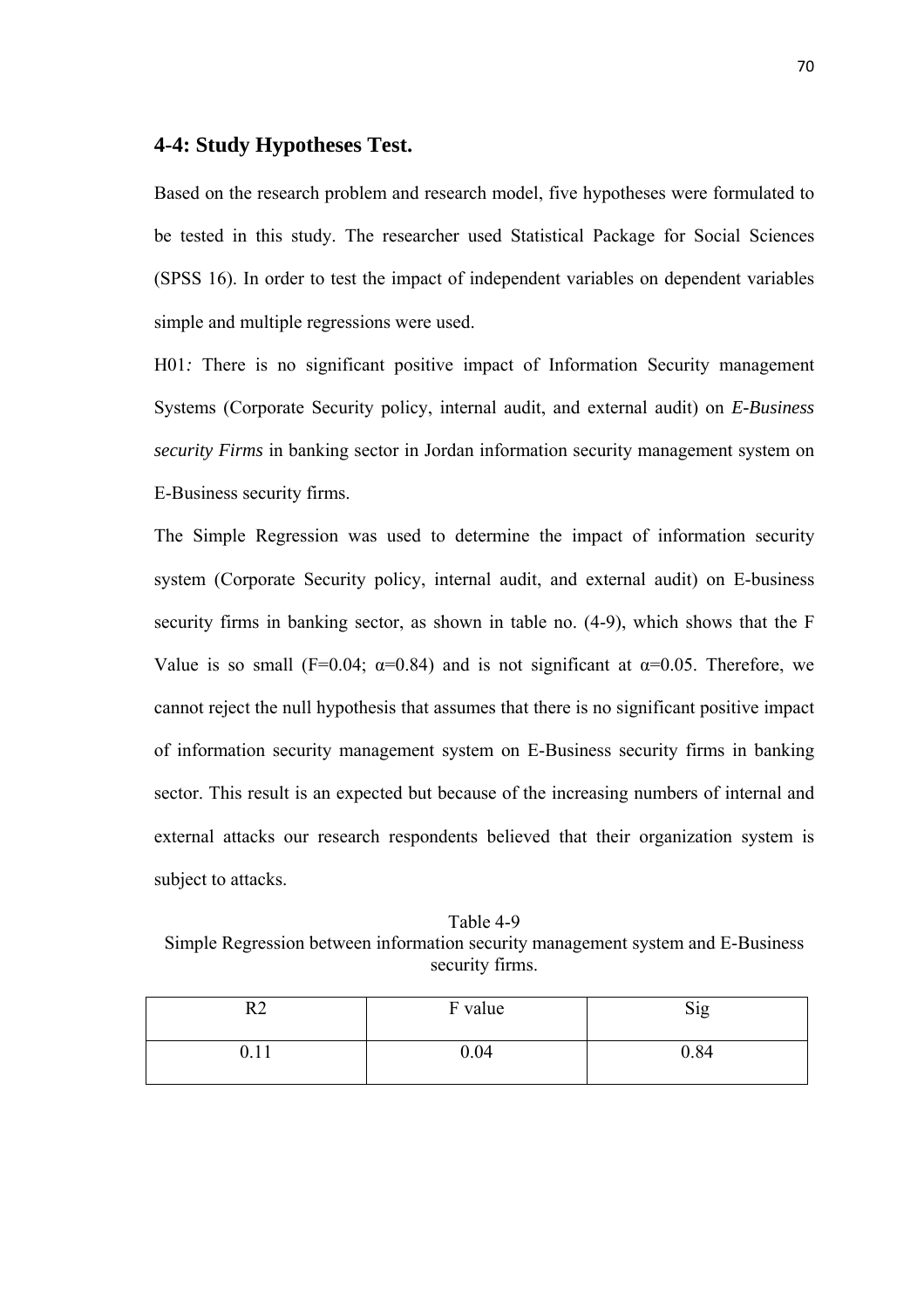## 4-4: Study Hypotheses Test.

Based on the research problem and research model, five hypotheses were formulated to be tested in this study. The researcher used Statistical Package for Social Sciences (SPSS 16). In order to test the impact of independent variables on dependent variables simple and multiple regressions were used.

H01*:* There is no significant positive impact of Information Security management Systems (Corporate Security policy, internal audit, and external audit) on ***E-Business security Firms*** in banking sector in Jordan information security management system on E-Business security firms.

The Simple Regression was used to determine the impact of information security system (Corporate Security policy, internal audit, and external audit) on E-business security firms in banking sector, as shown in table no. (4-9), which shows that the F Value is so small (F=0.04; α=0.84) and is not significant at α=0.05. Therefore, we cannot reject the null hypothesis that assumes that there is no significant positive impact of information security management system on E-Business security firms in banking sector. This result is an expected but because of the increasing numbers of internal and external attacks our research respondents believed that their organization system is subject to attacks.

Table 4-9
Simple Regression between information security management system and E-Business security firms.

| R2 | F value | Sig |
|---|---|---|
| 0.11 | 0.04 | 0.84 |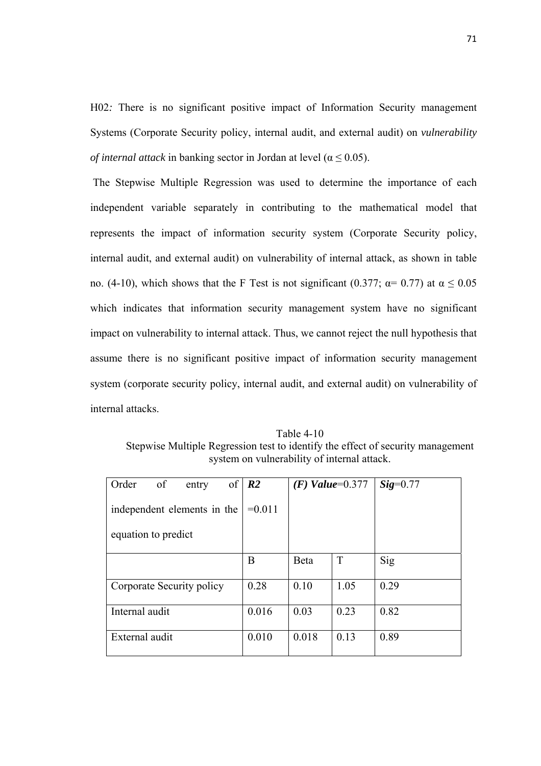H02*:* There is no significant positive impact of Information Security management Systems (Corporate Security policy, internal audit, and external audit) on *vulnerability of internal attack* in banking sector in Jordan at level ($\alpha \leq 0.05$).

The Stepwise Multiple Regression was used to determine the importance of each independent variable separately in contributing to the mathematical model that represents the impact of information security system (Corporate Security policy, internal audit, and external audit) on vulnerability of internal attack, as shown in table no. (4-10), which shows that the F Test is not significant (0.377; $\alpha = 0.77$) at $\alpha \leq 0.05$ which indicates that information security management system have no significant impact on vulnerability to internal attack. Thus, we cannot reject the null hypothesis that assume there is no significant positive impact of information security management system (corporate security policy, internal audit, and external audit) on vulnerability of internal attacks.

Table 4-10
Stepwise Multiple Regression test to identify the effect of security management system on vulnerability of internal attack.

| Order of entry of independent elements in the equation to predict | ***R2*** =0.011 | ***(F) Value***=0.377 | | ***Sig***=0.77 |
|---|---|---|---|---|
| | B | Beta | T | Sig |
| Corporate Security policy | 0.28 | 0.10 | 1.05 | 0.29 |
| Internal audit | 0.016 | 0.03 | 0.23 | 0.82 |
| External audit | 0.010 | 0.018 | 0.13 | 0.89 |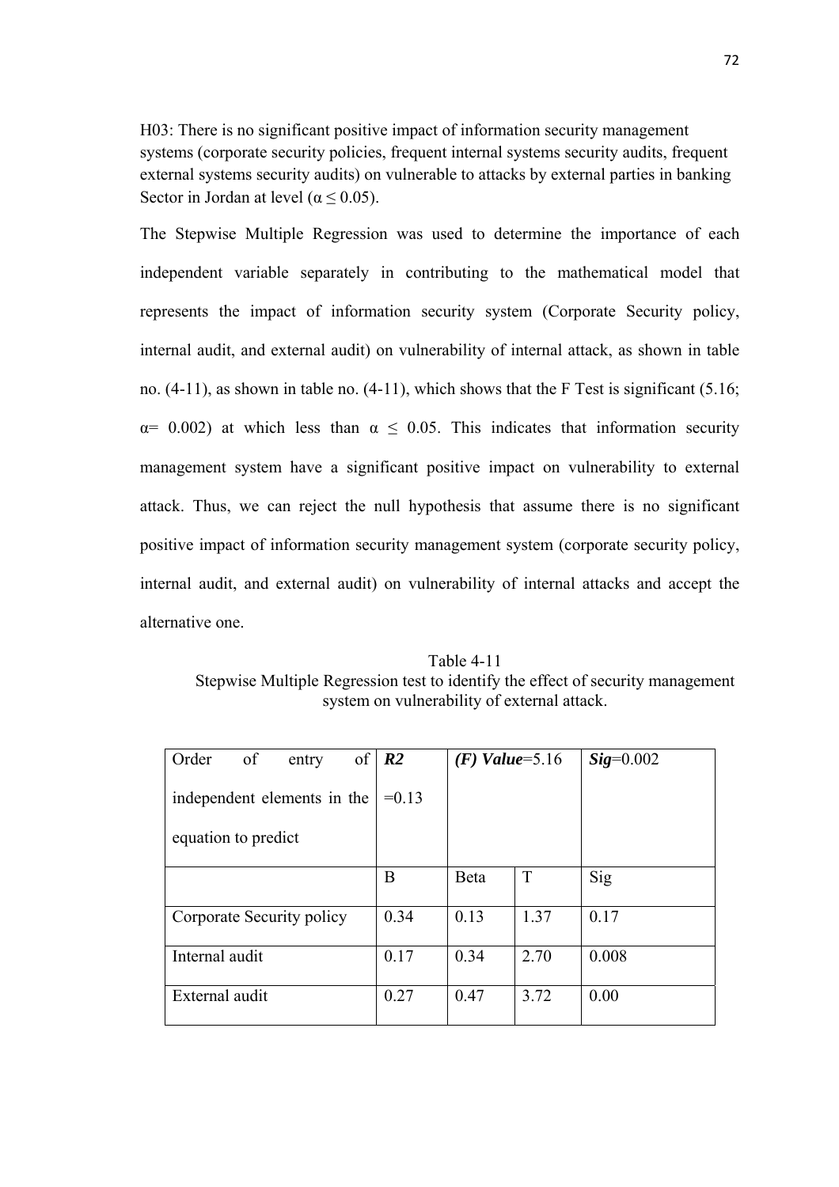H03: There is no significant positive impact of information security management systems (corporate security policies, frequent internal systems security audits, frequent external systems security audits) on vulnerable to attacks by external parties in banking Sector in Jordan at level ($\alpha \leq 0.05$).

The Stepwise Multiple Regression was used to determine the importance of each independent variable separately in contributing to the mathematical model that represents the impact of information security system (Corporate Security policy, internal audit, and external audit) on vulnerability of internal attack, as shown in table no. (4-11), as shown in table no. (4-11), which shows that the F Test is significant (5.16; $\alpha$= 0.002) at which less than $\alpha \leq 0.05$. This indicates that information security management system have a significant positive impact on vulnerability to external attack. Thus, we can reject the null hypothesis that assume there is no significant positive impact of information security management system (corporate security policy, internal audit, and external audit) on vulnerability of internal attacks and accept the alternative one.

Table 4-11
Stepwise Multiple Regression test to identify the effect of security management system on vulnerability of external attack.

| Order of entry of independent elements in the equation to predict | ***R2*** =0.13 | ***(F) Value***=5.16 | | ***Sig***=0.002 |
|---|---|---|---|---|
| | B | Beta | T | Sig |
| Corporate Security policy | 0.34 | 0.13 | 1.37 | 0.17 |
| Internal audit | 0.17 | 0.34 | 2.70 | 0.008 |
| External audit | 0.27 | 0.47 | 3.72 | 0.00 |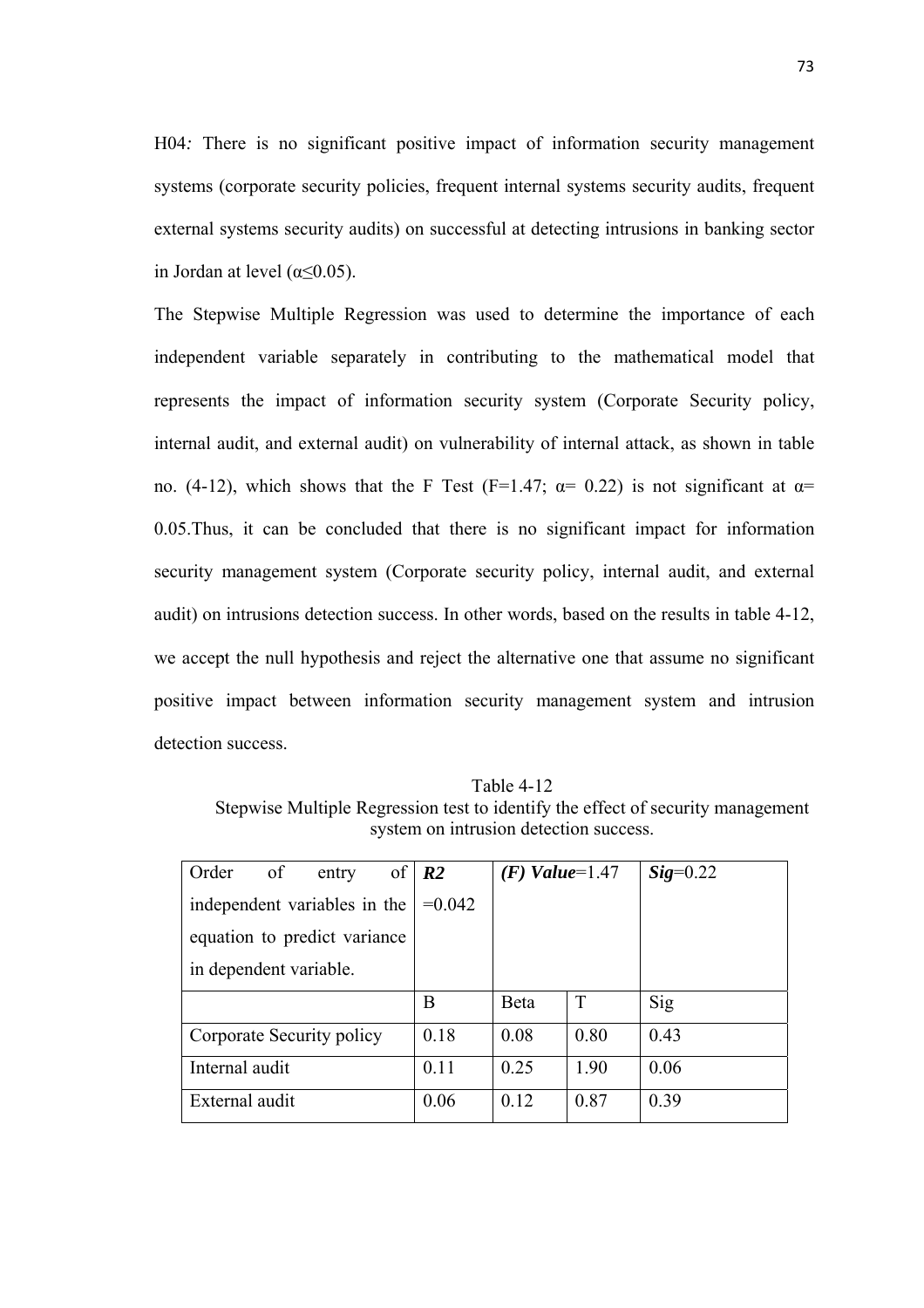H04*:* There is no significant positive impact of information security management systems (corporate security policies, frequent internal systems security audits, frequent external systems security audits) on successful at detecting intrusions in banking sector in Jordan at level (α≤0.05).

The Stepwise Multiple Regression was used to determine the importance of each independent variable separately in contributing to the mathematical model that represents the impact of information security system (Corporate Security policy, internal audit, and external audit) on vulnerability of internal attack, as shown in table no. (4-12), which shows that the F Test (F=1.47; α= 0.22) is not significant at α= 0.05.Thus, it can be concluded that there is no significant impact for information security management system (Corporate security policy, internal audit, and external audit) on intrusions detection success. In other words, based on the results in table 4-12, we accept the null hypothesis and reject the alternative one that assume no significant positive impact between information security management system and intrusion detection success.

Table 4-12
Stepwise Multiple Regression test to identify the effect of security management system on intrusion detection success.

| Order of entry of independent variables in the equation to predict variance in dependent variable. | ***R2*** =0.042 | ***(F) Value***=1.47 | | ***Sig***=0.22 |
|---|---|---|---|---|
| | B | Beta | T | Sig |
| Corporate Security policy | 0.18 | 0.08 | 0.80 | 0.43 |
| Internal audit | 0.11 | 0.25 | 1.90 | 0.06 |
| External audit | 0.06 | 0.12 | 0.87 | 0.39 |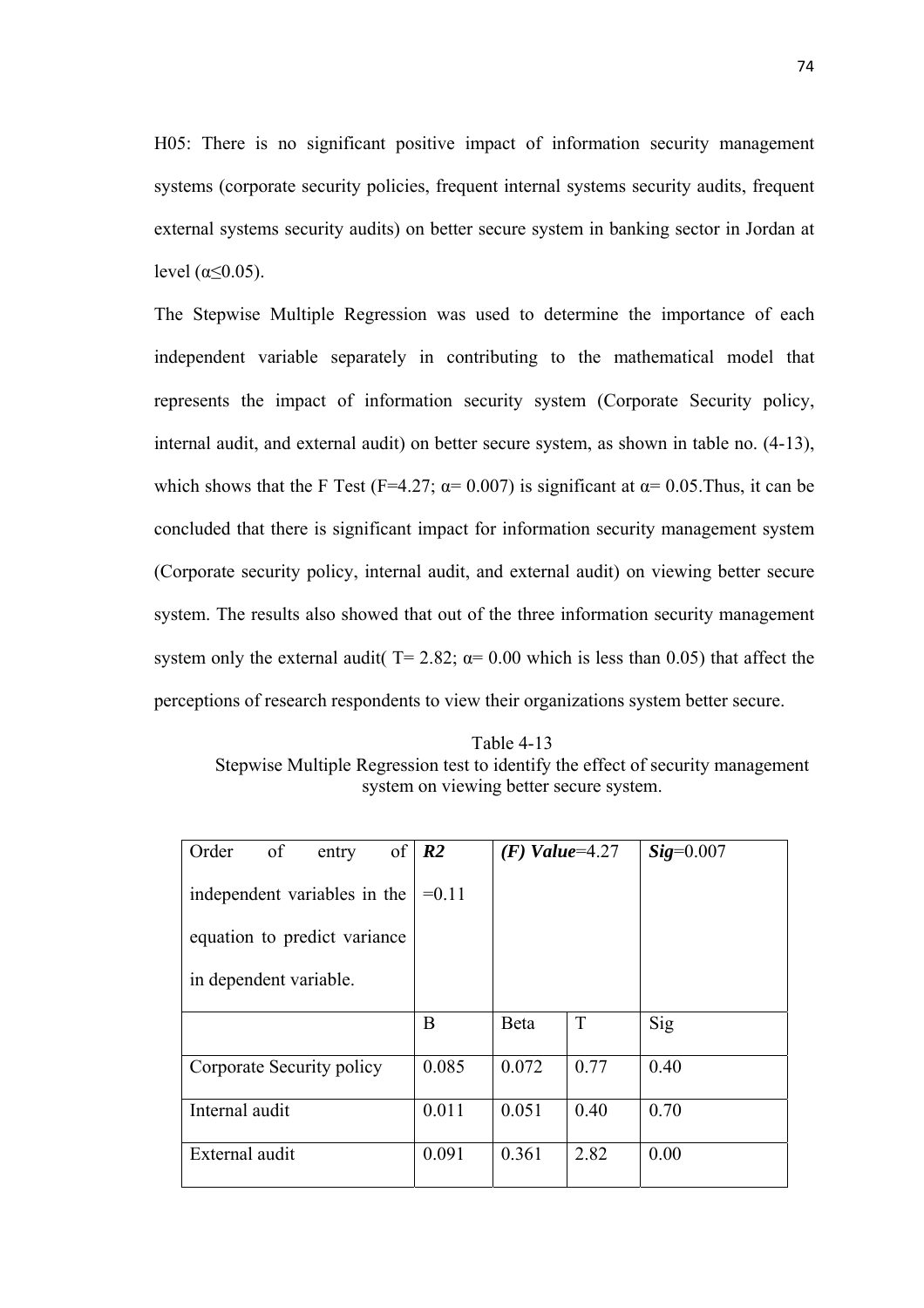H05: There is no significant positive impact of information security management systems (corporate security policies, frequent internal systems security audits, frequent external systems security audits) on better secure system in banking sector in Jordan at level ($\alpha \leq 0.05$).

The Stepwise Multiple Regression was used to determine the importance of each independent variable separately in contributing to the mathematical model that represents the impact of information security system (Corporate Security policy, internal audit, and external audit) on better secure system, as shown in table no. (4-13), which shows that the F Test ($F=4.27$; $\alpha= 0.007$) is significant at $\alpha= 0.05$.Thus, it can be concluded that there is significant impact for information security management system (Corporate security policy, internal audit, and external audit) on viewing better secure system. The results also showed that out of the three information security management system only the external audit( $T= 2.82$; $\alpha= 0.00$ which is less than 0.05) that affect the perceptions of research respondents to view their organizations system better secure.

Table 4-13

Stepwise Multiple Regression test to identify the effect of security management system on viewing better secure system.

| Order of entry of independent variables in the equation to predict variance in dependent variable. | ***R2*** =0.11 | ***(F) Value***=4.27 | | ***Sig***=0.007 |
|---|---|---|---|---|
| | B | Beta | T | Sig |
| Corporate Security policy | 0.085 | 0.072 | 0.77 | 0.40 |
| Internal audit | 0.011 | 0.051 | 0.40 | 0.70 |
| External audit | 0.091 | 0.361 | 2.82 | 0.00 |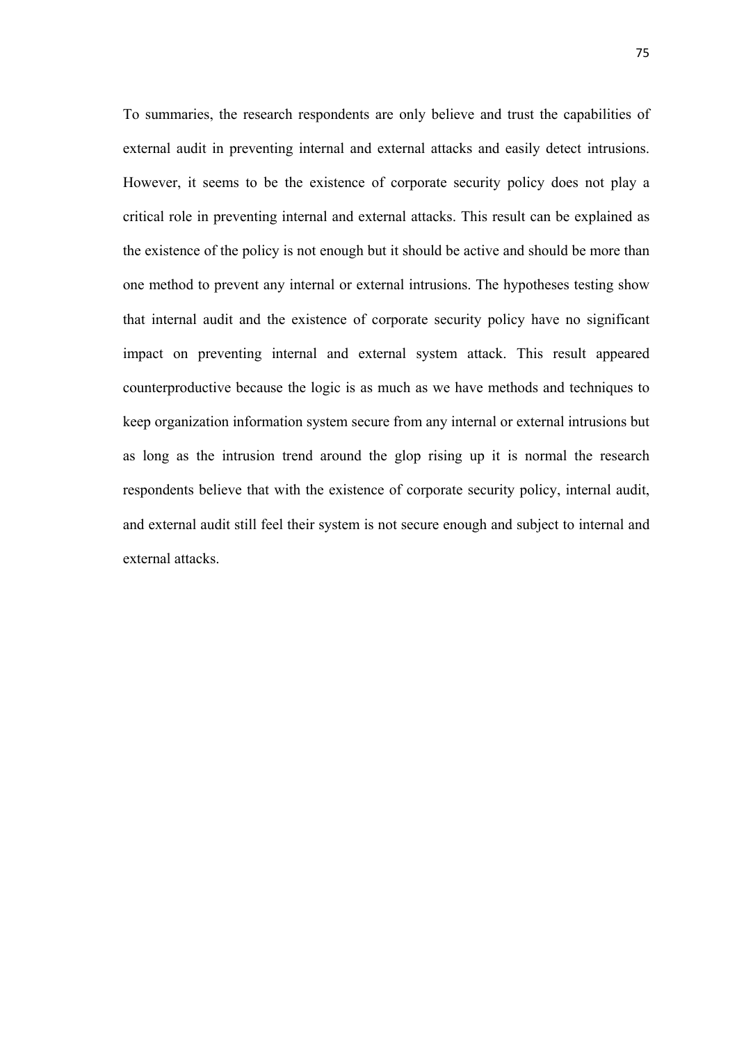To summaries, the research respondents are only believe and trust the capabilities of external audit in preventing internal and external attacks and easily detect intrusions. However, it seems to be the existence of corporate security policy does not play a critical role in preventing internal and external attacks. This result can be explained as the existence of the policy is not enough but it should be active and should be more than one method to prevent any internal or external intrusions. The hypotheses testing show that internal audit and the existence of corporate security policy have no significant impact on preventing internal and external system attack. This result appeared counterproductive because the logic is as much as we have methods and techniques to keep organization information system secure from any internal or external intrusions but as long as the intrusion trend around the glop rising up it is normal the research respondents believe that with the existence of corporate security policy, internal audit, and external audit still feel their system is not secure enough and subject to internal and external attacks.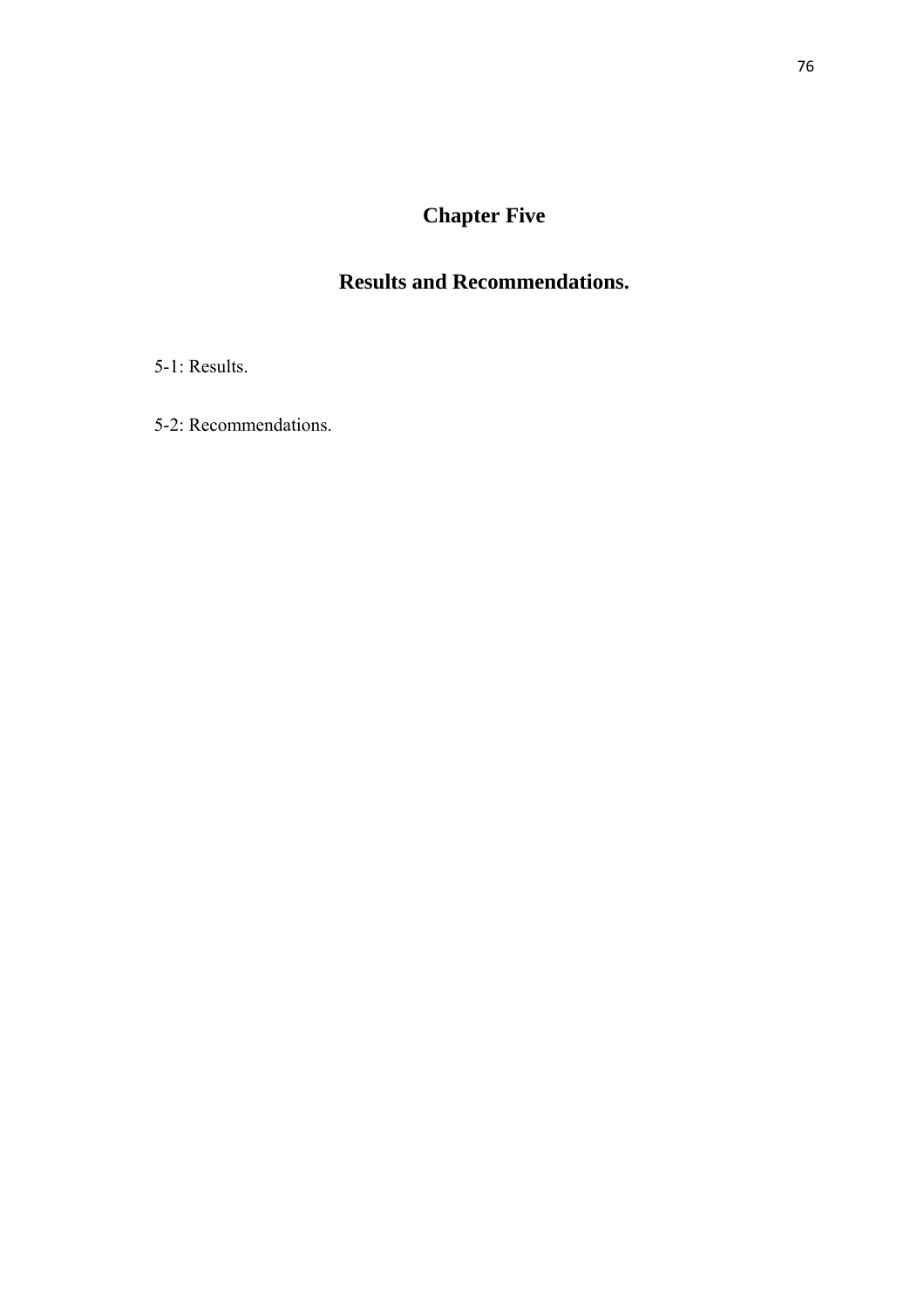# Chapter Five

## Results and Recommendations.

5-1: Results.

5-2: Recommendations.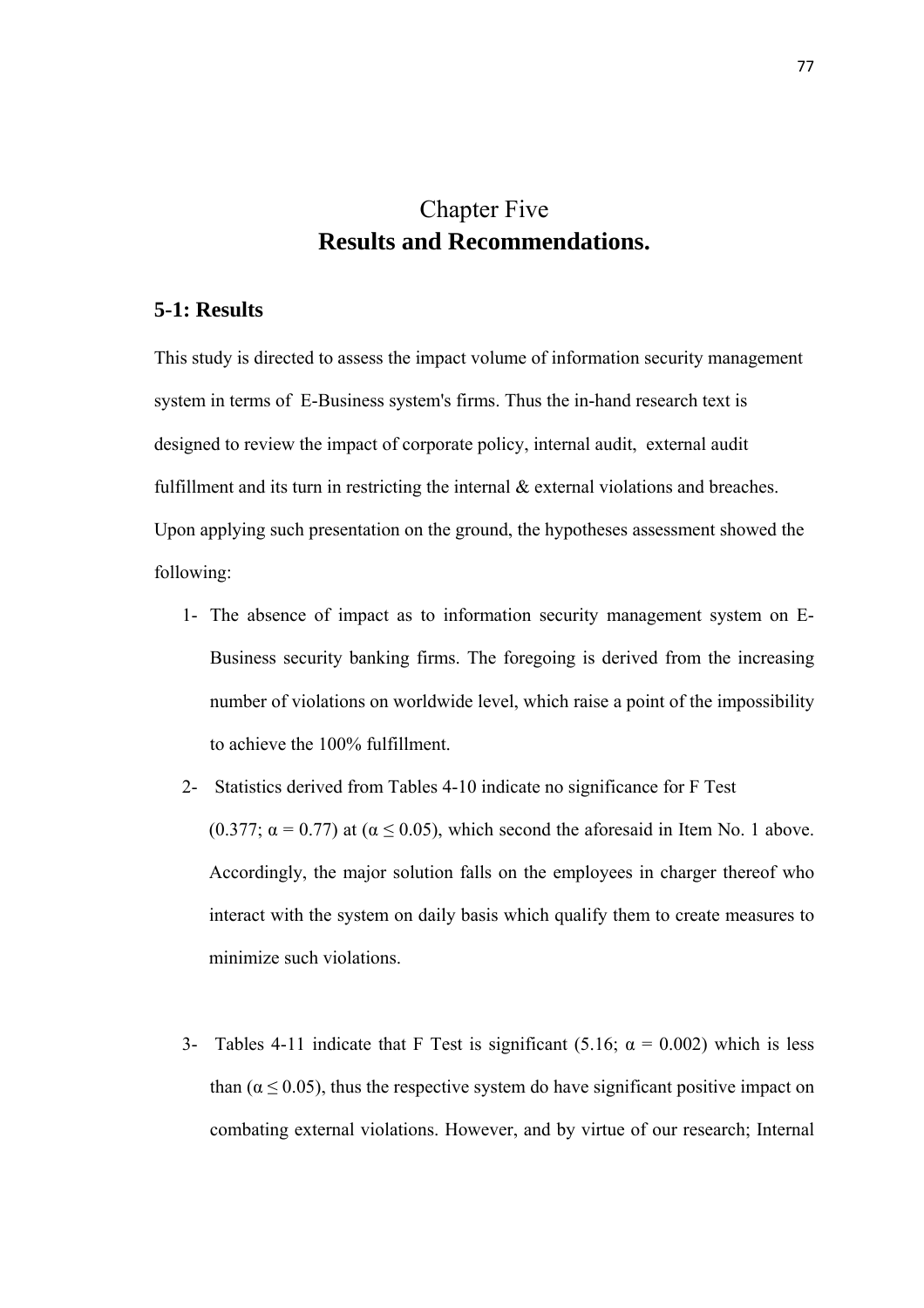# Chapter Five
# **Results and Recommendations.**

## **5-1: Results**

This study is directed to assess the impact volume of information security management system in terms of E-Business system's firms. Thus the in-hand research text is designed to review the impact of corporate policy, internal audit, external audit fulfillment and its turn in restricting the internal & external violations and breaches. Upon applying such presentation on the ground, the hypotheses assessment showed the following:

1- The absence of impact as to information security management system on E-Business security banking firms. The foregoing is derived from the increasing number of violations on worldwide level, which raise a point of the impossibility to achieve the 100% fulfillment.

2- Statistics derived from Tables 4-10 indicate no significance for F Test (0.377; $\alpha = 0.77$) at ($\alpha \leq 0.05$), which second the aforesaid in Item No. 1 above. Accordingly, the major solution falls on the employees in charger thereof who interact with the system on daily basis which qualify them to create measures to minimize such violations.

3- Tables 4-11 indicate that F Test is significant (5.16; $\alpha = 0.002$) which is less than ($\alpha \leq 0.05$), thus the respective system do have significant positive impact on combating external violations. However, and by virtue of our research; Internal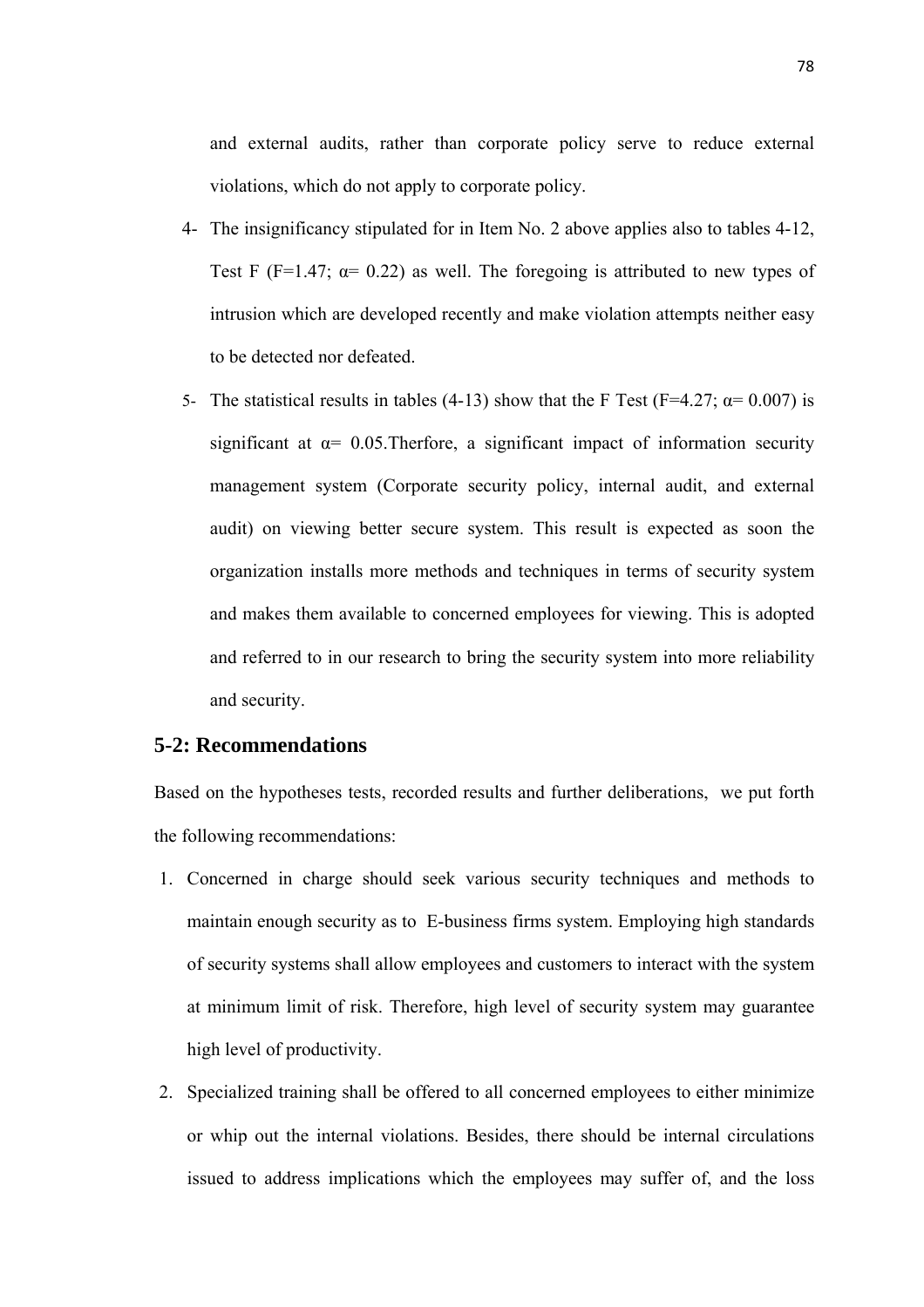and external audits, rather than corporate policy serve to reduce external violations, which do not apply to corporate policy.

4- The insignificancy stipulated for in Item No. 2 above applies also to tables 4-12, Test F ($F=1.47$; $\alpha= 0.22$) as well. The foregoing is attributed to new types of intrusion which are developed recently and make violation attempts neither easy to be detected nor defeated.

5- The statistical results in tables (4-13) show that the F Test ($F=4.27$; $\alpha= 0.007$) is significant at $\alpha= 0.05$.Therfore, a significant impact of information security management system (Corporate security policy, internal audit, and external audit) on viewing better secure system. This result is expected as soon the organization installs more methods and techniques in terms of security system and makes them available to concerned employees for viewing. This is adopted and referred to in our research to bring the security system into more reliability and security.

## 5-2: Recommendations

Based on the hypotheses tests, recorded results and further deliberations, we put forth the following recommendations:

1. Concerned in charge should seek various security techniques and methods to maintain enough security as to E-business firms system. Employing high standards of security systems shall allow employees and customers to interact with the system at minimum limit of risk. Therefore, high level of security system may guarantee high level of productivity.
2. Specialized training shall be offered to all concerned employees to either minimize or whip out the internal violations. Besides, there should be internal circulations issued to address implications which the employees may suffer of, and the loss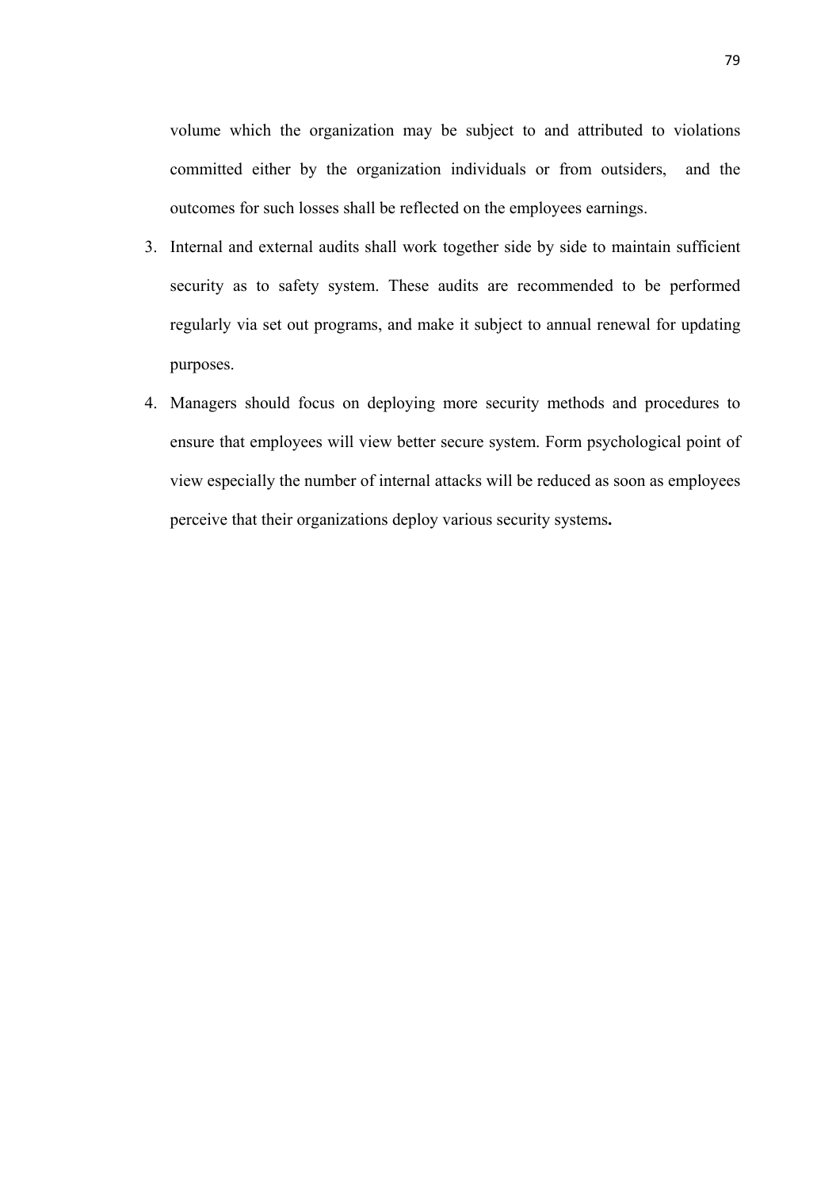volume which the organization may be subject to and attributed to violations committed either by the organization individuals or from outsiders, and the outcomes for such losses shall be reflected on the employees earnings.

3. Internal and external audits shall work together side by side to maintain sufficient security as to safety system. These audits are recommended to be performed regularly via set out programs, and make it subject to annual renewal for updating purposes.
4. Managers should focus on deploying more security methods and procedures to ensure that employees will view better secure system. Form psychological point of view especially the number of internal attacks will be reduced as soon as employees perceive that their organizations deploy various security systems**.**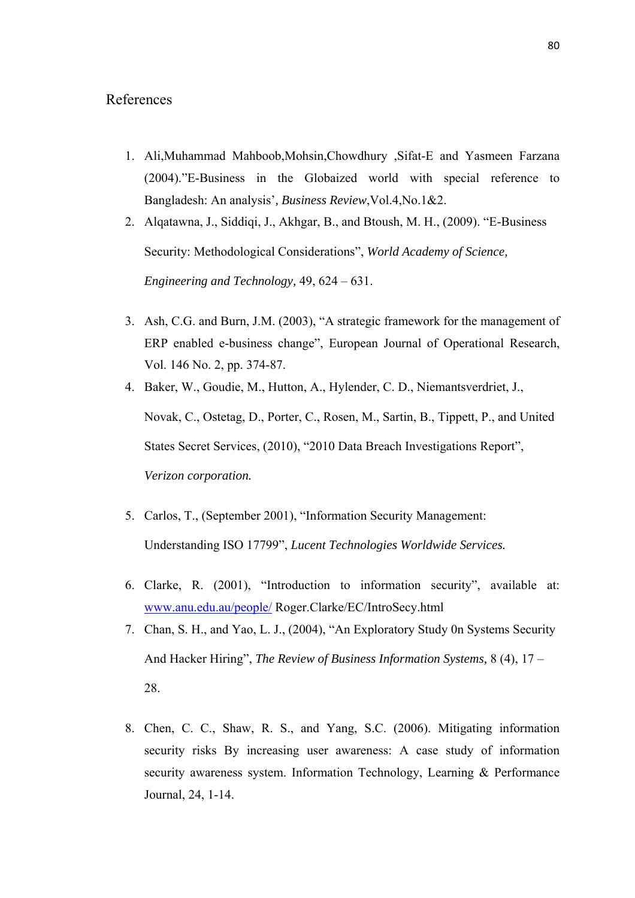# References

1. Ali,Muhammad Mahboob,Mohsin,Chowdhury ,Sifat-E and Yasmeen Farzana (2004).”E-Business in the Globaized world with special reference to Bangladesh: An analysis’, *Business Review*,Vol.4,No.1&2.
2. Alqatawna, J., Siddiqi, J., Akhgar, B., and Btoush, M. H., (2009). “E-Business Security: Methodological Considerations”, *World Academy of Science, Engineering and Technology,* 49, 624 – 631.
3. Ash, C.G. and Burn, J.M. (2003), “A strategic framework for the management of ERP enabled e-business change”, European Journal of Operational Research, Vol. 146 No. 2, pp. 374-87.
4. Baker, W., Goudie, M., Hutton, A., Hylender, C. D., Niemantsverdriet, J., Novak, C., Ostetag, D., Porter, C., Rosen, M., Sartin, B., Tippett, P., and United States Secret Services, (2010), “2010 Data Breach Investigations Report”, *Verizon corporation.*
5. Carlos, T., (September 2001), “Information Security Management: Understanding ISO 17799”, *Lucent Technologies Worldwide Services.*
6. Clarke, R. (2001), “Introduction to information security”, available at: www.anu.edu.au/people/ Roger.Clarke/EC/IntroSecy.html
7. Chan, S. H., and Yao, L. J., (2004), “An Exploratory Study 0n Systems Security And Hacker Hiring”, *The Review of Business Information Systems,* 8 (4), 17 – 28.
8. Chen, C. C., Shaw, R. S., and Yang, S.C. (2006). Mitigating information security risks By increasing user awareness: A case study of information security awareness system. Information Technology, Learning & Performance Journal, 24, 1-14.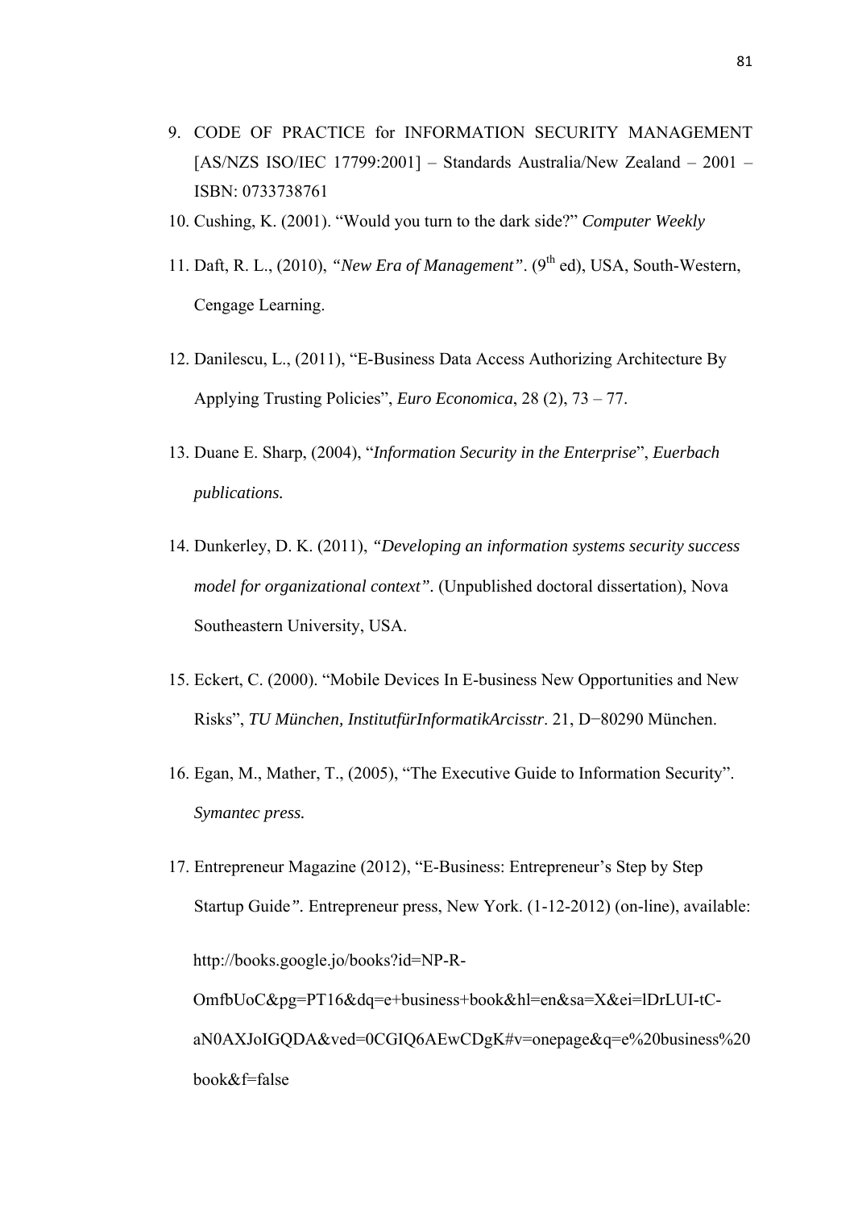9. CODE OF PRACTICE for INFORMATION SECURITY MANAGEMENT [AS/NZS ISO/IEC 17799:2001] – Standards Australia/New Zealand – 2001 – ISBN: 0733738761
10. Cushing, K. (2001). "Would you turn to the dark side?" *Computer Weekly*
11. Daft, R. L., (2010), *"New Era of Management"*. (9th ed), USA, South-Western, Cengage Learning.
12. Danilescu, L., (2011), "E-Business Data Access Authorizing Architecture By Applying Trusting Policies", *Euro Economica*, 28 (2), 73 – 77.
13. Duane E. Sharp, (2004), "*Information Security in the Enterprise*", *Euerbach publications.*
14. Dunkerley, D. K. (2011), *"Developing an information systems security success model for organizational context".* (Unpublished doctoral dissertation), Nova Southeastern University, USA.
15. Eckert, C. (2000). "Mobile Devices In E-business New Opportunities and New Risks", *TU München, InstitutfürInformatikArcisstr*. 21, D−80290 München.
16. Egan, M., Mather, T., (2005), "The Executive Guide to Information Security". *Symantec press.*
17. Entrepreneur Magazine (2012), "E-Business: Entrepreneur's Step by Step Startup Guide*".* Entrepreneur press, New York. (1-12-2012) (on-line), available:

    http://books.google.jo/books?id=NP-R-OmfbUoC&pg=PT16&dq=e+business+book&hl=en&sa=X&ei=lDrLUI-tC-aN0AXJoIGQDA&ved=0CGIQ6AEwCDgK#v=onepage&q=e%20business%20book&f=false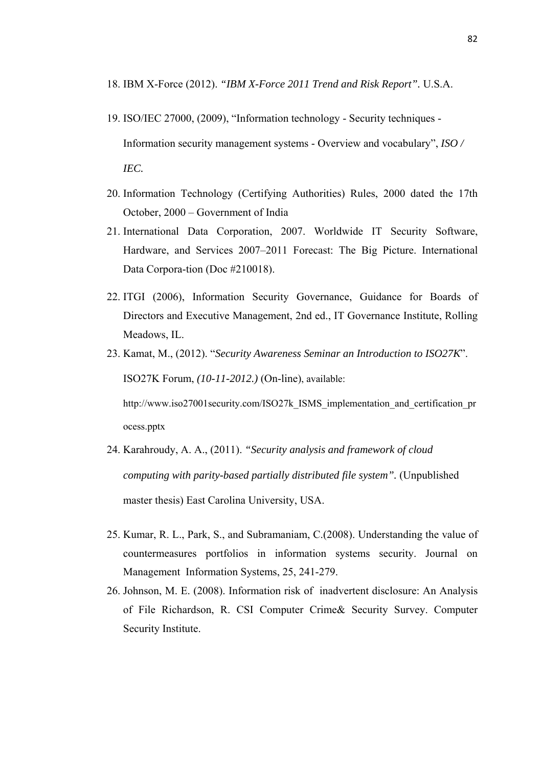18. IBM X-Force (2012). *"IBM X-Force 2011 Trend and Risk Report".* U.S.A.

19. ISO/IEC 27000, (2009), "Information technology - Security techniques - Information security management systems - Overview and vocabulary", *ISO / IEC.*

20. Information Technology (Certifying Authorities) Rules, 2000 dated the 17th October, 2000 – Government of India

21. International Data Corporation, 2007. Worldwide IT Security Software, Hardware, and Services 2007–2011 Forecast: The Big Picture. International Data Corpora-tion (Doc #210018).

22. ITGI (2006), Information Security Governance, Guidance for Boards of Directors and Executive Management, 2nd ed., IT Governance Institute, Rolling Meadows, IL.

23. Kamat, M., (2012). "*Security Awareness Seminar an Introduction to ISO27K*". ISO27K Forum, *(10-11-2012.)* (On-line), available: http://www.iso27001security.com/ISO27k_ISMS_implementation_and_certification_process.pptx

24. Karahroudy, A. A., (2011). *"Security analysis and framework of cloud computing with parity-based partially distributed file system".* (Unpublished master thesis) East Carolina University, USA.

25. Kumar, R. L., Park, S., and Subramaniam, C.(2008). Understanding the value of countermeasures portfolios in information systems security. Journal on Management Information Systems, 25, 241-279.

26. Johnson, M. E. (2008). Information risk of inadvertent disclosure: An Analysis of File Richardson, R. CSI Computer Crime& Security Survey. Computer Security Institute.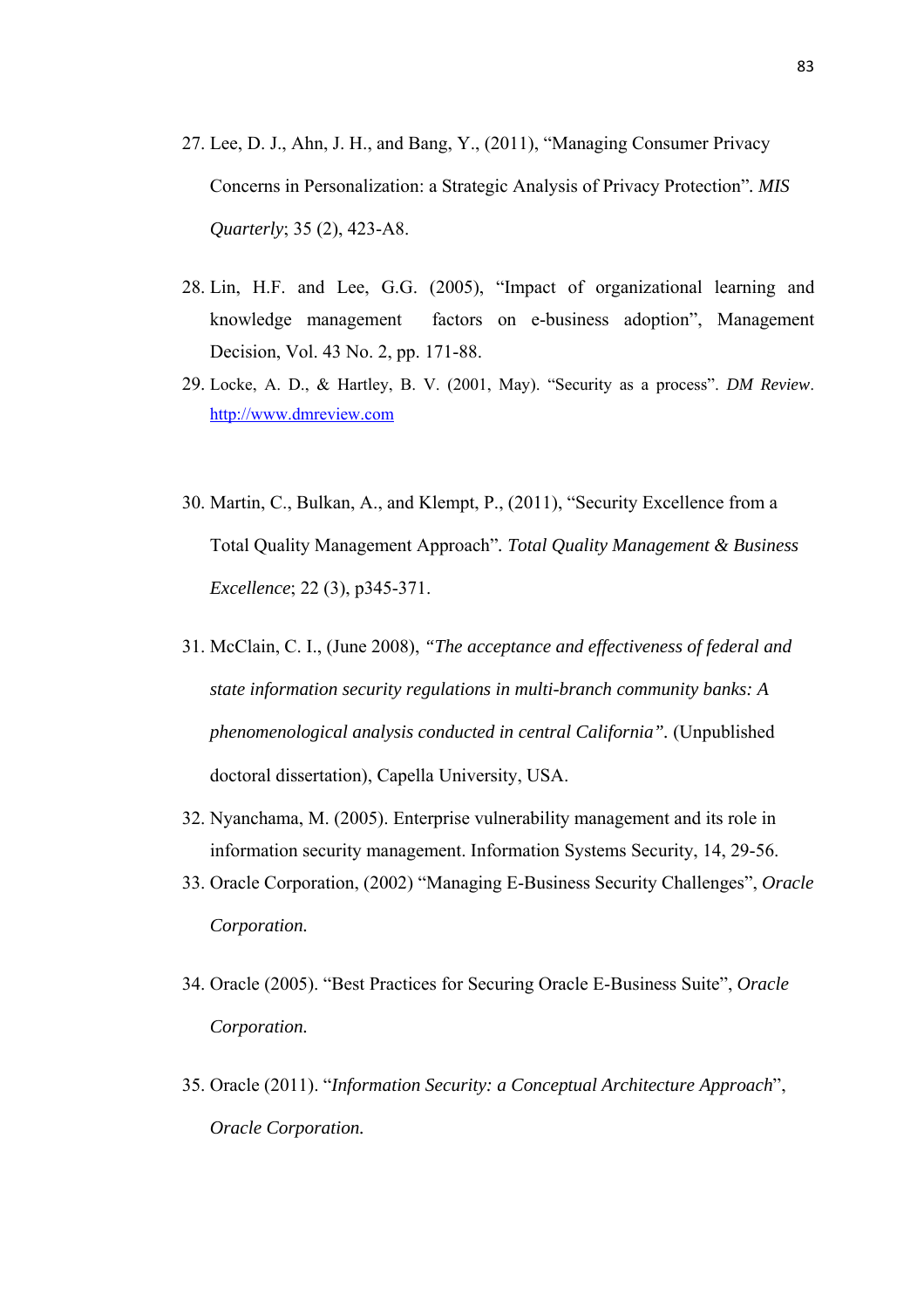27. Lee, D. J., Ahn, J. H., and Bang, Y., (2011), "Managing Consumer Privacy Concerns in Personalization: a Strategic Analysis of Privacy Protection". *MIS Quarterly*; 35 (2), 423-A8.

28. Lin, H.F. and Lee, G.G. (2005), "Impact of organizational learning and knowledge management factors on e-business adoption", Management Decision, Vol. 43 No. 2, pp. 171-88.

29. Locke, A. D., & Hartley, B. V. (2001, May). "Security as a process". *DM Review*. http://www.dmreview.com

30. Martin, C., Bulkan, A., and Klempt, P., (2011), "Security Excellence from a Total Quality Management Approach". *Total Quality Management & Business Excellence*; 22 (3), p345-371.

31. McClain, C. I., (June 2008), *"The acceptance and effectiveness of federal and state information security regulations in multi-branch community banks: A phenomenological analysis conducted in central California".* (Unpublished doctoral dissertation), Capella University, USA.

32. Nyanchama, M. (2005). Enterprise vulnerability management and its role in information security management. Information Systems Security, 14, 29-56.

33. Oracle Corporation, (2002) "Managing E-Business Security Challenges", *Oracle Corporation.*

34. Oracle (2005). "Best Practices for Securing Oracle E-Business Suite", *Oracle Corporation.*

35. Oracle (2011). "*Information Security: a Conceptual Architecture Approach*", *Oracle Corporation.*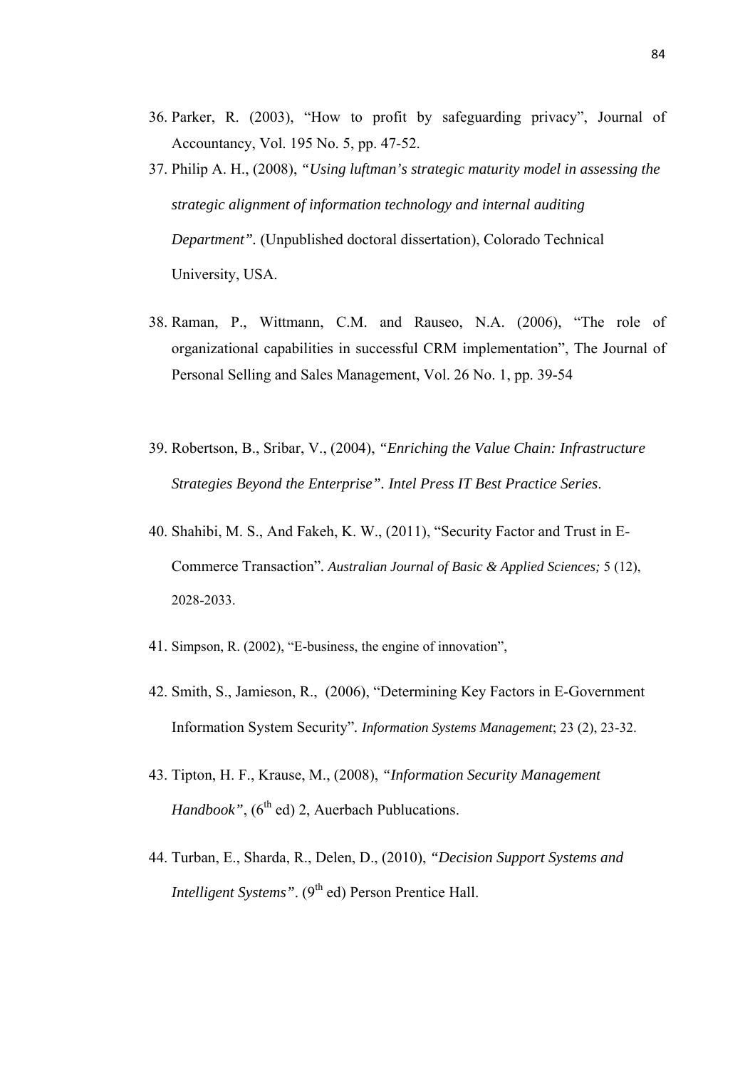36. Parker, R. (2003), "How to profit by safeguarding privacy", Journal of Accountancy, Vol. 195 No. 5, pp. 47-52.
37. Philip A. H., (2008), *"Using luftman's strategic maturity model in assessing the strategic alignment of information technology and internal auditing Department".* (Unpublished doctoral dissertation), Colorado Technical University, USA.
38. Raman, P., Wittmann, C.M. and Rauseo, N.A. (2006), "The role of organizational capabilities in successful CRM implementation", The Journal of Personal Selling and Sales Management, Vol. 26 No. 1, pp. 39-54
39. Robertson, B., Sribar, V., (2004), *"Enriching the Value Chain: Infrastructure Strategies Beyond the Enterprise". Intel Press IT Best Practice Series*.
40. Shahibi, M. S., And Fakeh, K. W., (2011), "Security Factor and Trust in E-Commerce Transaction". *Australian Journal of Basic & Applied Sciences;* 5 (12), 2028-2033.
41. Simpson, R. (2002), "E-business, the engine of innovation",
42. Smith, S., Jamieson, R., (2006), "Determining Key Factors in E-Government Information System Security". *Information Systems Management*; 23 (2), 23-32.
43. Tipton, H. F., Krause, M., (2008), *"Information Security Management Handbook"*, (6th ed) 2, Auerbach Publucations.
44. Turban, E., Sharda, R., Delen, D., (2010), *"Decision Support Systems and Intelligent Systems"*. (9th ed) Person Prentice Hall.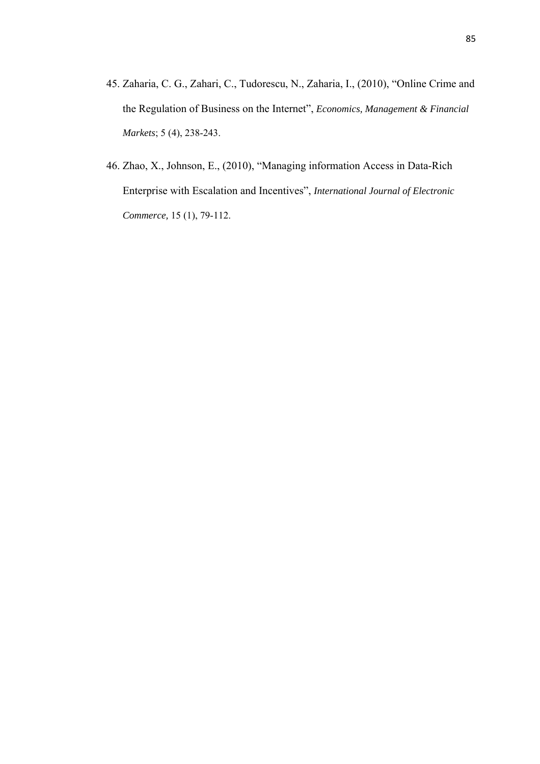45. Zaharia, C. G., Zahari, C., Tudorescu, N., Zaharia, I., (2010), "Online Crime and the Regulation of Business on the Internet", *Economics, Management & Financial Markets*; 5 (4), 238-243.

46. Zhao, X., Johnson, E., (2010), "Managing information Access in Data-Rich Enterprise with Escalation and Incentives", *International Journal of Electronic Commerce,* 15 (1), 79-112.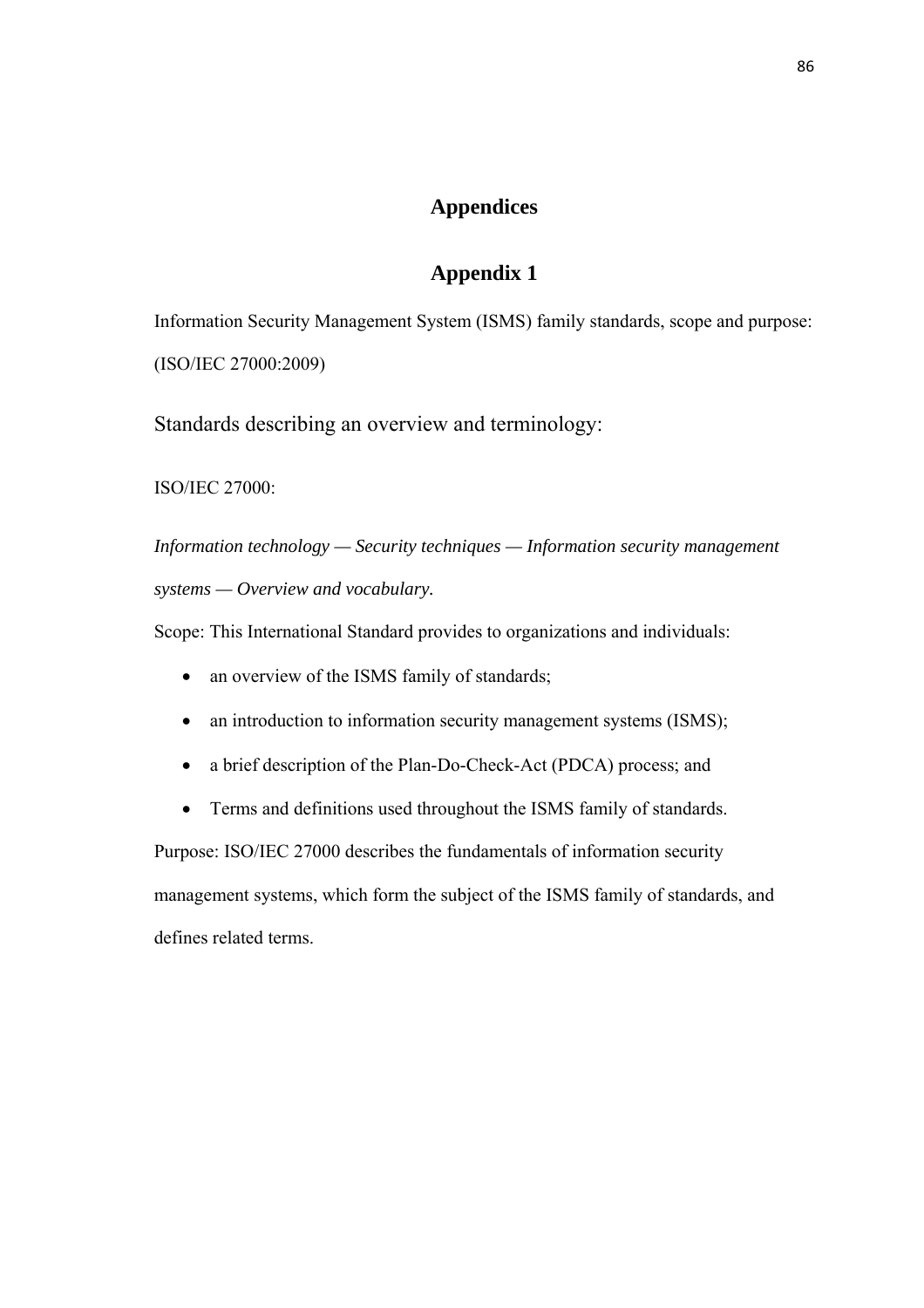# Appendices

## Appendix 1

Information Security Management System (ISMS) family standards, scope and purpose: (ISO/IEC 27000:2009)

### Standards describing an overview and terminology:

ISO/IEC 27000:

*Information technology — Security techniques — Information security management systems — Overview and vocabulary.*

Scope: This International Standard provides to organizations and individuals:

- an overview of the ISMS family of standards;
- an introduction to information security management systems (ISMS);
- a brief description of the Plan-Do-Check-Act (PDCA) process; and
- Terms and definitions used throughout the ISMS family of standards.

Purpose: ISO/IEC 27000 describes the fundamentals of information security management systems, which form the subject of the ISMS family of standards, and defines related terms.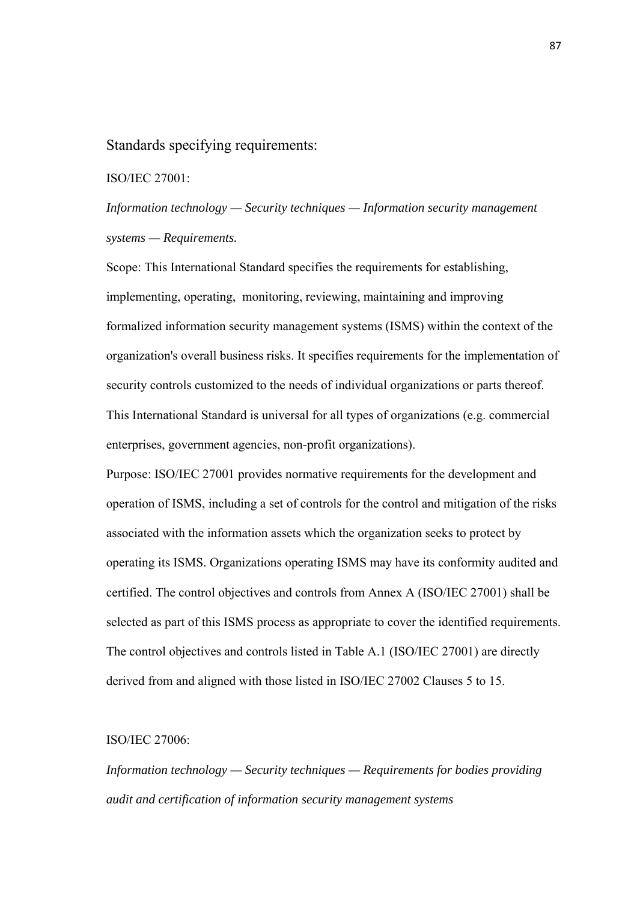## Standards specifying requirements:

ISO/IEC 27001:

*Information technology — Security techniques — Information security management systems — Requirements.*

Scope: This International Standard specifies the requirements for establishing, implementing, operating, monitoring, reviewing, maintaining and improving formalized information security management systems (ISMS) within the context of the organization's overall business risks. It specifies requirements for the implementation of security controls customized to the needs of individual organizations or parts thereof. This International Standard is universal for all types of organizations (e.g. commercial enterprises, government agencies, non-profit organizations).

Purpose: ISO/IEC 27001 provides normative requirements for the development and operation of ISMS, including a set of controls for the control and mitigation of the risks associated with the information assets which the organization seeks to protect by operating its ISMS. Organizations operating ISMS may have its conformity audited and certified. The control objectives and controls from Annex A (ISO/IEC 27001) shall be selected as part of this ISMS process as appropriate to cover the identified requirements. The control objectives and controls listed in Table A.1 (ISO/IEC 27001) are directly derived from and aligned with those listed in ISO/IEC 27002 Clauses 5 to 15.

ISO/IEC 27006:

*Information technology — Security techniques — Requirements for bodies providing audit and certification of information security management systems*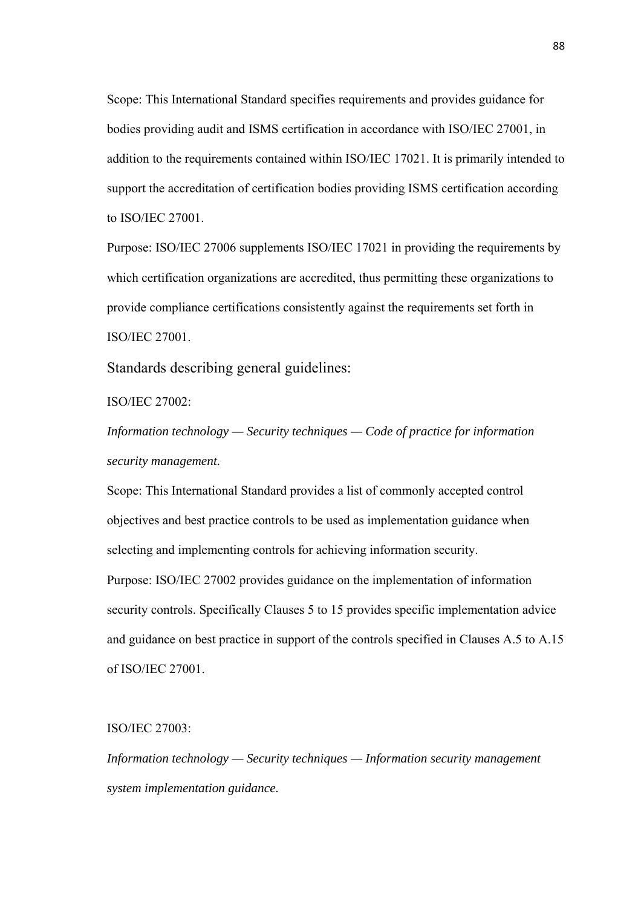Scope: This International Standard specifies requirements and provides guidance for bodies providing audit and ISMS certification in accordance with ISO/IEC 27001, in addition to the requirements contained within ISO/IEC 17021. It is primarily intended to support the accreditation of certification bodies providing ISMS certification according to ISO/IEC 27001.

Purpose: ISO/IEC 27006 supplements ISO/IEC 17021 in providing the requirements by which certification organizations are accredited, thus permitting these organizations to provide compliance certifications consistently against the requirements set forth in ISO/IEC 27001.

## Standards describing general guidelines:

ISO/IEC 27002:

*Information technology — Security techniques — Code of practice for information security management.*

Scope: This International Standard provides a list of commonly accepted control objectives and best practice controls to be used as implementation guidance when selecting and implementing controls for achieving information security.

Purpose: ISO/IEC 27002 provides guidance on the implementation of information security controls. Specifically Clauses 5 to 15 provides specific implementation advice and guidance on best practice in support of the controls specified in Clauses A.5 to A.15 of ISO/IEC 27001.

ISO/IEC 27003:

*Information technology — Security techniques — Information security management system implementation guidance.*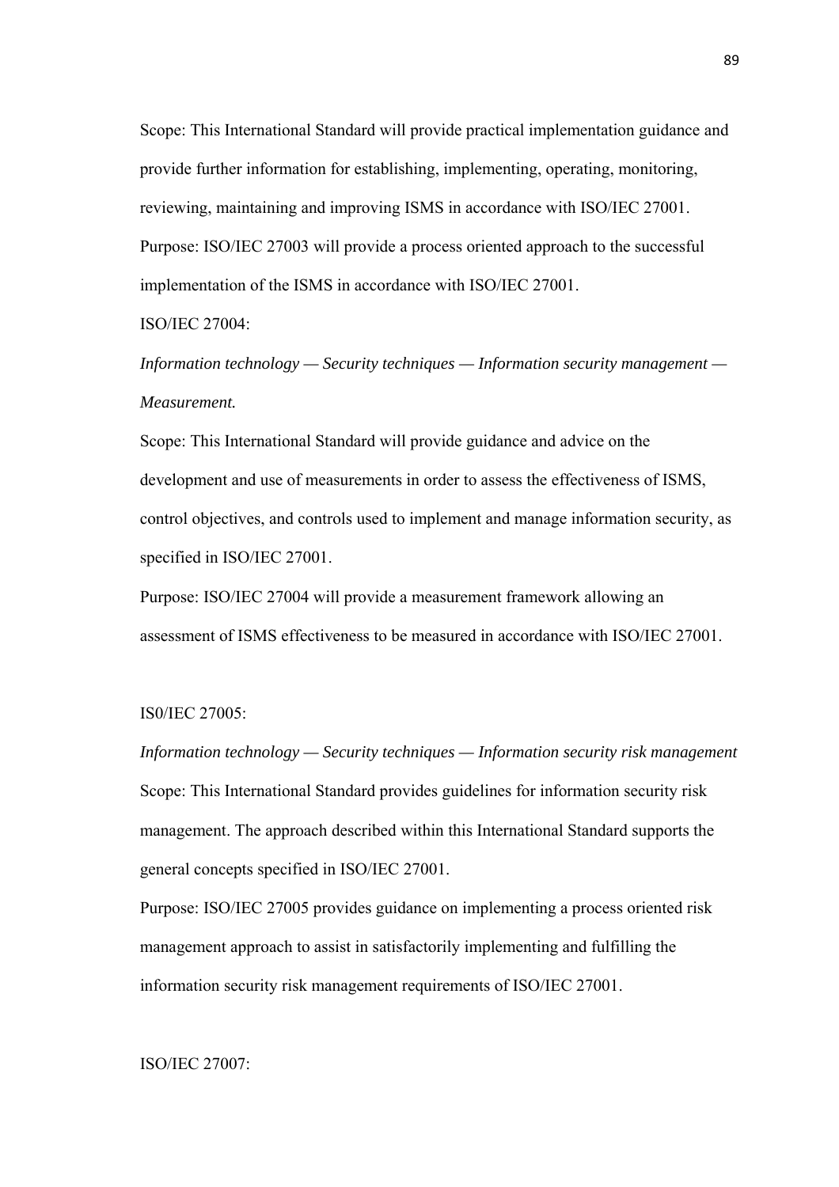Scope: This International Standard will provide practical implementation guidance and provide further information for establishing, implementing, operating, monitoring, reviewing, maintaining and improving ISMS in accordance with ISO/IEC 27001.

Purpose: ISO/IEC 27003 will provide a process oriented approach to the successful implementation of the ISMS in accordance with ISO/IEC 27001.

ISO/IEC 27004:

*Information technology — Security techniques — Information security management — Measurement.*

Scope: This International Standard will provide guidance and advice on the development and use of measurements in order to assess the effectiveness of ISMS, control objectives, and controls used to implement and manage information security, as specified in ISO/IEC 27001.

Purpose: ISO/IEC 27004 will provide a measurement framework allowing an assessment of ISMS effectiveness to be measured in accordance with ISO/IEC 27001.

IS0/IEC 27005:

*Information technology — Security techniques — Information security risk management*

Scope: This International Standard provides guidelines for information security risk management. The approach described within this International Standard supports the general concepts specified in ISO/IEC 27001.

Purpose: ISO/IEC 27005 provides guidance on implementing a process oriented risk management approach to assist in satisfactorily implementing and fulfilling the information security risk management requirements of ISO/IEC 27001.

ISO/IEC 27007: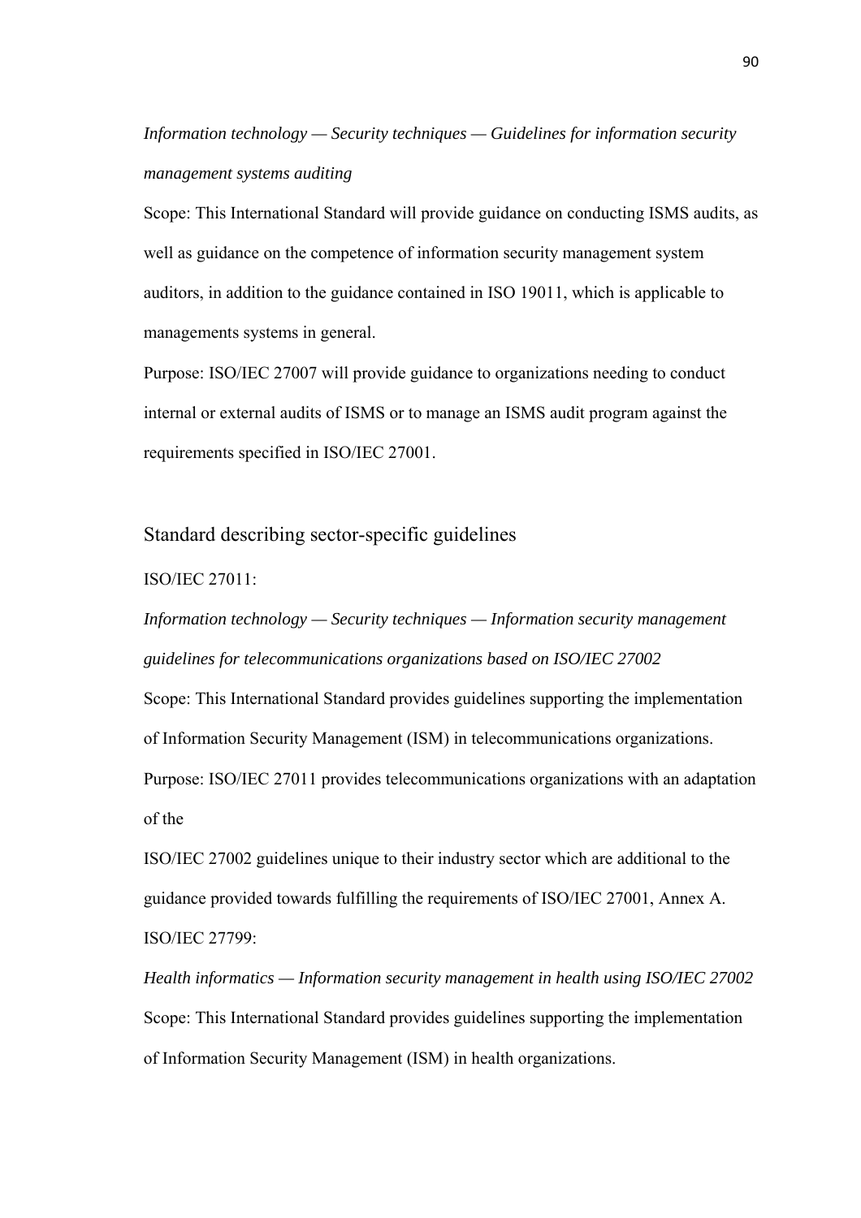*Information technology — Security techniques — Guidelines for information security management systems auditing*

Scope: This International Standard will provide guidance on conducting ISMS audits, as well as guidance on the competence of information security management system auditors, in addition to the guidance contained in ISO 19011, which is applicable to managements systems in general.

Purpose: ISO/IEC 27007 will provide guidance to organizations needing to conduct internal or external audits of ISMS or to manage an ISMS audit program against the requirements specified in ISO/IEC 27001.

## Standard describing sector-specific guidelines

ISO/IEC 27011:

*Information technology — Security techniques — Information security management guidelines for telecommunications organizations based on ISO/IEC 27002*

Scope: This International Standard provides guidelines supporting the implementation of Information Security Management (ISM) in telecommunications organizations.

Purpose: ISO/IEC 27011 provides telecommunications organizations with an adaptation of the

ISO/IEC 27002 guidelines unique to their industry sector which are additional to the guidance provided towards fulfilling the requirements of ISO/IEC 27001, Annex A.

ISO/IEC 27799:

*Health informatics — Information security management in health using ISO/IEC 27002*

Scope: This International Standard provides guidelines supporting the implementation of Information Security Management (ISM) in health organizations.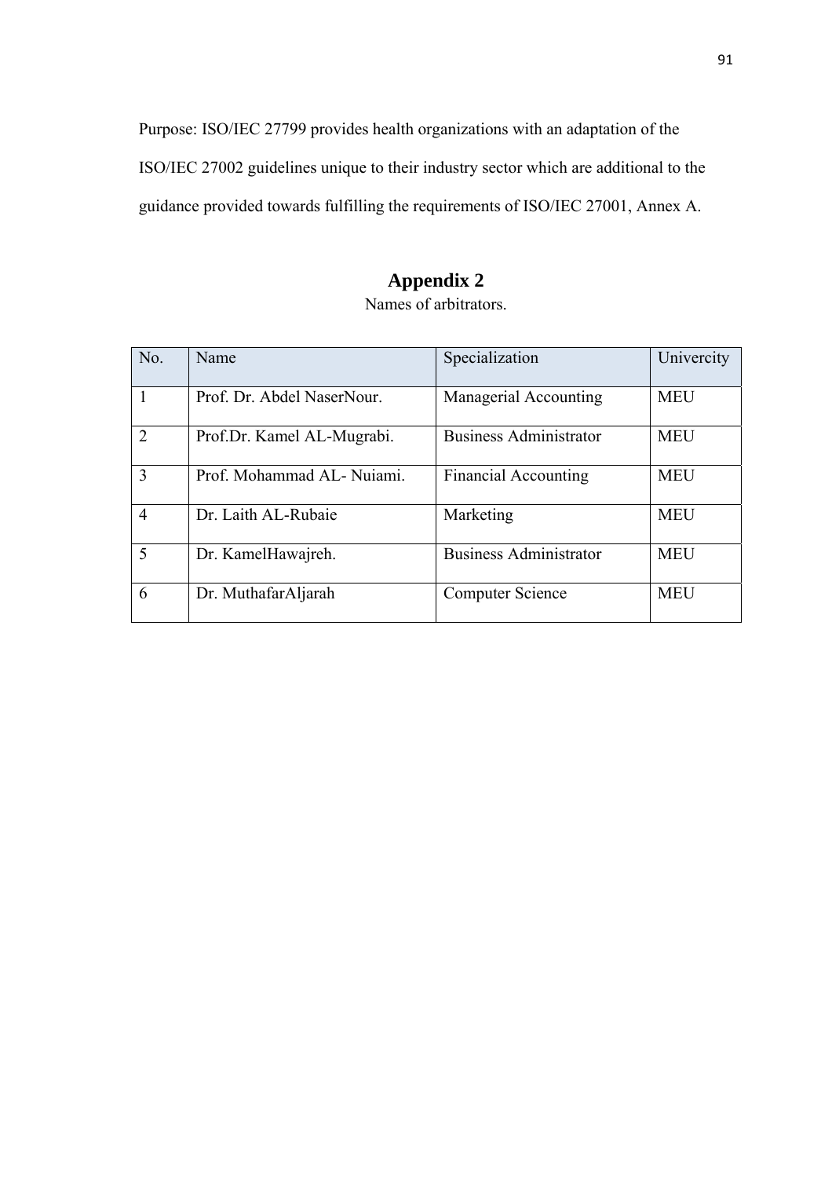Purpose: ISO/IEC 27799 provides health organizations with an adaptation of the ISO/IEC 27002 guidelines unique to their industry sector which are additional to the guidance provided towards fulfilling the requirements of ISO/IEC 27001, Annex A.

# Appendix 2

Names of arbitrators.

| No. | Name | Specialization | Univercity |
|---|---|---|---|
| 1 | Prof. Dr. Abdel NaserNour. | Managerial Accounting | MEU |
| 2 | Prof.Dr. Kamel AL-Mugrabi. | Business Administrator | MEU |
| 3 | Prof. Mohammad AL- Nuiami. | Financial Accounting | MEU |
| 4 | Dr. Laith AL-Rubaie | Marketing | MEU |
| 5 | Dr. KamelHawajreh. | Business Administrator | MEU |
| 6 | Dr. MuthafarAljarah | Computer Science | MEU |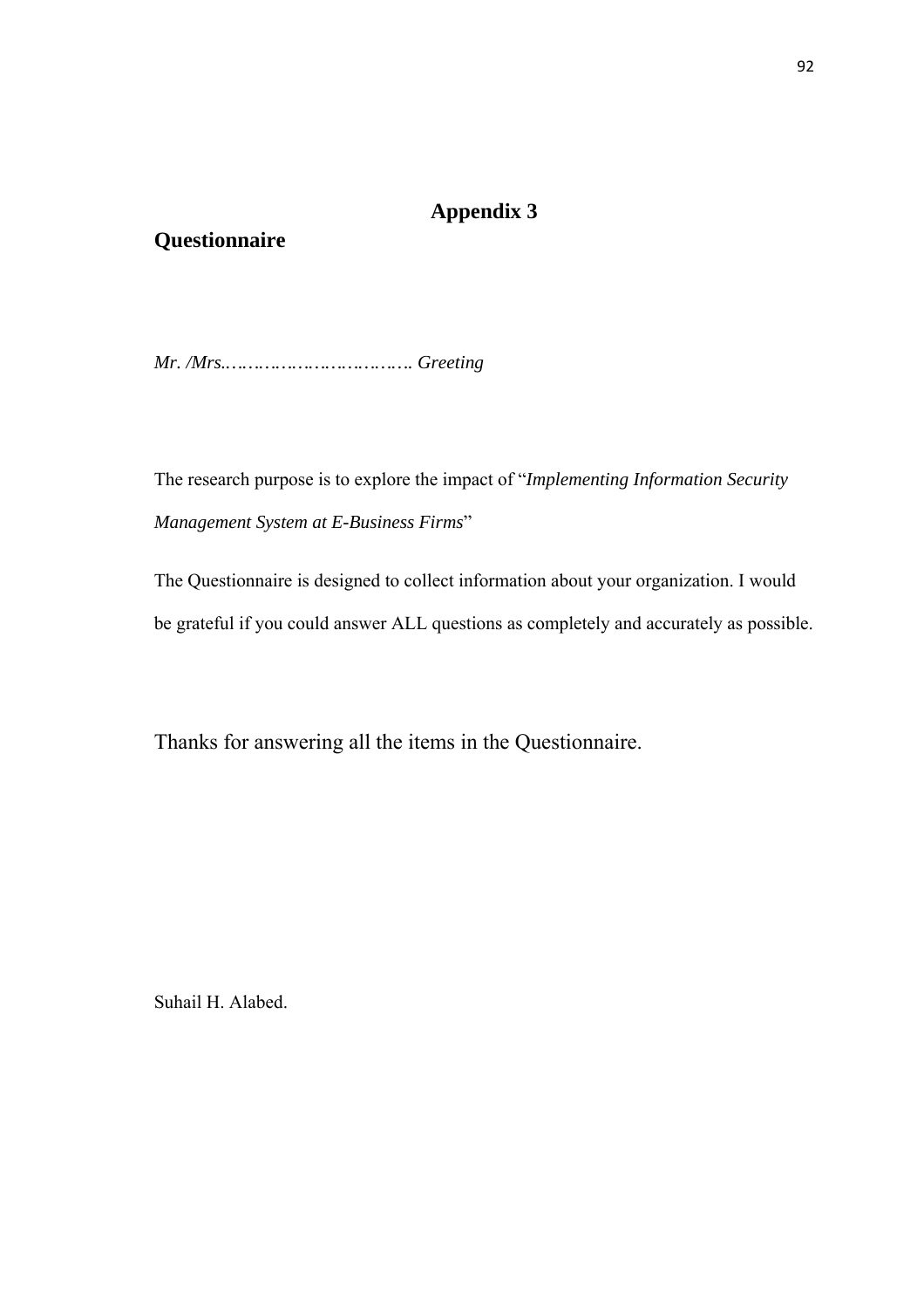# Appendix 3

## Questionnaire

*Mr. /Mrs.…………………………….. Greeting*

The research purpose is to explore the impact of "*Implementing Information Security Management System at E-Business Firms*"

The Questionnaire is designed to collect information about your organization. I would be grateful if you could answer ALL questions as completely and accurately as possible.

Thanks for answering all the items in the Questionnaire.

Suhail H. Alabed.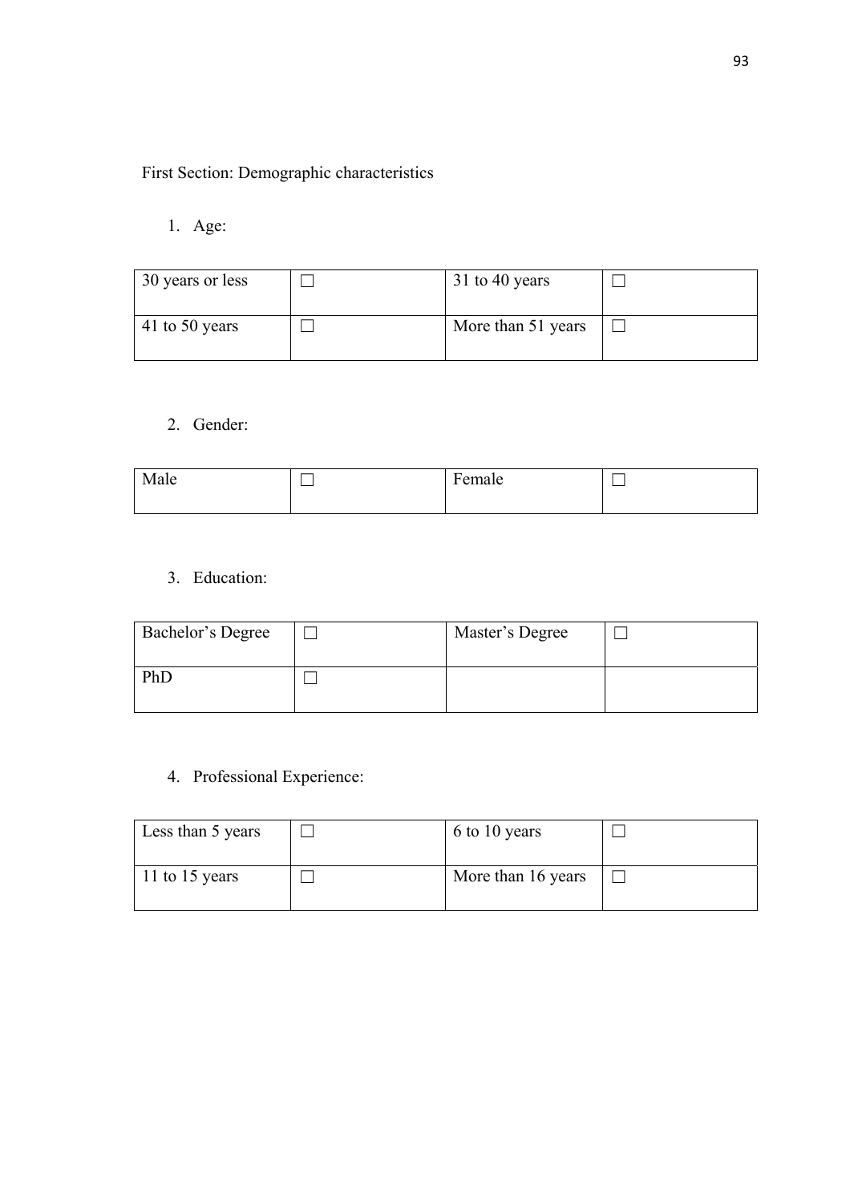First Section: Demographic characteristics

1. Age:

| 30 years or less | ☐ | 31 to 40 years | ☐ |
|---|---|---|---|
| 41 to 50 years | ☐ | More than 51 years | ☐ |

2. Gender:

| Male | ☐ | Female | ☐ |
|---|---|---|---|

3. Education:

| Bachelor's Degree | ☐ | Master's Degree | ☐ |
|---|---|---|---|
| PhD | ☐ | | |

4. Professional Experience:

| Less than 5 years | ☐ | 6 to 10 years | ☐ |
|---|---|---|---|
| 11 to 15 years | ☐ | More than 16 years | ☐ |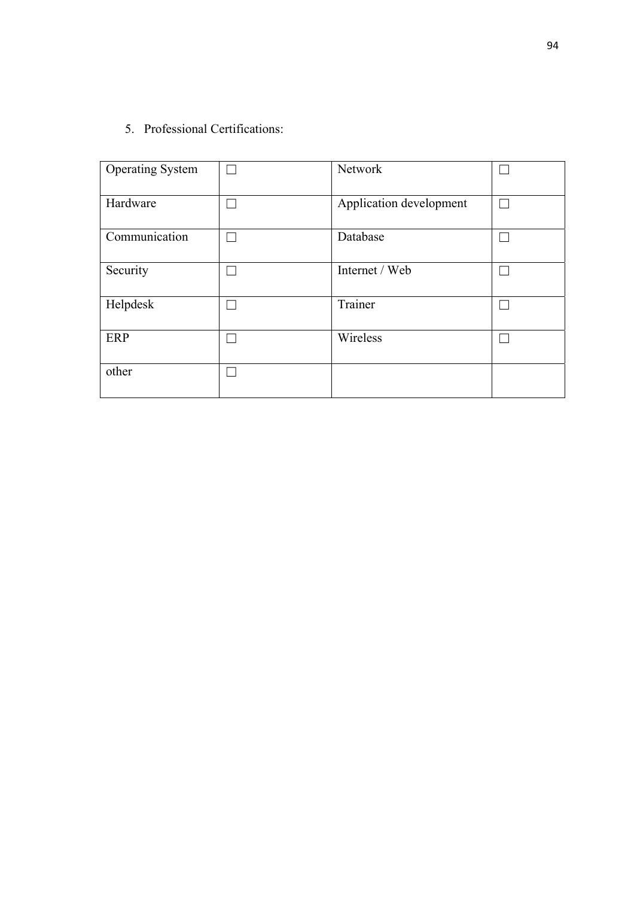5. Professional Certifications:

| Operating System | ☐ | Network | ☐ |
|---|---|---|---|
| Hardware | ☐ | Application development | ☐ |
| Communication | ☐ | Database | ☐ |
| Security | ☐ | Internet / Web | ☐ |
| Helpdesk | ☐ | Trainer | ☐ |
| ERP | ☐ | Wireless | ☐ |
| other | ☐ | | |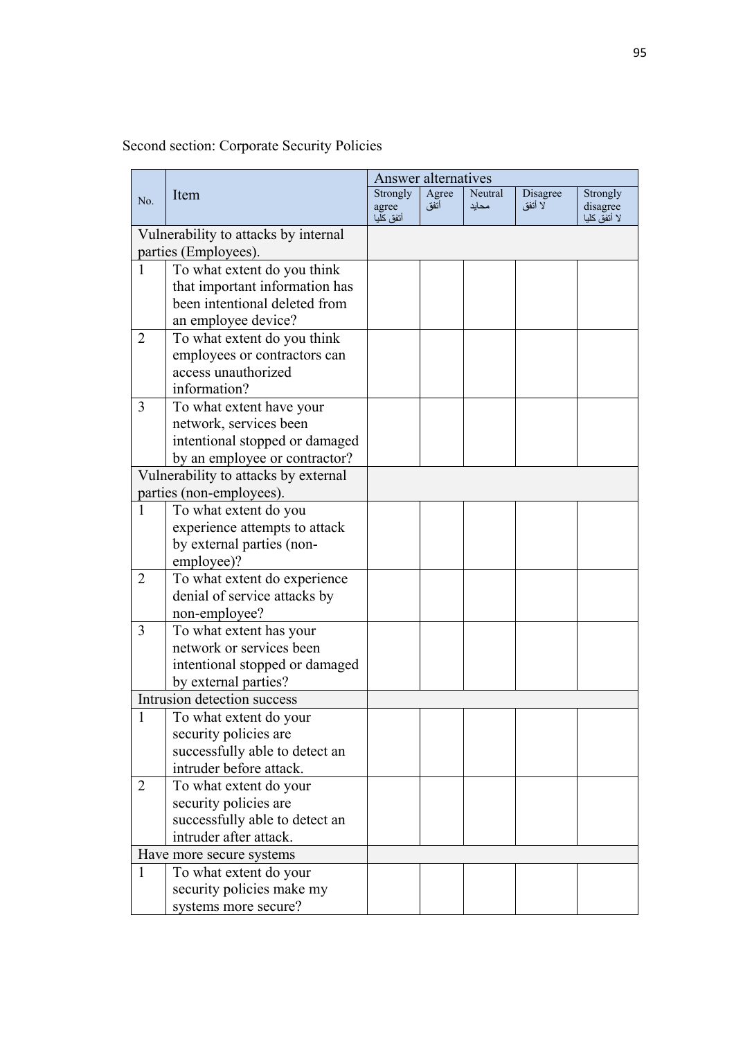Second section: Corporate Security Policies

| No. | Item | Answer alternatives | | | | |
|---|---|---|---|---|---|---|
| | | Strongly agree أتفق كليا | Agree أتفق | Neutral محايد | Disagree لا أتفق | Strongly disagree لا أتفق كليا |
| Vulnerability to attacks by internal parties (Employees). | | | | | | |
| 1 | To what extent do you think that important information has been intentional deleted from an employee device? | | | | | |
| 2 | To what extent do you think employees or contractors can access unauthorized information? | | | | | |
| 3 | To what extent have your network, services been intentional stopped or damaged by an employee or contractor? | | | | | |
| Vulnerability to attacks by external parties (non-employees). | | | | | | |
| 1 | To what extent do you experience attempts to attack by external parties (non-employee)? | | | | | |
| 2 | To what extent do experience denial of service attacks by non-employee? | | | | | |
| 3 | To what extent has your network or services been intentional stopped or damaged by external parties? | | | | | |
| Intrusion detection success | | | | | | |
| 1 | To what extent do your security policies are successfully able to detect an intruder before attack. | | | | | |
| 2 | To what extent do your security policies are successfully able to detect an intruder after attack. | | | | | |
| Have more secure systems | | | | | | |
| 1 | To what extent do your security policies make my systems more secure? | | | | | |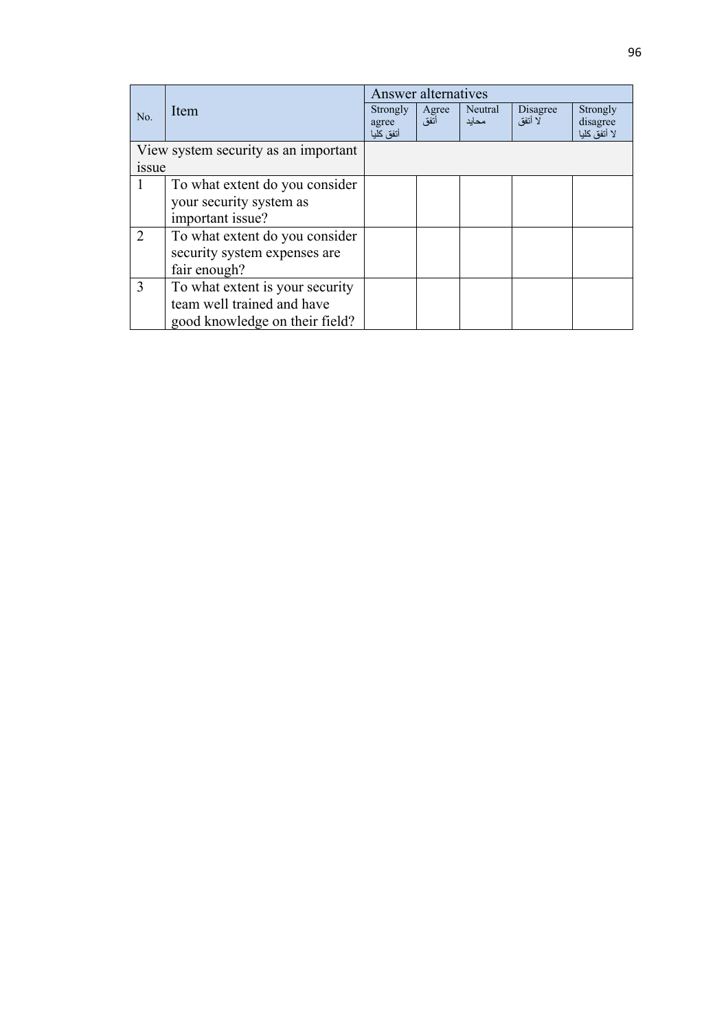| No. | Item | Answer alternatives | | | | |
|---|---|---|---|---|---|---|
| | | Strongly agree أتفق كليا | Agree أتفق | Neutral محايد | Disagree لا أتفق | Strongly disagree لا أتفق كليا |
| View system security as an important issue | | | | | | |
| 1 | To what extent do you consider your security system as important issue? | | | | | |
| 2 | To what extent do you consider security system expenses are fair enough? | | | | | |
| 3 | To what extent is your security team well trained and have good knowledge on their field? | | | | | |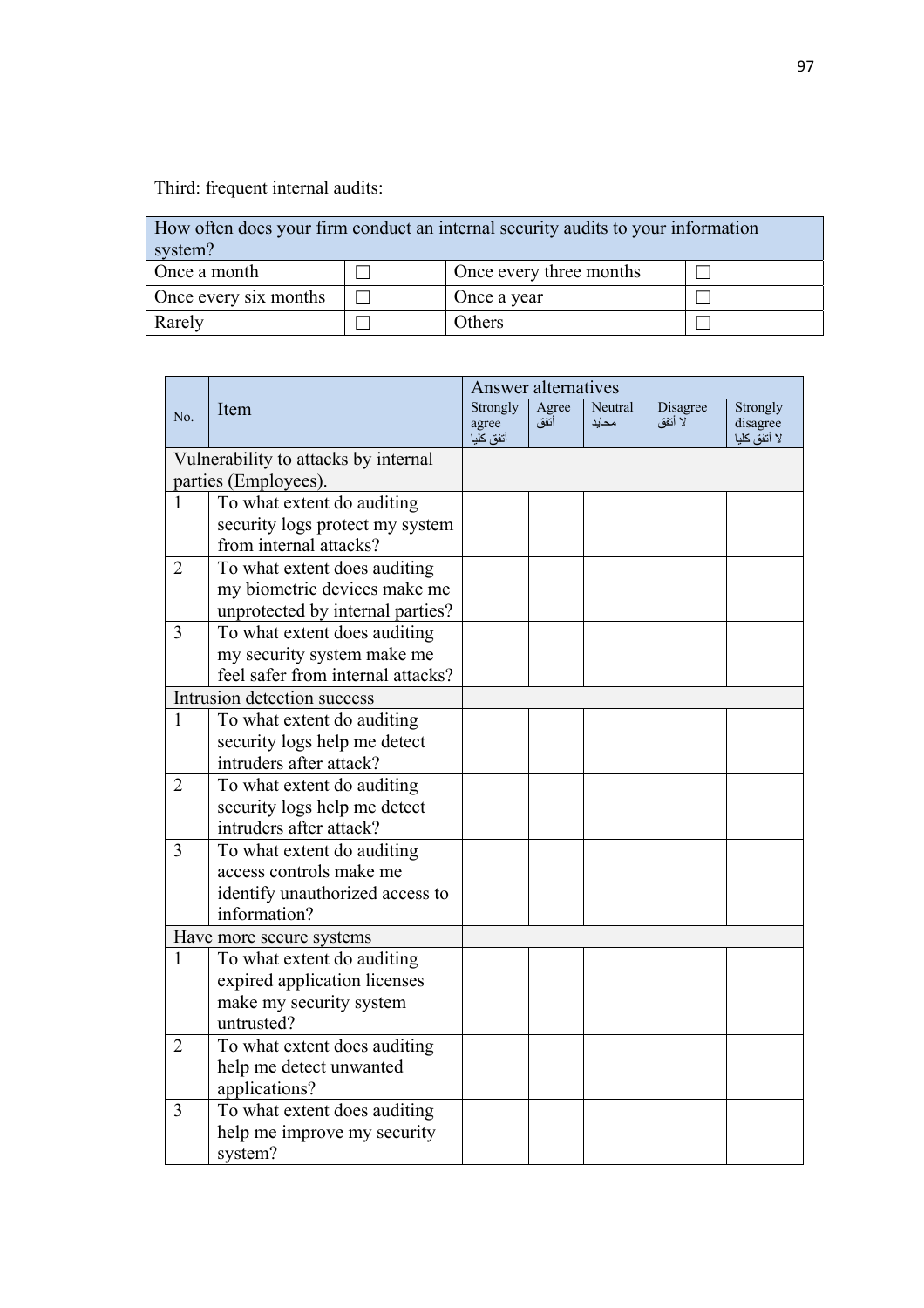Third: frequent internal audits:

| How often does your firm conduct an internal security audits to your information system? | | | |
|---|---|---|---|
| Once a month | ☐ | Once every three months | ☐ |
| Once every six months | ☐ | Once a year | ☐ |
| Rarely | ☐ | Others | ☐ |

| No. | Item | Answer alternatives | | | | |
|---|---|---|---|---|---|---|
| | | Strongly agree أتفق كليا | Agree أتفق | Neutral محايد | Disagree لا أتفق | Strongly disagree لا أتفق كليا |
| Vulnerability to attacks by internal parties (Employees). | | | | | | |
| 1 | To what extent do auditing security logs protect my system from internal attacks? | | | | | |
| 2 | To what extent does auditing my biometric devices make me unprotected by internal parties? | | | | | |
| 3 | To what extent does auditing my security system make me feel safer from internal attacks? | | | | | |
| Intrusion detection success | | | | | | |
| 1 | To what extent do auditing security logs help me detect intruders after attack? | | | | | |
| 2 | To what extent do auditing security logs help me detect intruders after attack? | | | | | |
| 3 | To what extent do auditing access controls make me identify unauthorized access to information? | | | | | |
| Have more secure systems | | | | | | |
| 1 | To what extent do auditing expired application licenses make my security system untrusted? | | | | | |
| 2 | To what extent does auditing help me detect unwanted applications? | | | | | |
| 3 | To what extent does auditing help me improve my security system? | | | | | |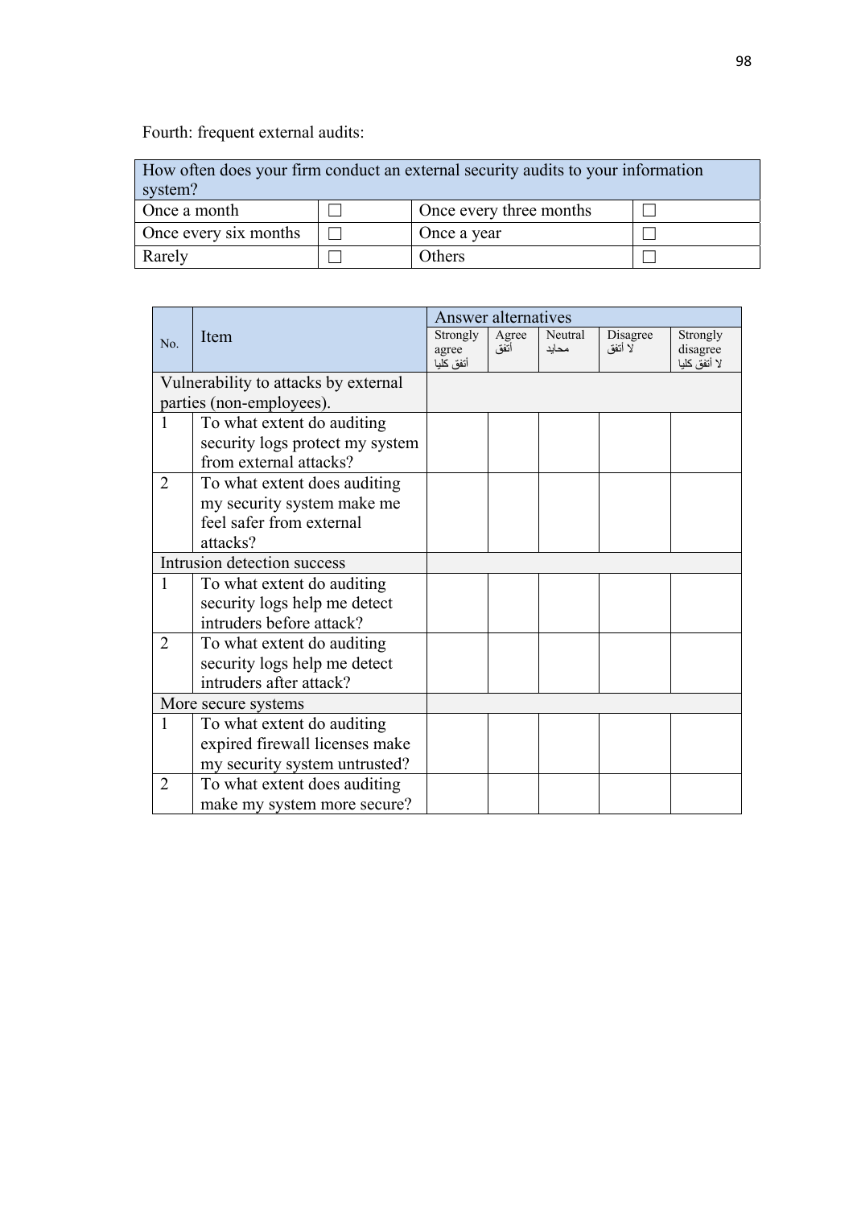Fourth: frequent external audits:

| How often does your firm conduct an external security audits to your information system? | | | |
|---|---|---|---|
| Once a month | ☐ | Once every three months | ☐ |
| Once every six months | ☐ | Once a year | ☐ |
| Rarely | ☐ | Others | ☐ |

| No. | Item | Answer alternatives | | | | |
|---|---|---|---|---|---|---|
| | | Strongly agree أتفق كليا | Agree أتفق | Neutral محايد | Disagree لا أتفق | Strongly disagree لا أتفق كليا |
| Vulnerability to attacks by external parties (non-employees). | | | | | | |
| 1 | To what extent do auditing security logs protect my system from external attacks? | | | | | |
| 2 | To what extent does auditing my security system make me feel safer from external attacks? | | | | | |
| Intrusion detection success | | | | | | |
| 1 | To what extent do auditing security logs help me detect intruders before attack? | | | | | |
| 2 | To what extent do auditing security logs help me detect intruders after attack? | | | | | |
| More secure systems | | | | | | |
| 1 | To what extent do auditing expired firewall licenses make my security system untrusted? | | | | | |
| 2 | To what extent does auditing make my system more secure? | | | | | |